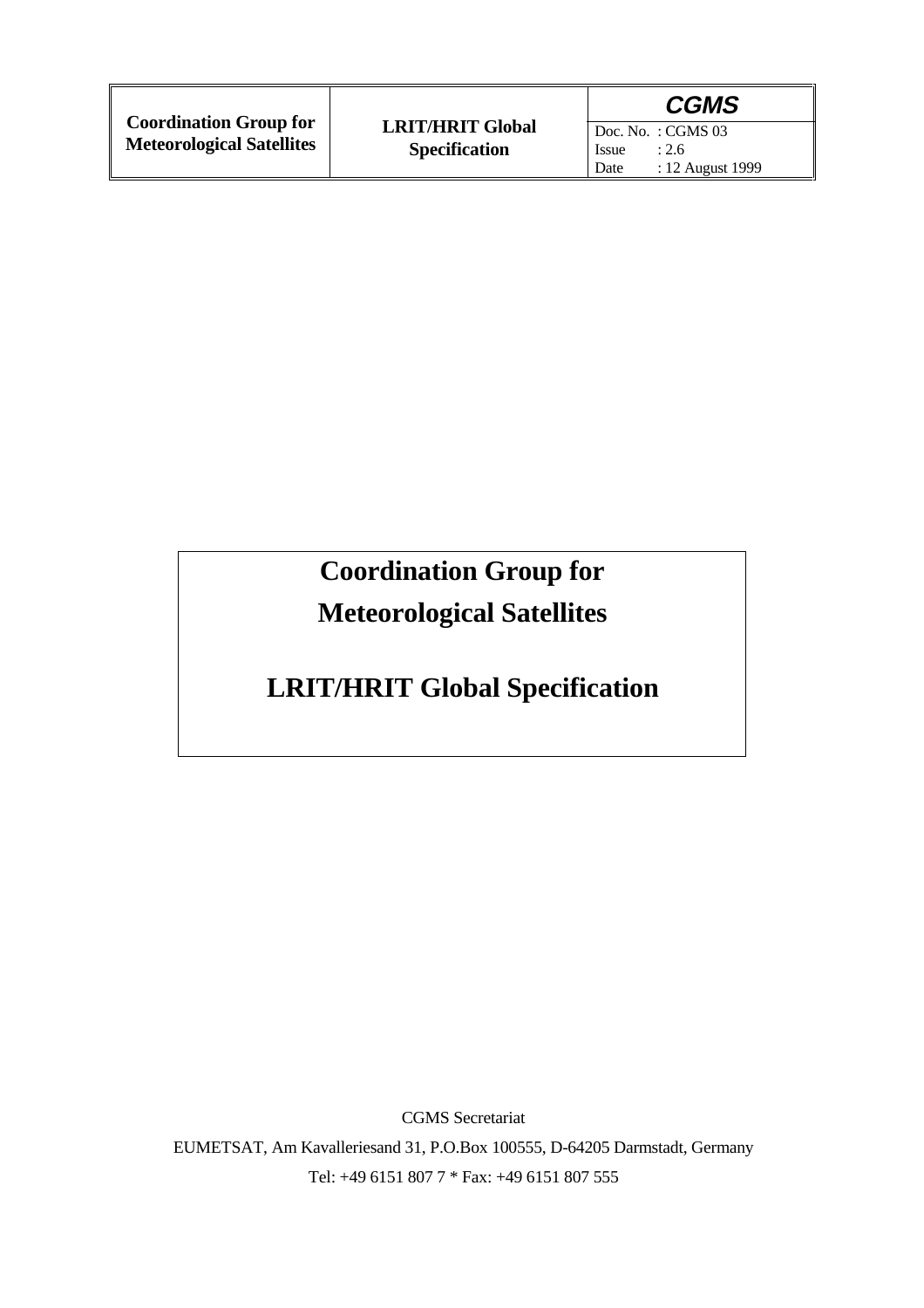# Coordination Group for Meteorological Satellites

## LRIT/HRIT Global Specification

CGMS Secretariat

EUMETSAT, Am Kavalleriesand 31, P.O.Box 100555, D-64205 Darmstadt, Germany

Tel: +49 6151 807 7 * Fax: +49 6151 807 555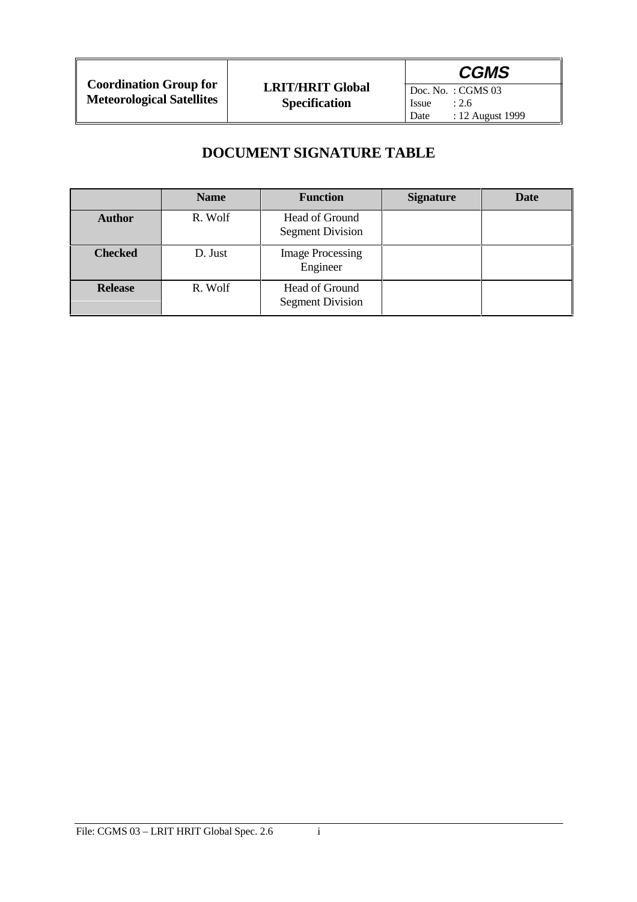# DOCUMENT SIGNATURE TABLE

| | Name | Function | Signature | Date |
|---|---|---|---|---|
| **Author** | R. Wolf | Head of Ground Segment Division | | |
| **Checked** | D. Just | Image Processing Engineer | | |
| **Release** | R. Wolf | Head of Ground Segment Division | | |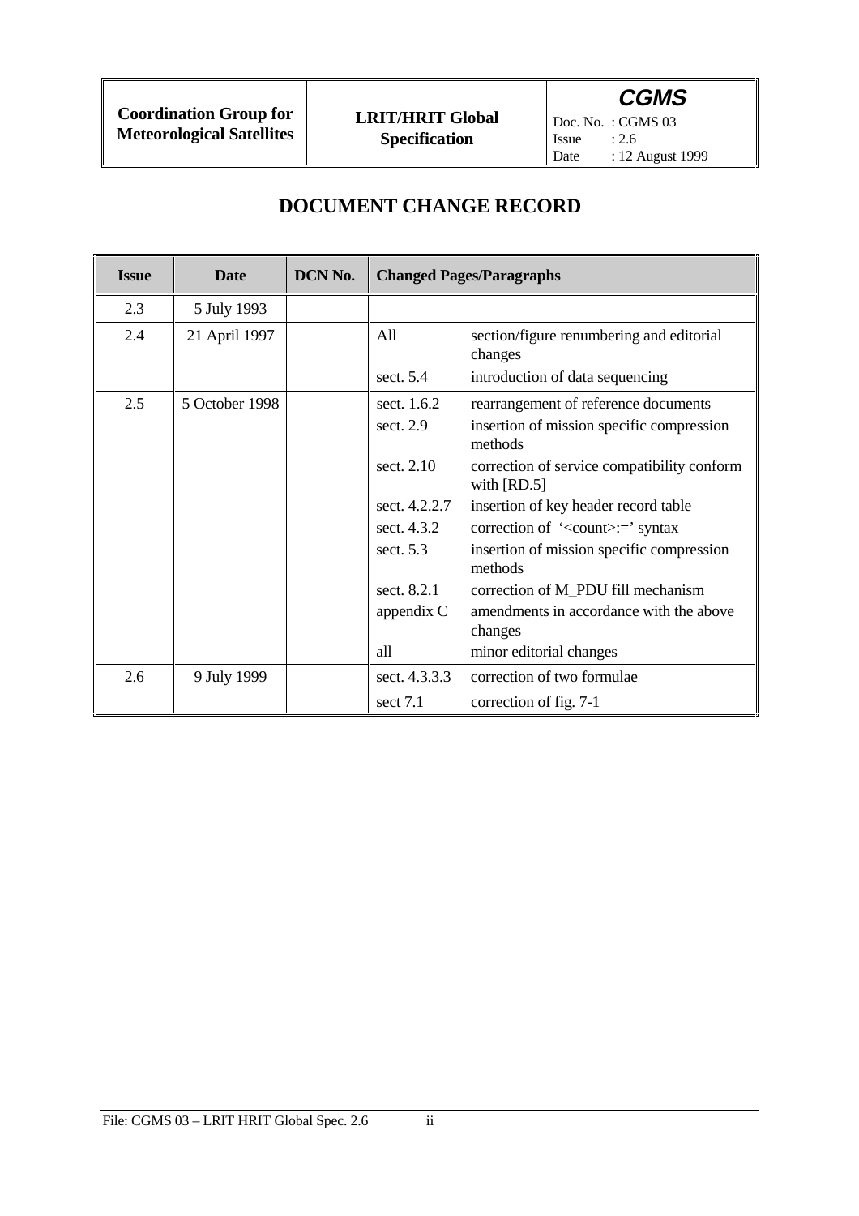# DOCUMENT CHANGE RECORD

| Issue | Date | DCN No. | Changed Pages/Paragraphs | |
|---|---|---|---|---|
| 2.3 | 5 July 1993 | | | |
| 2.4 | 21 April 1997 | | All | section/figure renumbering and editorial changes |
| | | | sect. 5.4 | introduction of data sequencing |
| 2.5 | 5 October 1998 | | sect. 1.6.2 | rearrangement of reference documents |
| | | | sect. 2.9 | insertion of mission specific compression methods |
| | | | sect. 2.10 | correction of service compatibility conform with [RD.5] |
| | | | sect. 4.2.2.7 | insertion of key header record table |
| | | | sect. 4.3.2 | correction of '<count>:=' syntax |
| | | | sect. 5.3 | insertion of mission specific compression methods |
| | | | sect. 8.2.1 | correction of M_PDU fill mechanism |
| | | | appendix C | amendments in accordance with the above changes |
| | | | all | minor editorial changes |
| 2.6 | 9 July 1999 | | sect. 4.3.3.3 | correction of two formulae |
| | | | sect 7.1 | correction of fig. 7-1 |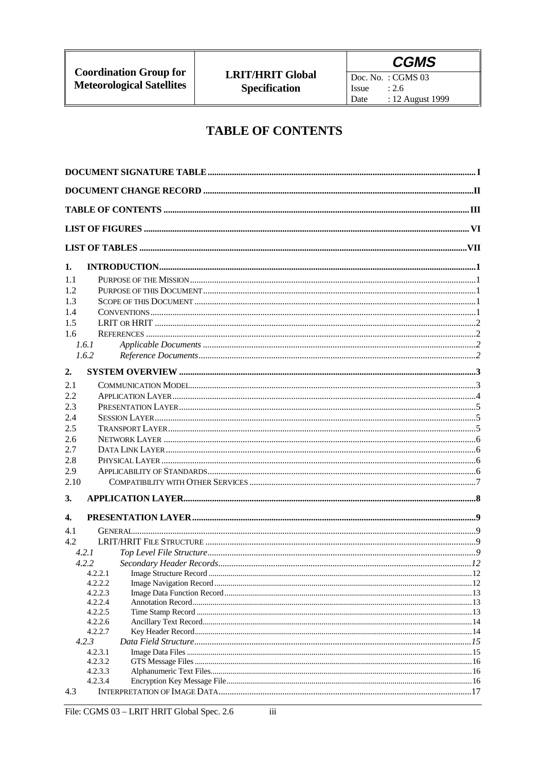# TABLE OF CONTENTS

**DOCUMENT SIGNATURE TABLE** ........ I

**DOCUMENT CHANGE RECORD** ........ II

**TABLE OF CONTENTS** ........ III

**LIST OF FIGURES** ........ VI

**LIST OF TABLES** ........ VII

**1. INTRODUCTION** ........ 1

- 1.1 Purpose of the Mission ........ 1
- 1.2 Purpose of this Document ........ 1
- 1.3 Scope of this Document ........ 1
- 1.4 Conventions ........ 1
- 1.5 LRIT or HRIT ........ 2
- 1.6 References ........ 2
  - *1.6.1 Applicable Documents* ........ 2
  - *1.6.2 Reference Documents* ........ 2

**2. SYSTEM OVERVIEW** ........ 3

- 2.1 Communication Model ........ 3
- 2.2 Application Layer ........ 4
- 2.3 Presentation Layer ........ 5
- 2.4 Session Layer ........ 5
- 2.5 Transport Layer ........ 5
- 2.6 Network Layer ........ 6
- 2.7 Data Link Layer ........ 6
- 2.8 Physical Layer ........ 6
- 2.9 Applicability of Standards ........ 6
- 2.10 Compatibility with Other Services ........ 7

**3. APPLICATION LAYER** ........ 8

**4. PRESENTATION LAYER** ........ 9

- 4.1 General ........ 9
- 4.2 LRIT/HRIT File Structure ........ 9
  - *4.2.1 Top Level File Structure* ........ 9
  - *4.2.2 Secondary Header Records* ........ 12
    - 4.2.2.1 Image Structure Record ........ 12
    - 4.2.2.2 Image Navigation Record ........ 12
    - 4.2.2.3 Image Data Function Record ........ 13
    - 4.2.2.4 Annotation Record ........ 13
    - 4.2.2.5 Time Stamp Record ........ 13
    - 4.2.2.6 Ancillary Text Record ........ 14
    - 4.2.2.7 Key Header Record ........ 14
  - *4.2.3 Data Field Structure* ........ 15
    - 4.2.3.1 Image Data Files ........ 15
    - 4.2.3.2 GTS Message Files ........ 16
    - 4.2.3.3 Alphanumeric Text Files ........ 16
    - 4.2.3.4 Encryption Key Message File ........ 16
- 4.3 Interpretation of Image Data ........ 17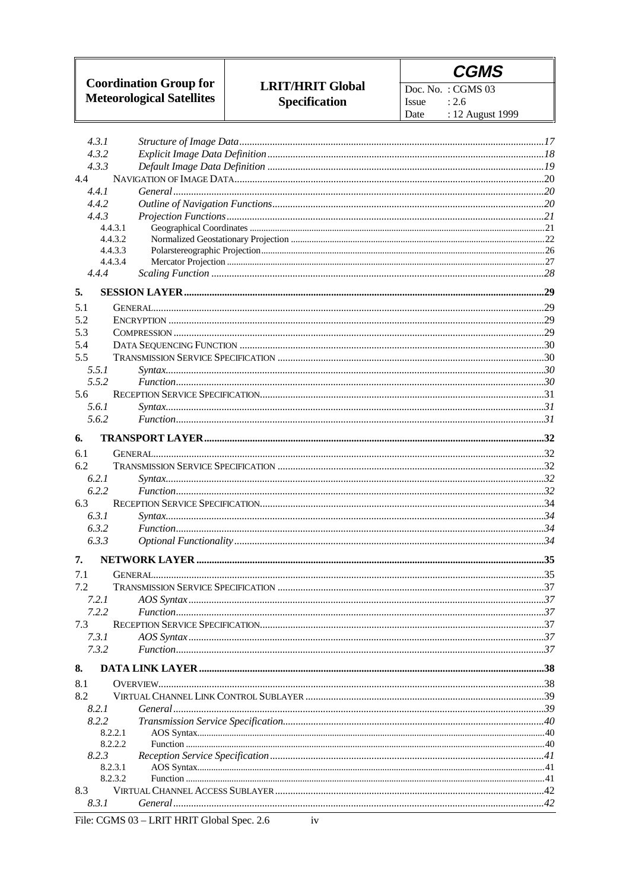4.3.1 *Structure of Image Data* .....17
4.3.2 *Explicit Image Data Definition* .....18
4.3.3 *Default Image Data Definition* .....19
4.4 NAVIGATION OF IMAGE DATA .....20
4.4.1 *General* .....20
4.4.2 *Outline of Navigation Functions* .....20
4.4.3 *Projection Functions* .....21
4.4.3.1 Geographical Coordinates .....21
4.4.3.2 Normalized Geostationary Projection .....22
4.4.3.3 Polarstereographic Projection .....26
4.4.3.4 Mercator Projection .....27
4.4.4 *Scaling Function* .....28

**5. SESSION LAYER .....29**

5.1 GENERAL .....29
5.2 ENCRYPTION .....29
5.3 COMPRESSION .....29
5.4 DATA SEQUENCING FUNCTION .....30
5.5 TRANSMISSION SERVICE SPECIFICATION .....30
5.5.1 *Syntax* .....30
5.5.2 *Function* .....30
5.6 RECEPTION SERVICE SPECIFICATION .....31
5.6.1 *Syntax* .....31
5.6.2 *Function* .....31

**6. TRANSPORT LAYER .....32**

6.1 GENERAL .....32
6.2 TRANSMISSION SERVICE SPECIFICATION .....32
6.2.1 *Syntax* .....32
6.2.2 *Function* .....32
6.3 RECEPTION SERVICE SPECIFICATION .....34
6.3.1 *Syntax* .....34
6.3.2 *Function* .....34
6.3.3 *Optional Functionality* .....34

**7. NETWORK LAYER .....35**

7.1 GENERAL .....35
7.2 TRANSMISSION SERVICE SPECIFICATION .....37
7.2.1 *AOS Syntax* .....37
7.2.2 *Function* .....37
7.3 RECEPTION SERVICE SPECIFICATION .....37
7.3.1 *AOS Syntax* .....37
7.3.2 *Function* .....37

**8. DATA LINK LAYER .....38**

8.1 OVERVIEW .....38
8.2 VIRTUAL CHANNEL LINK CONTROL SUBLAYER .....39
8.2.1 *General* .....39
8.2.2 *Transmission Service Specification* .....40
8.2.2.1 AOS Syntax .....40
8.2.2.2 Function .....40
8.2.3 *Reception Service Specification* .....41
8.2.3.1 AOS Syntax .....41
8.2.3.2 Function .....41
8.3 VIRTUAL CHANNEL ACCESS SUBLAYER .....42
8.3.1 *General* .....42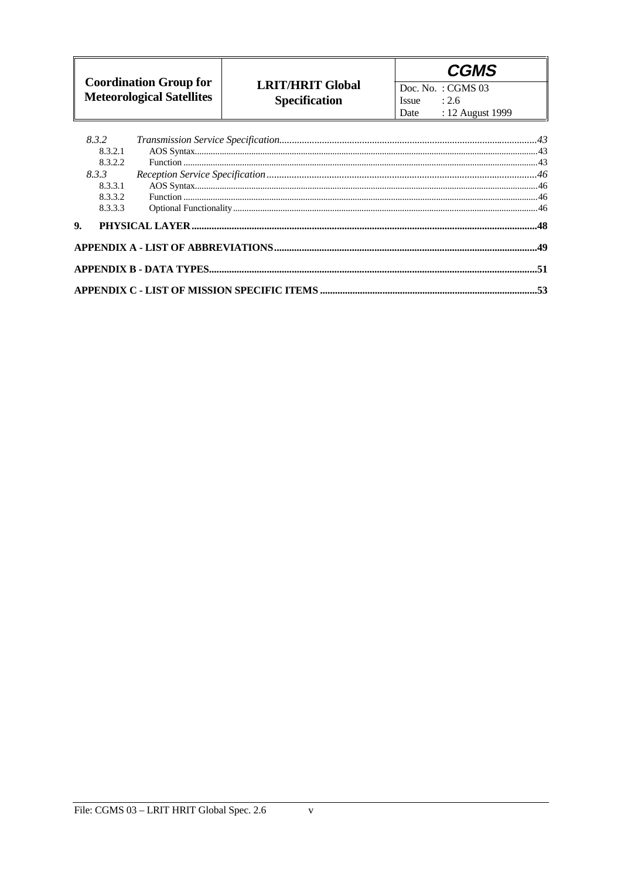*8.3.2 Transmission Service Specification......................................................................................................43*

8.3.2.1 AOS Syntax..........................................................................................................................................43

8.3.2.2 Function ...............................................................................................................................................43

*8.3.3 Reception Service Specification............................................................................................................46*

8.3.3.1 AOS Syntax..........................................................................................................................................46

8.3.3.2 Function ...............................................................................................................................................46

8.3.3.3 Optional Functionality.........................................................................................................................46

**9. PHYSICAL LAYER...................................................................................................................................48**

**APPENDIX A - LIST OF ABBREVIATIONS........................................................................................................49**

**APPENDIX B - DATA TYPES.................................................................................................................................51**

**APPENDIX C - LIST OF MISSION SPECIFIC ITEMS ......................................................................................53**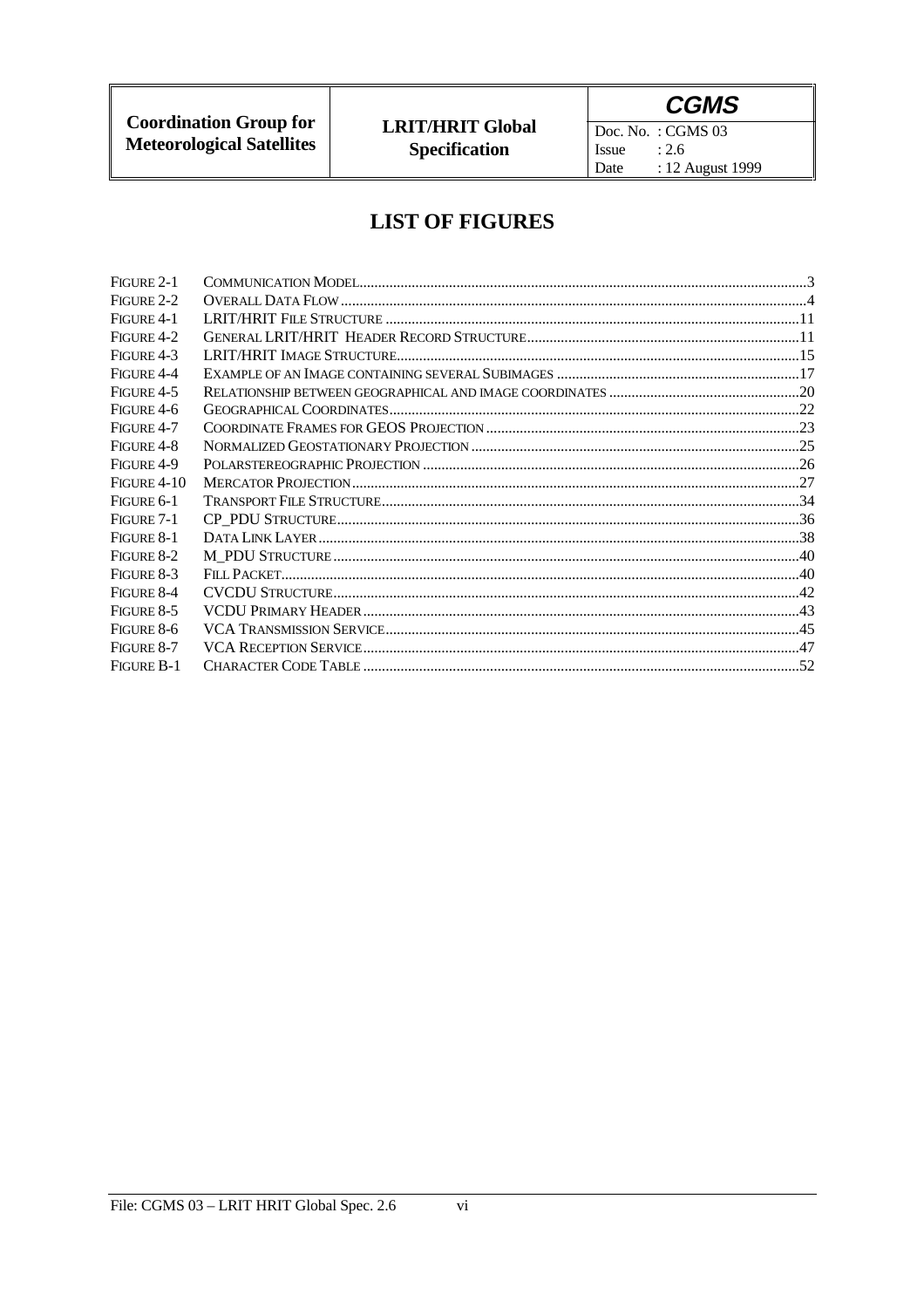# LIST OF FIGURES

| | | |
|---|---|---|
| Figure 2-1 | Communication Model | 3 |
| Figure 2-2 | Overall Data Flow | 4 |
| Figure 4-1 | LRIT/HRIT File Structure | 11 |
| Figure 4-2 | General LRIT/HRIT Header Record Structure | 11 |
| Figure 4-3 | LRIT/HRIT Image Structure | 15 |
| Figure 4-4 | Example of an Image containing several Subimages | 17 |
| Figure 4-5 | Relationship between geographical and image coordinates | 20 |
| Figure 4-6 | Geographical Coordinates | 22 |
| Figure 4-7 | Coordinate Frames for GEOS Projection | 23 |
| Figure 4-8 | Normalized Geostationary Projection | 25 |
| Figure 4-9 | Polarstereographic Projection | 26 |
| Figure 4-10 | Mercator Projection | 27 |
| Figure 6-1 | Transport File Structure | 34 |
| Figure 7-1 | CP_PDU Structure | 36 |
| Figure 8-1 | Data Link Layer | 38 |
| Figure 8-2 | M_PDU Structure | 40 |
| Figure 8-3 | Fill Packet | 40 |
| Figure 8-4 | CVCDU Structure | 42 |
| Figure 8-5 | VCDU Primary Header | 43 |
| Figure 8-6 | VCA Transmission Service | 45 |
| Figure 8-7 | VCA Reception Service | 47 |
| Figure B-1 | Character Code Table | 52 |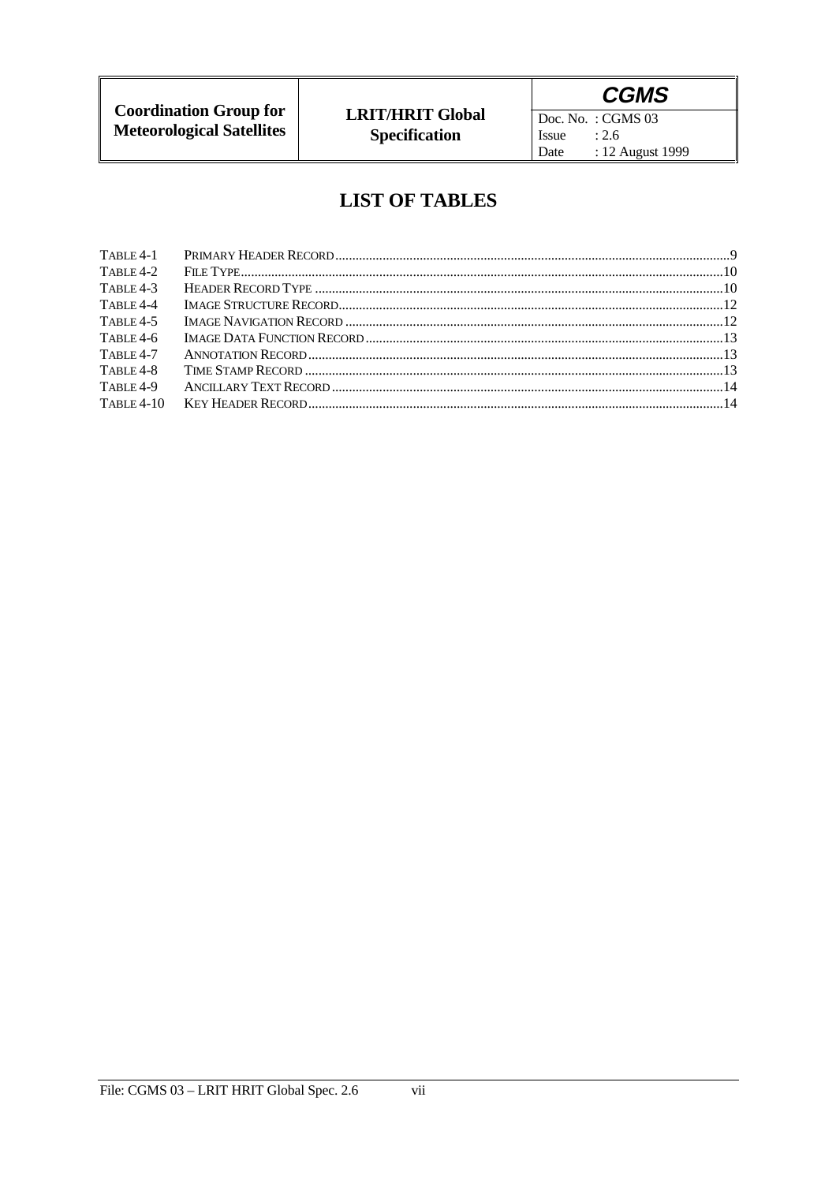# LIST OF TABLES

TABLE 4-1 PRIMARY HEADER RECORD ......................................................................................................................9
TABLE 4-2 FILE TYPE............................................................................................................................................10
TABLE 4-3 HEADER RECORD TYPE .......................................................................................................................10
TABLE 4-4 IMAGE STRUCTURE RECORD................................................................................................................12
TABLE 4-5 IMAGE NAVIGATION RECORD ..............................................................................................................12
TABLE 4-6 IMAGE DATA FUNCTION RECORD.........................................................................................................13
TABLE 4-7 ANNOTATION RECORD..........................................................................................................................13
TABLE 4-8 TIME STAMP RECORD ...........................................................................................................................13
TABLE 4-9 ANCILLARY TEXT RECORD...................................................................................................................14
TABLE 4-10 KEY HEADER RECORD..........................................................................................................................14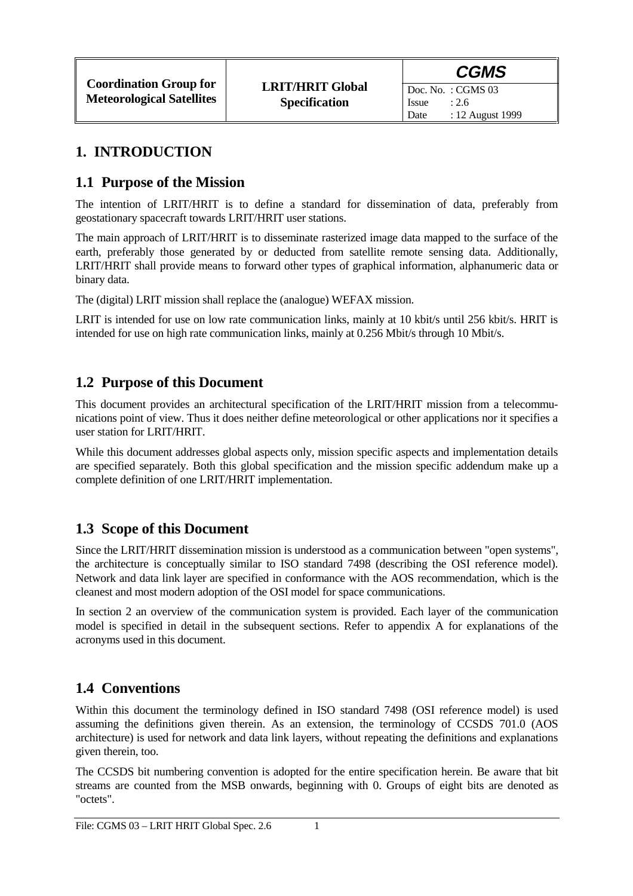# 1. INTRODUCTION

## 1.1 Purpose of the Mission

The intention of LRIT/HRIT is to define a standard for dissemination of data, preferably from geostationary spacecraft towards LRIT/HRIT user stations.

The main approach of LRIT/HRIT is to disseminate rasterized image data mapped to the surface of the earth, preferably those generated by or deducted from satellite remote sensing data. Additionally, LRIT/HRIT shall provide means to forward other types of graphical information, alphanumeric data or binary data.

The (digital) LRIT mission shall replace the (analogue) WEFAX mission.

LRIT is intended for use on low rate communication links, mainly at 10 kbit/s until 256 kbit/s. HRIT is intended for use on high rate communication links, mainly at 0.256 Mbit/s through 10 Mbit/s.

## 1.2 Purpose of this Document

This document provides an architectural specification of the LRIT/HRIT mission from a telecommunications point of view. Thus it does neither define meteorological or other applications nor it specifies a user station for LRIT/HRIT.

While this document addresses global aspects only, mission specific aspects and implementation details are specified separately. Both this global specification and the mission specific addendum make up a complete definition of one LRIT/HRIT implementation.

## 1.3 Scope of this Document

Since the LRIT/HRIT dissemination mission is understood as a communication between "open systems", the architecture is conceptually similar to ISO standard 7498 (describing the OSI reference model). Network and data link layer are specified in conformance with the AOS recommendation, which is the cleanest and most modern adoption of the OSI model for space communications.

In section 2 an overview of the communication system is provided. Each layer of the communication model is specified in detail in the subsequent sections. Refer to appendix A for explanations of the acronyms used in this document.

## 1.4 Conventions

Within this document the terminology defined in ISO standard 7498 (OSI reference model) is used assuming the definitions given therein. As an extension, the terminology of CCSDS 701.0 (AOS architecture) is used for network and data link layers, without repeating the definitions and explanations given therein, too.

The CCSDS bit numbering convention is adopted for the entire specification herein. Be aware that bit streams are counted from the MSB onwards, beginning with 0. Groups of eight bits are denoted as "octets".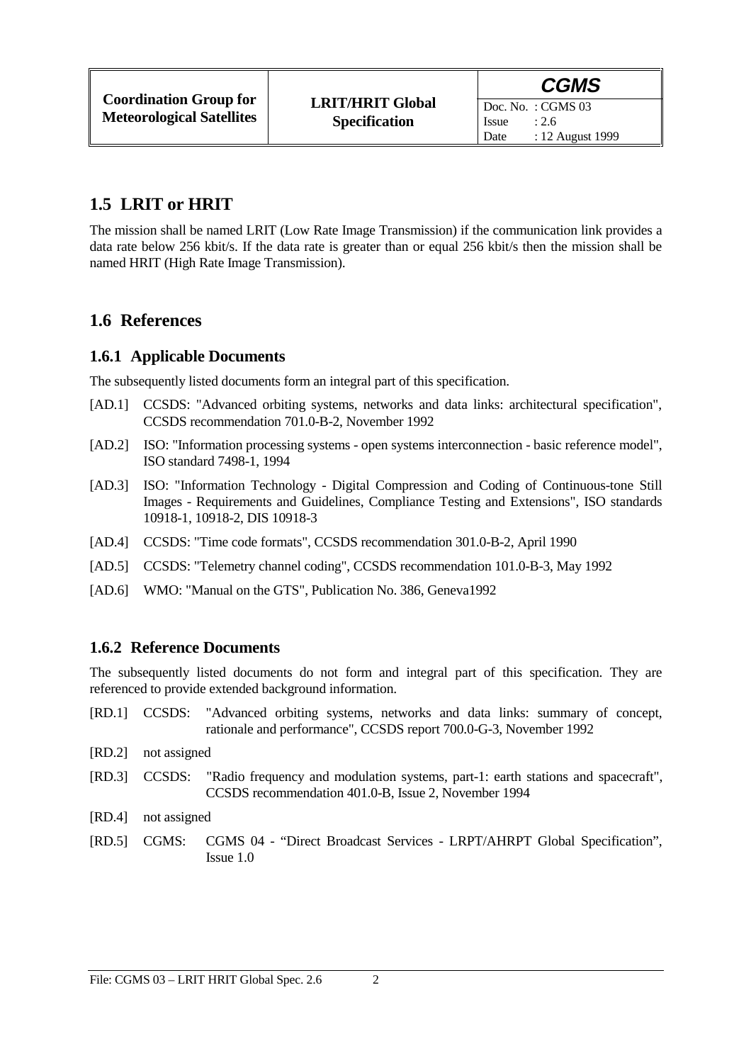## 1.5 LRIT or HRIT

The mission shall be named LRIT (Low Rate Image Transmission) if the communication link provides a data rate below 256 kbit/s. If the data rate is greater than or equal 256 kbit/s then the mission shall be named HRIT (High Rate Image Transmission).

## 1.6 References

### 1.6.1 Applicable Documents

The subsequently listed documents form an integral part of this specification.

- [AD.1] CCSDS: "Advanced orbiting systems, networks and data links: architectural specification", CCSDS recommendation 701.0-B-2, November 1992
- [AD.2] ISO: "Information processing systems - open systems interconnection - basic reference model", ISO standard 7498-1, 1994
- [AD.3] ISO: "Information Technology - Digital Compression and Coding of Continuous-tone Still Images - Requirements and Guidelines, Compliance Testing and Extensions", ISO standards 10918-1, 10918-2, DIS 10918-3
- [AD.4] CCSDS: "Time code formats", CCSDS recommendation 301.0-B-2, April 1990
- [AD.5] CCSDS: "Telemetry channel coding", CCSDS recommendation 101.0-B-3, May 1992
- [AD.6] WMO: "Manual on the GTS", Publication No. 386, Geneva1992

### 1.6.2 Reference Documents

The subsequently listed documents do not form and integral part of this specification. They are referenced to provide extended background information.

- [RD.1] CCSDS: "Advanced orbiting systems, networks and data links: summary of concept, rationale and performance", CCSDS report 700.0-G-3, November 1992
- [RD.2] not assigned
- [RD.3] CCSDS: "Radio frequency and modulation systems, part-1: earth stations and spacecraft", CCSDS recommendation 401.0-B, Issue 2, November 1994
- [RD.4] not assigned
- [RD.5] CGMS: CGMS 04 - "Direct Broadcast Services - LRPT/AHRPT Global Specification", Issue 1.0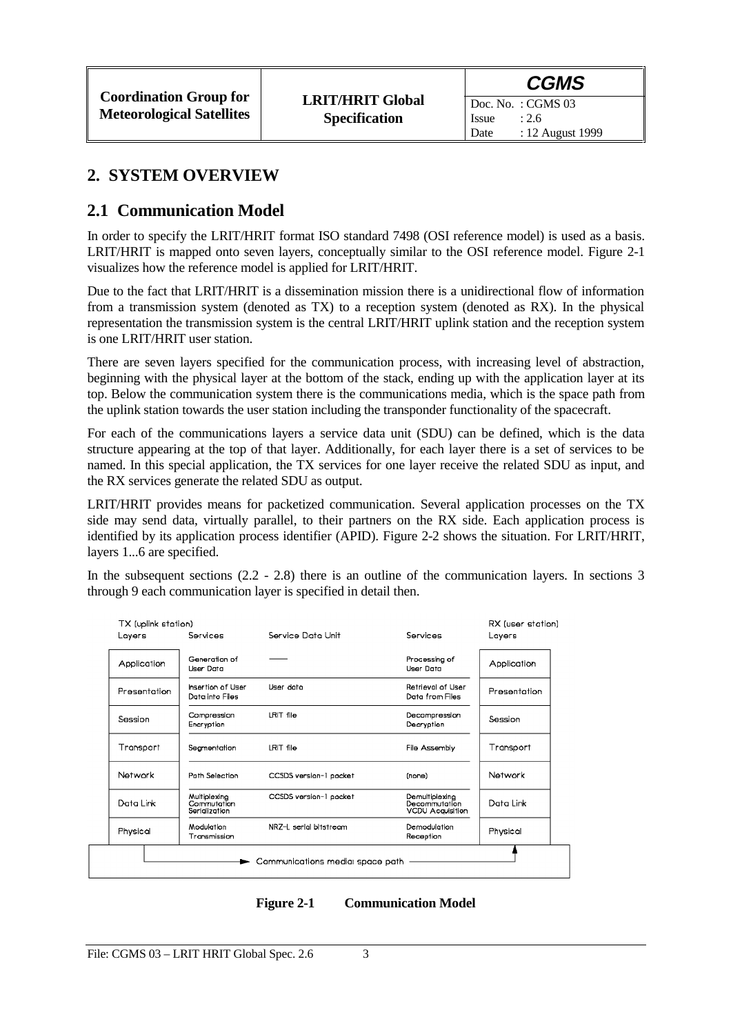## 2. SYSTEM OVERVIEW

### 2.1 Communication Model

In order to specify the LRIT/HRIT format ISO standard 7498 (OSI reference model) is used as a basis. LRIT/HRIT is mapped onto seven layers, conceptually similar to the OSI reference model. Figure 2-1 visualizes how the reference model is applied for LRIT/HRIT.

Due to the fact that LRIT/HRIT is a dissemination mission there is a unidirectional flow of information from a transmission system (denoted as TX) to a reception system (denoted as RX). In the physical representation the transmission system is the central LRIT/HRIT uplink station and the reception system is one LRIT/HRIT user station.

There are seven layers specified for the communication process, with increasing level of abstraction, beginning with the physical layer at the bottom of the stack, ending up with the application layer at its top. Below the communication system there is the communications media, which is the space path from the uplink station towards the user station including the transponder functionality of the spacecraft.

For each of the communications layers a service data unit (SDU) can be defined, which is the data structure appearing at the top of that layer. Additionally, for each layer there is a set of services to be named. In this special application, the TX services for one layer receive the related SDU as input, and the RX services generate the related SDU as output.

LRIT/HRIT provides means for packetized communication. Several application processes on the TX side may send data, virtually parallel, to their partners on the RX side. Each application process is identified by its application process identifier (APID). Figure 2-2 shows the situation. For LRIT/HRIT, layers 1...6 are specified.

In the subsequent sections (2.2 - 2.8) there is an outline of the communication layers. In sections 3 through 9 each communication layer is specified in detail then.

| TX (uplink station) Layers | Services | Service Data Unit | Services | RX (user station) Layers |
|---|---|---|---|---|
| Application | Generation of User Data | —— | Processing of User Data | Application |
| Presentation | Insertion of User Data into Files | User data | Retrieval of User Data from Files | Presentation |
| Session | Compression Encryption | LRIT file | Decompression Decryption | Session |
| Transport | Segmentation | LRIT file | File Assembly | Transport |
| Network | Path Selection | CCSDS version-1 packet | (none) | Network |
| Data Link | Multiplexing Commutation Serialization | CCSDS version-1 packet | Demultiplexing Decommutation VCDU Acquisition | Data Link |
| Physical | Modulation Transmission | NRZ-L serial bitstream | Demodulation Reception | Physical |

Communications media: space path

**Figure 2-1 Communication Model**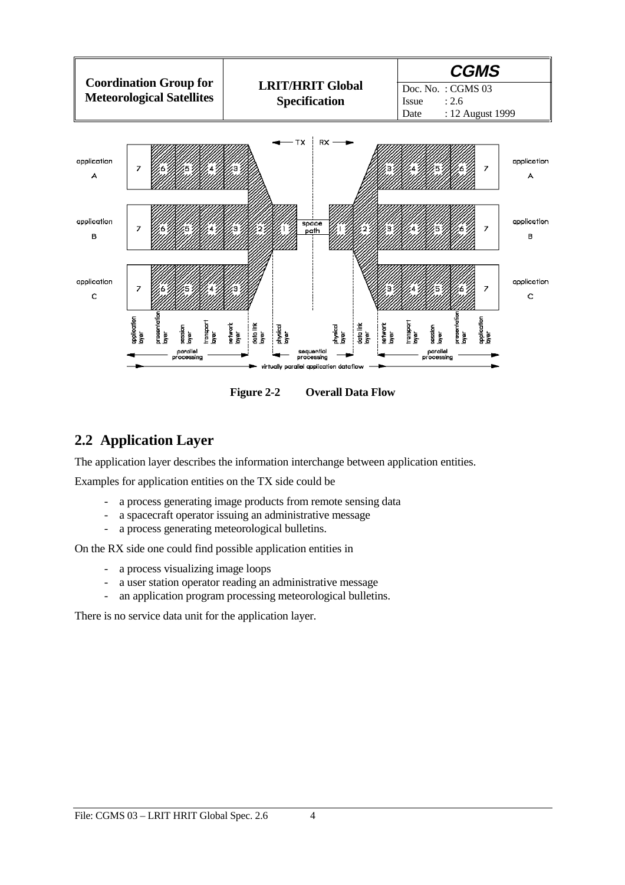Figure 2-2 Overall Data Flow

## 2.2 Application Layer

The application layer describes the information interchange between application entities.

Examples for application entities on the TX side could be

- a process generating image products from remote sensing data
- a spacecraft operator issuing an administrative message
- a process generating meteorological bulletins.

On the RX side one could find possible application entities in

- a process visualizing image loops
- a user station operator reading an administrative message
- an application program processing meteorological bulletins.

There is no service data unit for the application layer.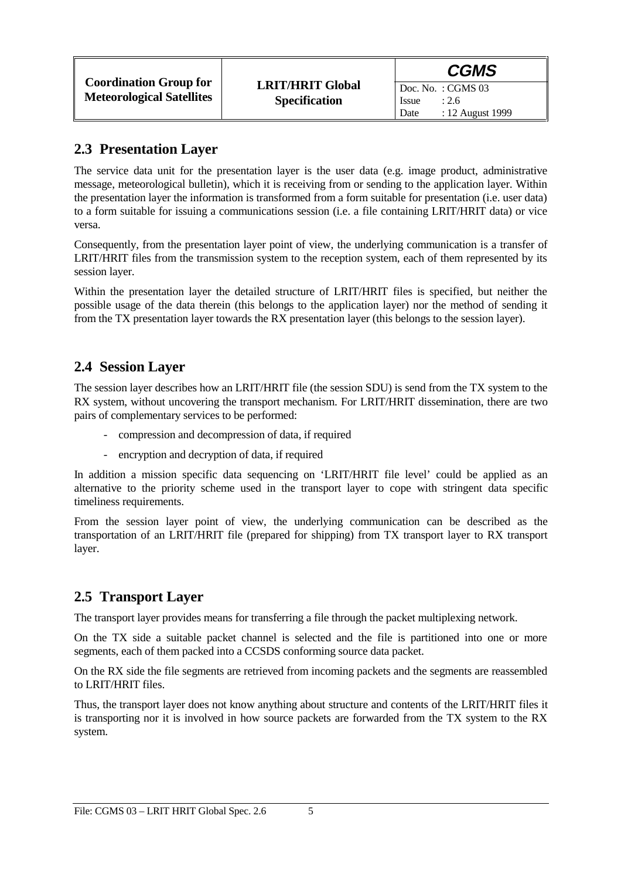## 2.3 Presentation Layer

The service data unit for the presentation layer is the user data (e.g. image product, administrative message, meteorological bulletin), which it is receiving from or sending to the application layer. Within the presentation layer the information is transformed from a form suitable for presentation (i.e. user data) to a form suitable for issuing a communications session (i.e. a file containing LRIT/HRIT data) or vice versa.

Consequently, from the presentation layer point of view, the underlying communication is a transfer of LRIT/HRIT files from the transmission system to the reception system, each of them represented by its session layer.

Within the presentation layer the detailed structure of LRIT/HRIT files is specified, but neither the possible usage of the data therein (this belongs to the application layer) nor the method of sending it from the TX presentation layer towards the RX presentation layer (this belongs to the session layer).

## 2.4 Session Layer

The session layer describes how an LRIT/HRIT file (the session SDU) is send from the TX system to the RX system, without uncovering the transport mechanism. For LRIT/HRIT dissemination, there are two pairs of complementary services to be performed:

- compression and decompression of data, if required
- encryption and decryption of data, if required

In addition a mission specific data sequencing on 'LRIT/HRIT file level' could be applied as an alternative to the priority scheme used in the transport layer to cope with stringent data specific timeliness requirements.

From the session layer point of view, the underlying communication can be described as the transportation of an LRIT/HRIT file (prepared for shipping) from TX transport layer to RX transport layer.

## 2.5 Transport Layer

The transport layer provides means for transferring a file through the packet multiplexing network.

On the TX side a suitable packet channel is selected and the file is partitioned into one or more segments, each of them packed into a CCSDS conforming source data packet.

On the RX side the file segments are retrieved from incoming packets and the segments are reassembled to LRIT/HRIT files.

Thus, the transport layer does not know anything about structure and contents of the LRIT/HRIT files it is transporting nor it is involved in how source packets are forwarded from the TX system to the RX system.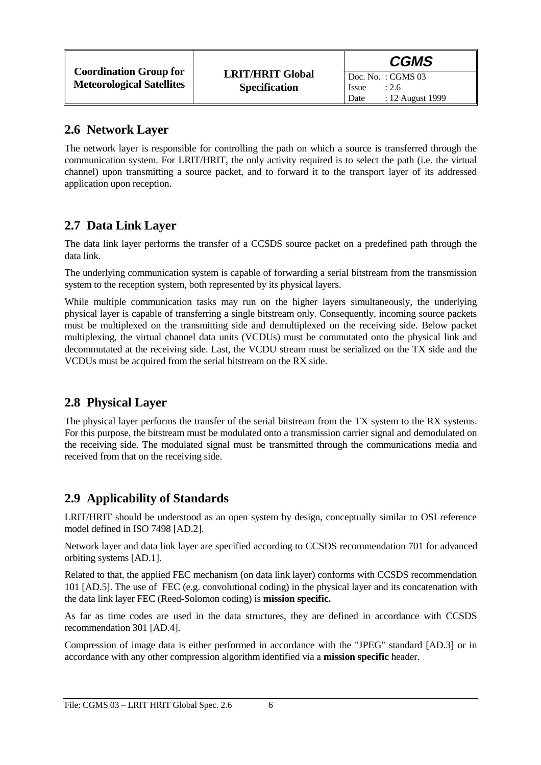## 2.6 Network Layer

The network layer is responsible for controlling the path on which a source is transferred through the communication system. For LRIT/HRIT, the only activity required is to select the path (i.e. the virtual channel) upon transmitting a source packet, and to forward it to the transport layer of its addressed application upon reception.

## 2.7 Data Link Layer

The data link layer performs the transfer of a CCSDS source packet on a predefined path through the data link.

The underlying communication system is capable of forwarding a serial bitstream from the transmission system to the reception system, both represented by its physical layers.

While multiple communication tasks may run on the higher layers simultaneously, the underlying physical layer is capable of transferring a single bitstream only. Consequently, incoming source packets must be multiplexed on the transmitting side and demultiplexed on the receiving side. Below packet multiplexing, the virtual channel data units (VCDUs) must be commutated onto the physical link and decommutated at the receiving side. Last, the VCDU stream must be serialized on the TX side and the VCDUs must be acquired from the serial bitstream on the RX side.

## 2.8 Physical Layer

The physical layer performs the transfer of the serial bitstream from the TX system to the RX systems. For this purpose, the bitstream must be modulated onto a transmission carrier signal and demodulated on the receiving side. The modulated signal must be transmitted through the communications media and received from that on the receiving side.

## 2.9 Applicability of Standards

LRIT/HRIT should be understood as an open system by design, conceptually similar to OSI reference model defined in ISO 7498 [AD.2].

Network layer and data link layer are specified according to CCSDS recommendation 701 for advanced orbiting systems [AD.1].

Related to that, the applied FEC mechanism (on data link layer) conforms with CCSDS recommendation 101 [AD.5]. The use of FEC (e.g. convolutional coding) in the physical layer and its concatenation with the data link layer FEC (Reed-Solomon coding) is **mission specific.**

As far as time codes are used in the data structures, they are defined in accordance with CCSDS recommendation 301 [AD.4].

Compression of image data is either performed in accordance with the "JPEG" standard [AD.3] or in accordance with any other compression algorithm identified via a **mission specific** header.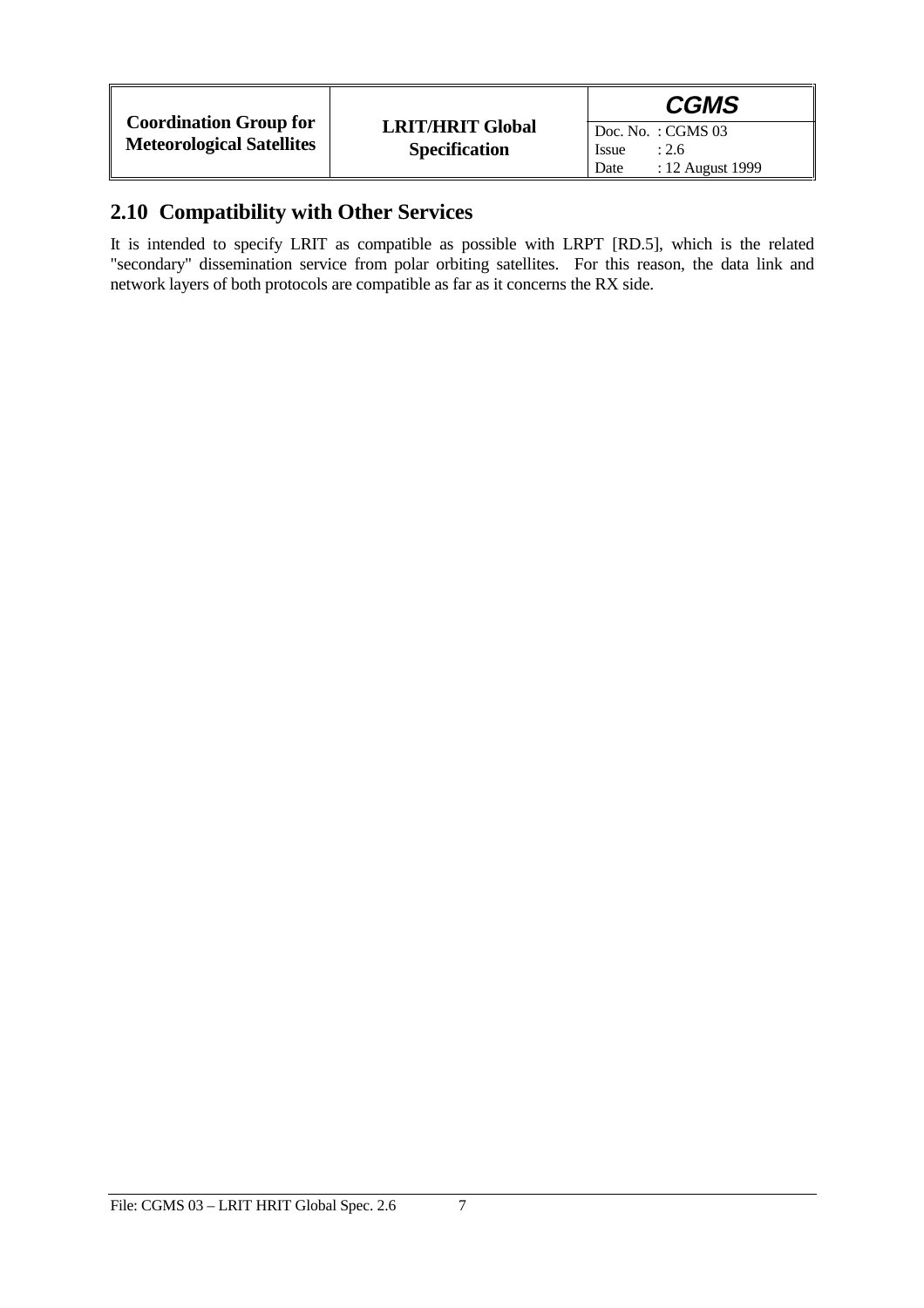## 2.10 Compatibility with Other Services

It is intended to specify LRIT as compatible as possible with LRPT [RD.5], which is the related "secondary" dissemination service from polar orbiting satellites. For this reason, the data link and network layers of both protocols are compatible as far as it concerns the RX side.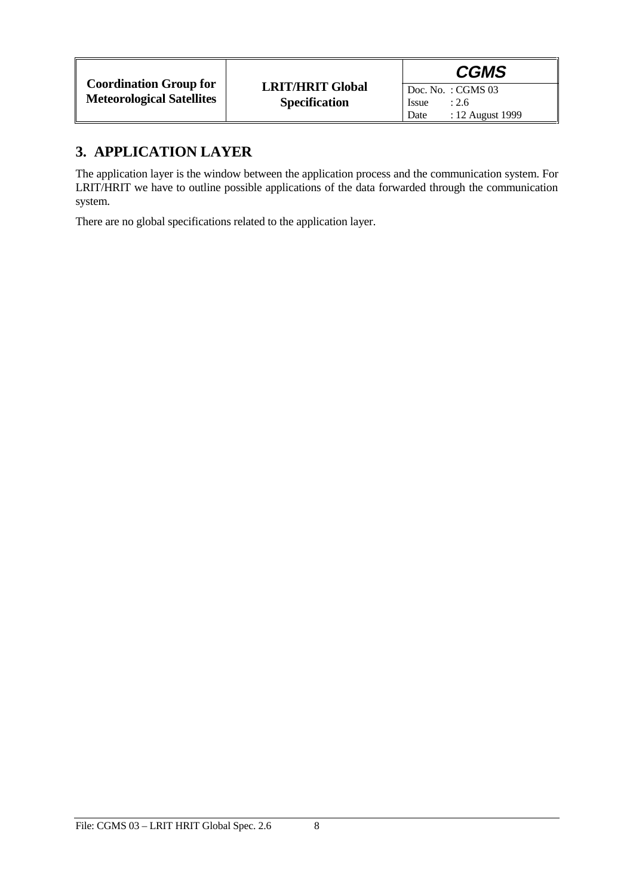# 3. APPLICATION LAYER

The application layer is the window between the application process and the communication system. For LRIT/HRIT we have to outline possible applications of the data forwarded through the communication system.

There are no global specifications related to the application layer.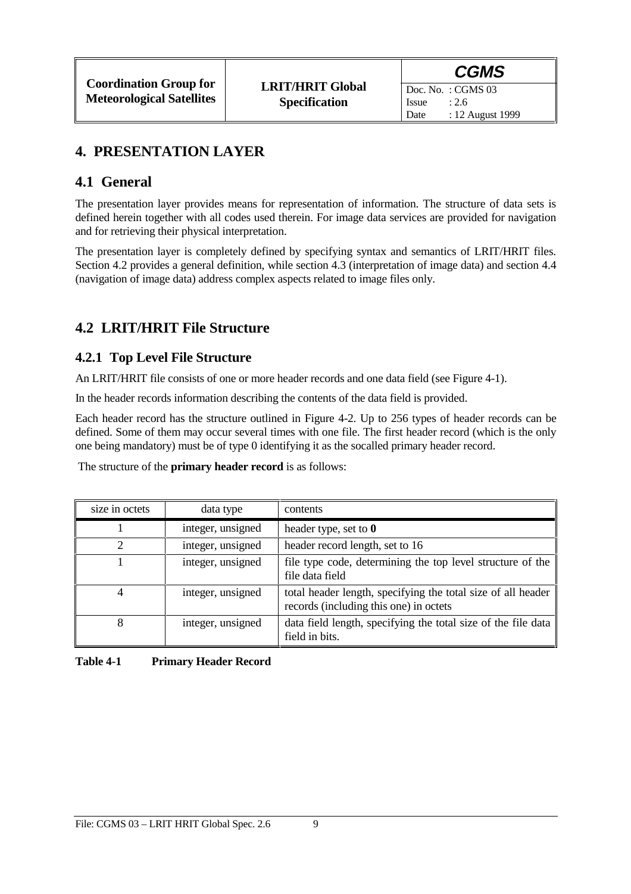# 4. PRESENTATION LAYER

## 4.1 General

The presentation layer provides means for representation of information. The structure of data sets is defined herein together with all codes used therein. For image data services are provided for navigation and for retrieving their physical interpretation.

The presentation layer is completely defined by specifying syntax and semantics of LRIT/HRIT files. Section 4.2 provides a general definition, while section 4.3 (interpretation of image data) and section 4.4 (navigation of image data) address complex aspects related to image files only.

## 4.2 LRIT/HRIT File Structure

### 4.2.1 Top Level File Structure

An LRIT/HRIT file consists of one or more header records and one data field (see Figure 4-1).

In the header records information describing the contents of the data field is provided.

Each header record has the structure outlined in Figure 4-2. Up to 256 types of header records can be defined. Some of them may occur several times with one file. The first header record (which is the only one being mandatory) must be of type 0 identifying it as the socalled primary header record.

The structure of the **primary header record** is as follows:

| size in octets | data type | contents |
|---|---|---|
| 1 | integer, unsigned | header type, set to **0** |
| 2 | integer, unsigned | header record length, set to 16 |
| 1 | integer, unsigned | file type code, determining the top level structure of the file data field |
| 4 | integer, unsigned | total header length, specifying the total size of all header records (including this one) in octets |
| 8 | integer, unsigned | data field length, specifying the total size of the file data field in bits. |

**Table 4-1 Primary Header Record**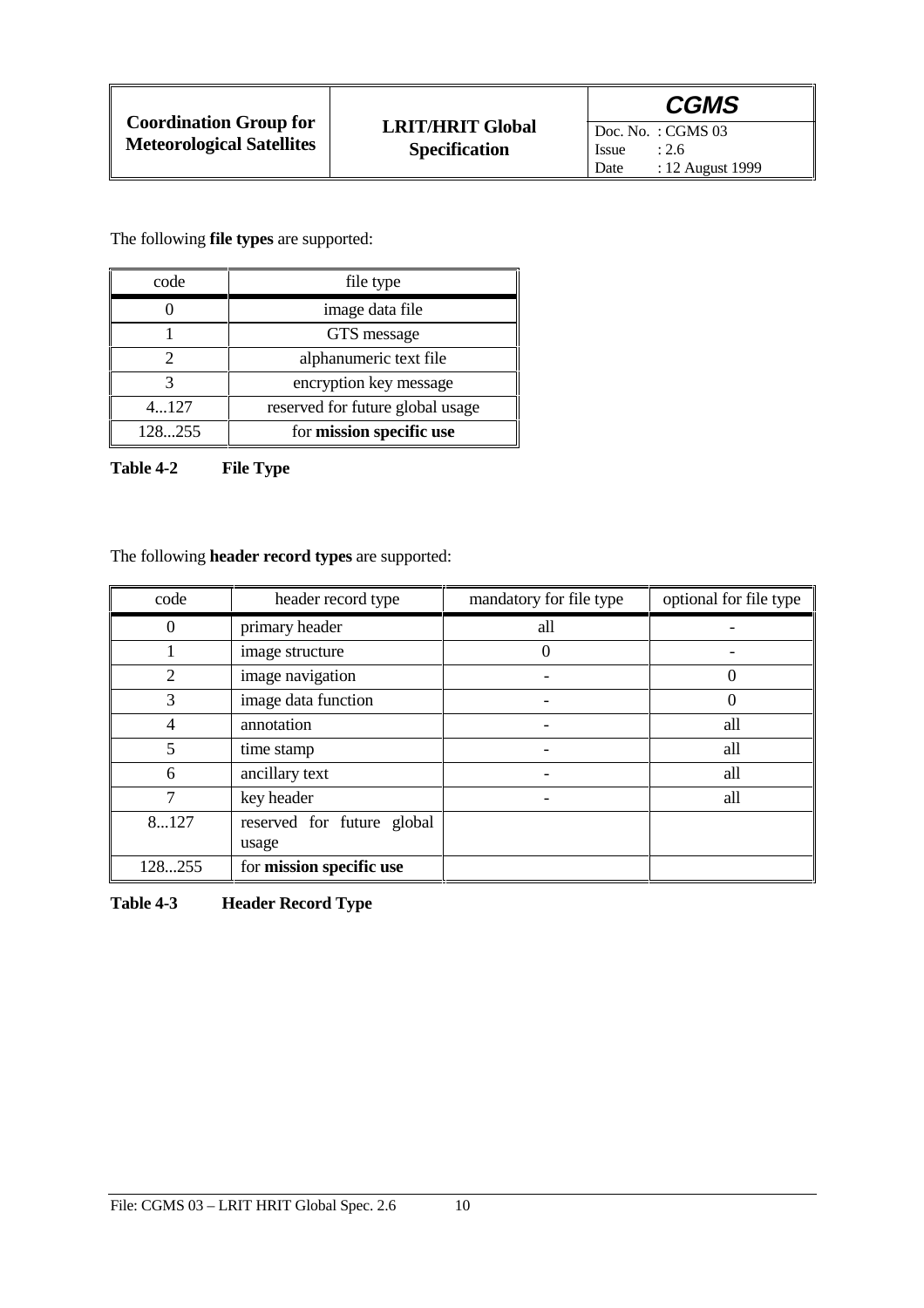The following **file types** are supported:

| code | file type |
|---|---|
| 0 | image data file |
| 1 | GTS message |
| 2 | alphanumeric text file |
| 3 | encryption key message |
| 4...127 | reserved for future global usage |
| 128...255 | for **mission specific use** |

**Table 4-2 File Type**

The following **header record types** are supported:

| code | header record type | mandatory for file type | optional for file type |
|---|---|---|---|
| 0 | primary header | all | - |
| 1 | image structure | 0 | - |
| 2 | image navigation | - | 0 |
| 3 | image data function | - | 0 |
| 4 | annotation | - | all |
| 5 | time stamp | - | all |
| 6 | ancillary text | - | all |
| 7 | key header | - | all |
| 8...127 | reserved for future global usage | | |
| 128...255 | for **mission specific use** | | |

**Table 4-3 Header Record Type**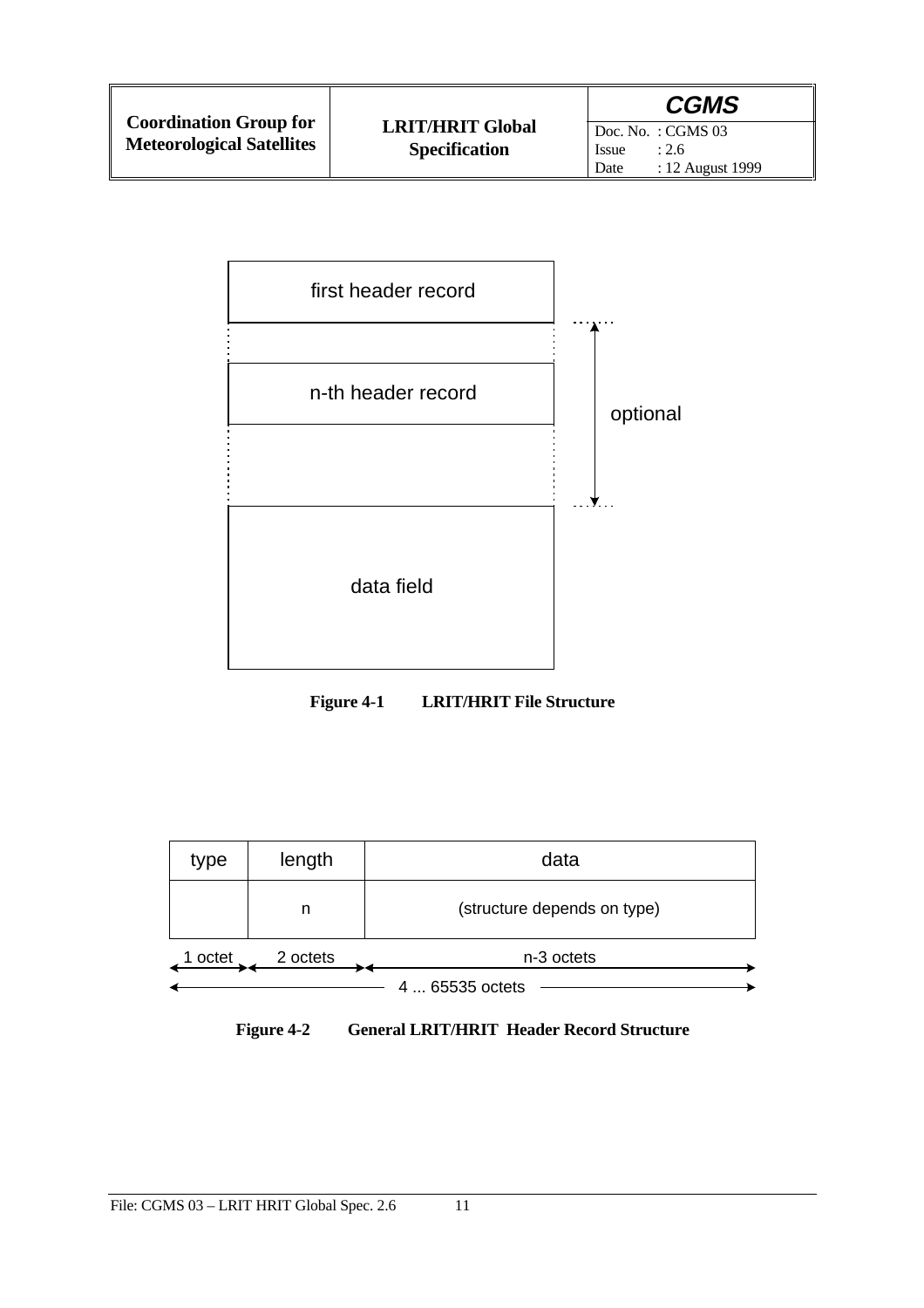| first header record |
| --- |
| n-th header record |
| data field |

(n-th header record and following: optional)

**Figure 4-1 LRIT/HRIT File Structure**

| type | length | data |
| --- | --- | --- |
| | n | (structure depends on type) |
| 1 octet | 2 octets | n-3 octets |

4 ... 65535 octets

**Figure 4-2 General LRIT/HRIT Header Record Structure**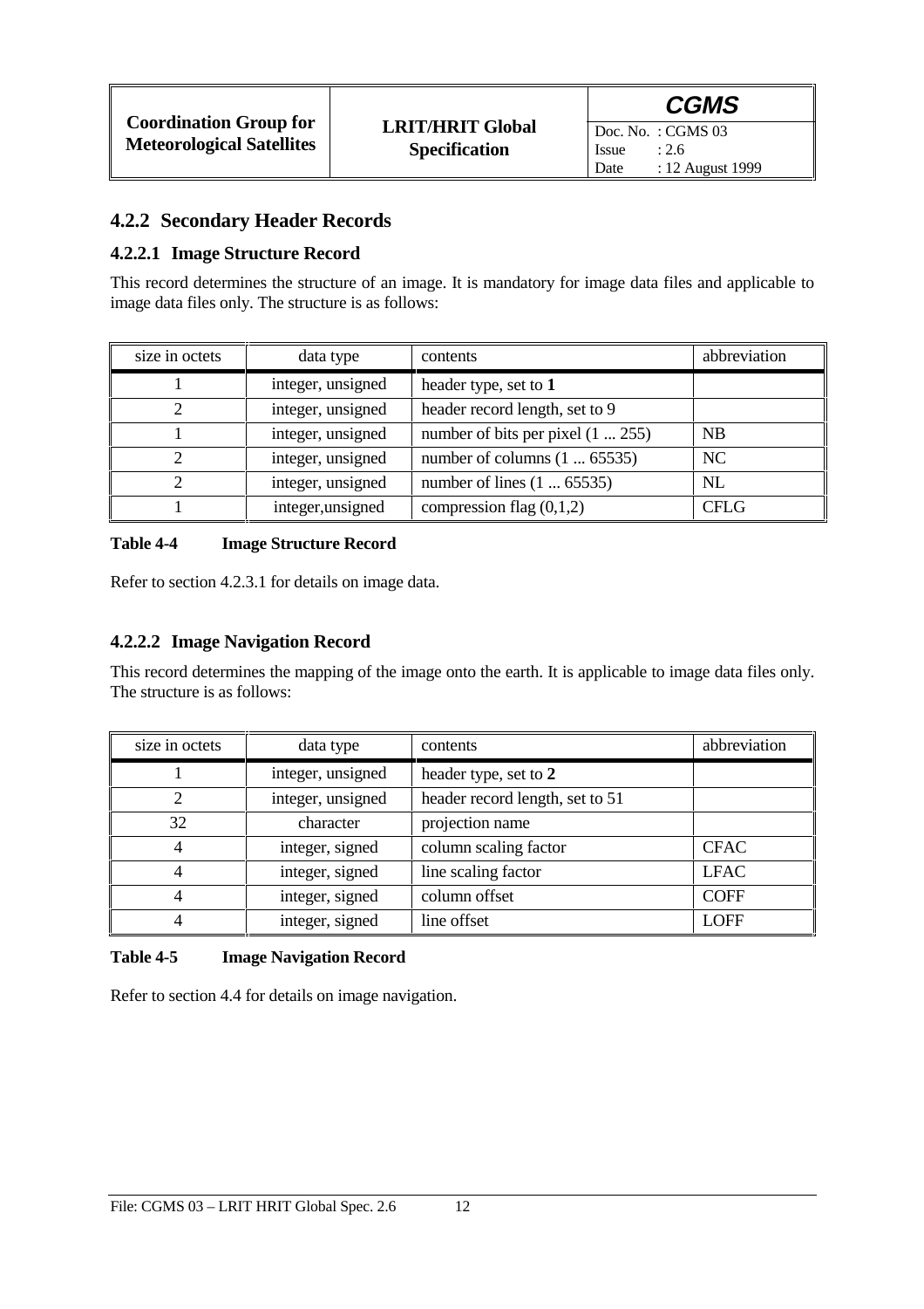### 4.2.2 Secondary Header Records

#### 4.2.2.1 Image Structure Record

This record determines the structure of an image. It is mandatory for image data files and applicable to image data files only. The structure is as follows:

| size in octets | data type | contents | abbreviation |
|---|---|---|---|
| 1 | integer, unsigned | header type, set to **1** | |
| 2 | integer, unsigned | header record length, set to 9 | |
| 1 | integer, unsigned | number of bits per pixel (1 ... 255) | NB |
| 2 | integer, unsigned | number of columns (1 ... 65535) | NC |
| 2 | integer, unsigned | number of lines (1 ... 65535) | NL |
| 1 | integer,unsigned | compression flag (0,1,2) | CFLG |

**Table 4-4 Image Structure Record**

Refer to section 4.2.3.1 for details on image data.

#### 4.2.2.2 Image Navigation Record

This record determines the mapping of the image onto the earth. It is applicable to image data files only. The structure is as follows:

| size in octets | data type | contents | abbreviation |
|---|---|---|---|
| 1 | integer, unsigned | header type, set to **2** | |
| 2 | integer, unsigned | header record length, set to 51 | |
| 32 | character | projection name | |
| 4 | integer, signed | column scaling factor | CFAC |
| 4 | integer, signed | line scaling factor | LFAC |
| 4 | integer, signed | column offset | COFF |
| 4 | integer, signed | line offset | LOFF |

**Table 4-5 Image Navigation Record**

Refer to section 4.4 for details on image navigation.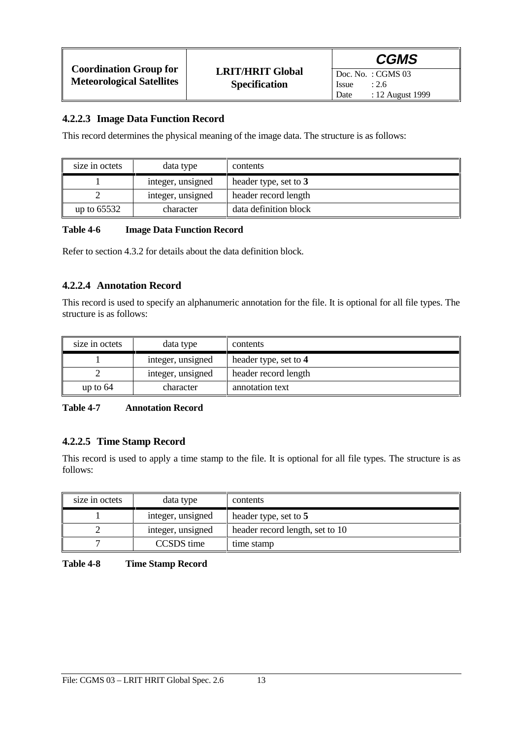#### 4.2.2.3 Image Data Function Record

This record determines the physical meaning of the image data. The structure is as follows:

| size in octets | data type | contents |
|---|---|---|
| 1 | integer, unsigned | header type, set to **3** |
| 2 | integer, unsigned | header record length |
| up to 65532 | character | data definition block |

**Table 4-6 Image Data Function Record**

Refer to section 4.3.2 for details about the data definition block.

#### 4.2.2.4 Annotation Record

This record is used to specify an alphanumeric annotation for the file. It is optional for all file types. The structure is as follows:

| size in octets | data type | contents |
|---|---|---|
| 1 | integer, unsigned | header type, set to **4** |
| 2 | integer, unsigned | header record length |
| up to 64 | character | annotation text |

**Table 4-7 Annotation Record**

#### 4.2.2.5 Time Stamp Record

This record is used to apply a time stamp to the file. It is optional for all file types. The structure is as follows:

| size in octets | data type | contents |
|---|---|---|
| 1 | integer, unsigned | header type, set to **5** |
| 2 | integer, unsigned | header record length, set to 10 |
| 7 | CCSDS time | time stamp |

**Table 4-8 Time Stamp Record**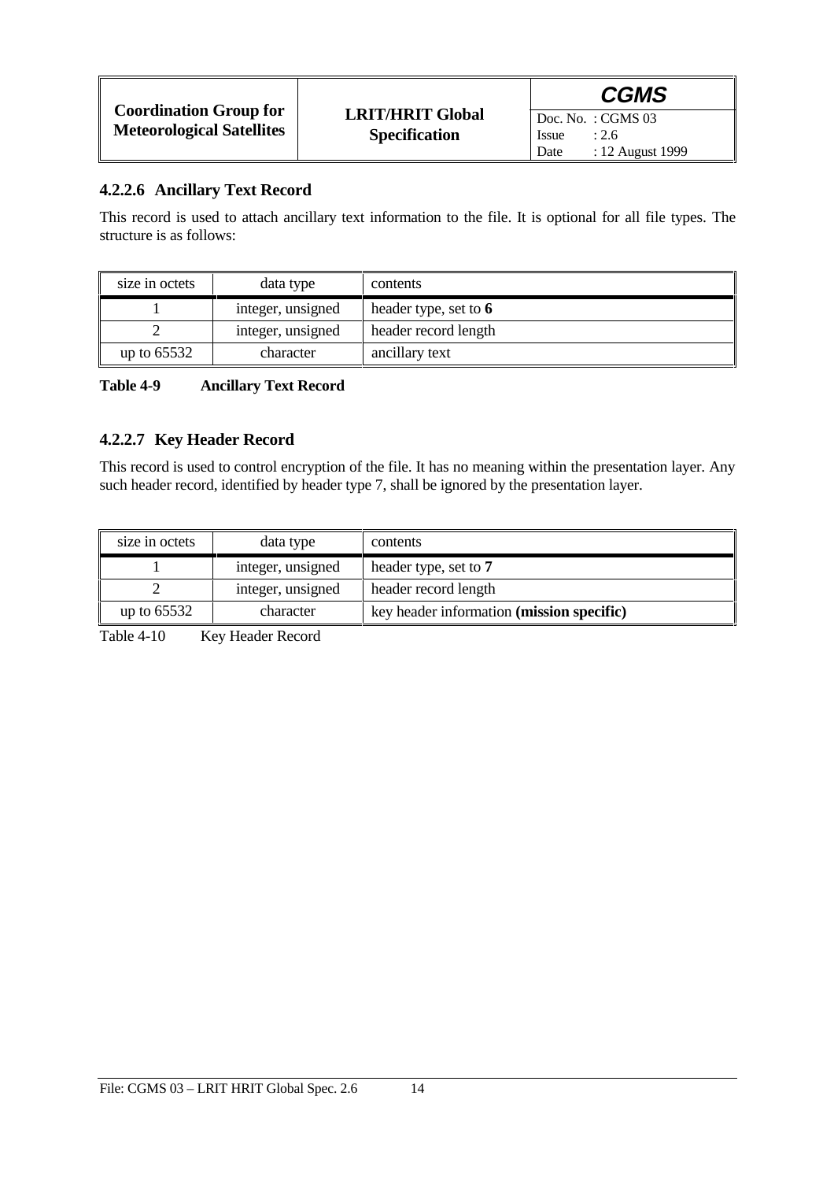### 4.2.2.6 Ancillary Text Record

This record is used to attach ancillary text information to the file. It is optional for all file types. The structure is as follows:

| size in octets | data type | contents |
|---|---|---|
| 1 | integer, unsigned | header type, set to **6** |
| 2 | integer, unsigned | header record length |
| up to 65532 | character | ancillary text |

**Table 4-9 Ancillary Text Record**

### 4.2.2.7 Key Header Record

This record is used to control encryption of the file. It has no meaning within the presentation layer. Any such header record, identified by header type 7, shall be ignored by the presentation layer.

| size in octets | data type | contents |
|---|---|---|
| 1 | integer, unsigned | header type, set to **7** |
| 2 | integer, unsigned | header record length |
| up to 65532 | character | key header information **(mission specific)** |

Table 4-10 Key Header Record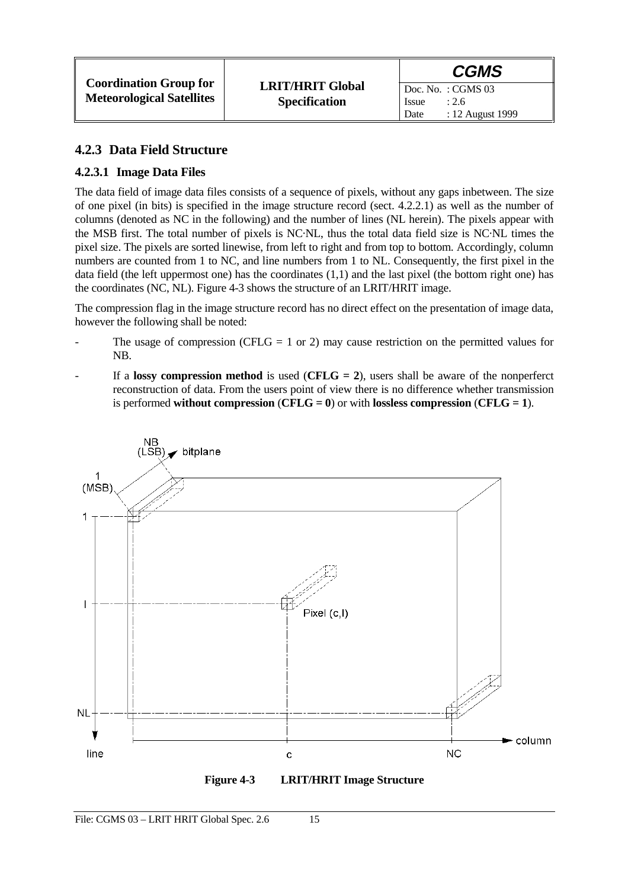## 4.2.3 Data Field Structure

### 4.2.3.1 Image Data Files

The data field of image data files consists of a sequence of pixels, without any gaps inbetween. The size of one pixel (in bits) is specified in the image structure record (sect. 4.2.2.1) as well as the number of columns (denoted as NC in the following) and the number of lines (NL herein). The pixels appear with the MSB first. The total number of pixels is NC·NL, thus the total data field size is NC·NL times the pixel size. The pixels are sorted linewise, from left to right and from top to bottom. Accordingly, column numbers are counted from 1 to NC, and line numbers from 1 to NL. Consequently, the first pixel in the data field (the left uppermost one) has the coordinates (1,1) and the last pixel (the bottom right one) has the coordinates (NC, NL). Figure 4-3 shows the structure of an LRIT/HRIT image.

The compression flag in the image structure record has no direct effect on the presentation of image data, however the following shall be noted:

- The usage of compression (CFLG = 1 or 2) may cause restriction on the permitted values for NB.
- If a **lossy compression method** is used (**CFLG = 2**), users shall be aware of the nonperferct reconstruction of data. From the users point of view there is no difference whether transmission is performed **without compression** (**CFLG = 0**) or with **lossless compression** (**CFLG = 1**).

**Figure 4-3 LRIT/HRIT Image Structure**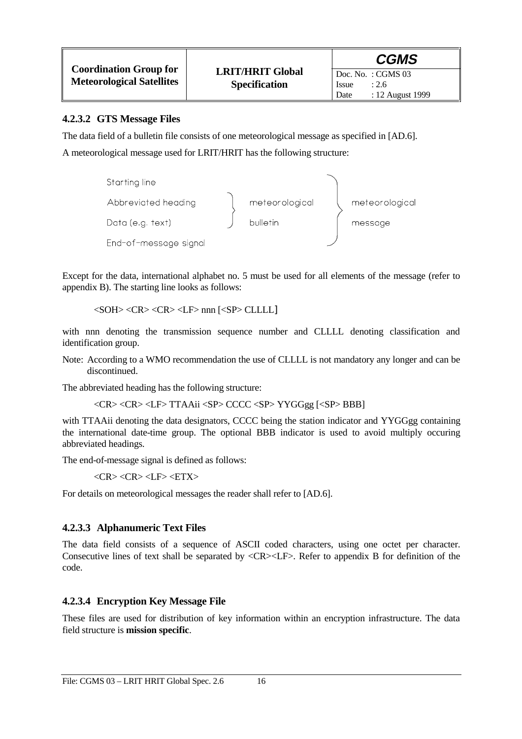#### 4.2.3.2 GTS Message Files

The data field of a bulletin file consists of one meteorological message as specified in [AD.6].

A meteorological message used for LRIT/HRIT has the following structure:

```
Starting line                                              \
Abbreviated heading    \  meteorological                    \  meteorological
Data (e.g. text)       /  bulletin                          /  message
End-of-message signal                                      /
```

Except for the data, international alphabet no. 5 must be used for all elements of the message (refer to appendix B). The starting line looks as follows:

<SOH> <CR> <CR> <LF> nnn [<SP> CLLLL]

with nnn denoting the transmission sequence number and CLLLL denoting classification and identification group.

Note: According to a WMO recommendation the use of CLLLL is not mandatory any longer and can be discontinued.

The abbreviated heading has the following structure:

<CR> <CR> <LF> TTAAii <SP> CCCC <SP> YYGGgg [<SP> BBB]

with TTAAii denoting the data designators, CCCC being the station indicator and YYGGgg containing the international date-time group. The optional BBB indicator is used to avoid multiply occuring abbreviated headings.

The end-of-message signal is defined as follows:

<CR> <CR> <LF> <ETX>

For details on meteorological messages the reader shall refer to [AD.6].

#### 4.2.3.3 Alphanumeric Text Files

The data field consists of a sequence of ASCII coded characters, using one octet per character. Consecutive lines of text shall be separated by <CR><LF>. Refer to appendix B for definition of the code.

#### 4.2.3.4 Encryption Key Message File

These files are used for distribution of key information within an encryption infrastructure. The data field structure is **mission specific**.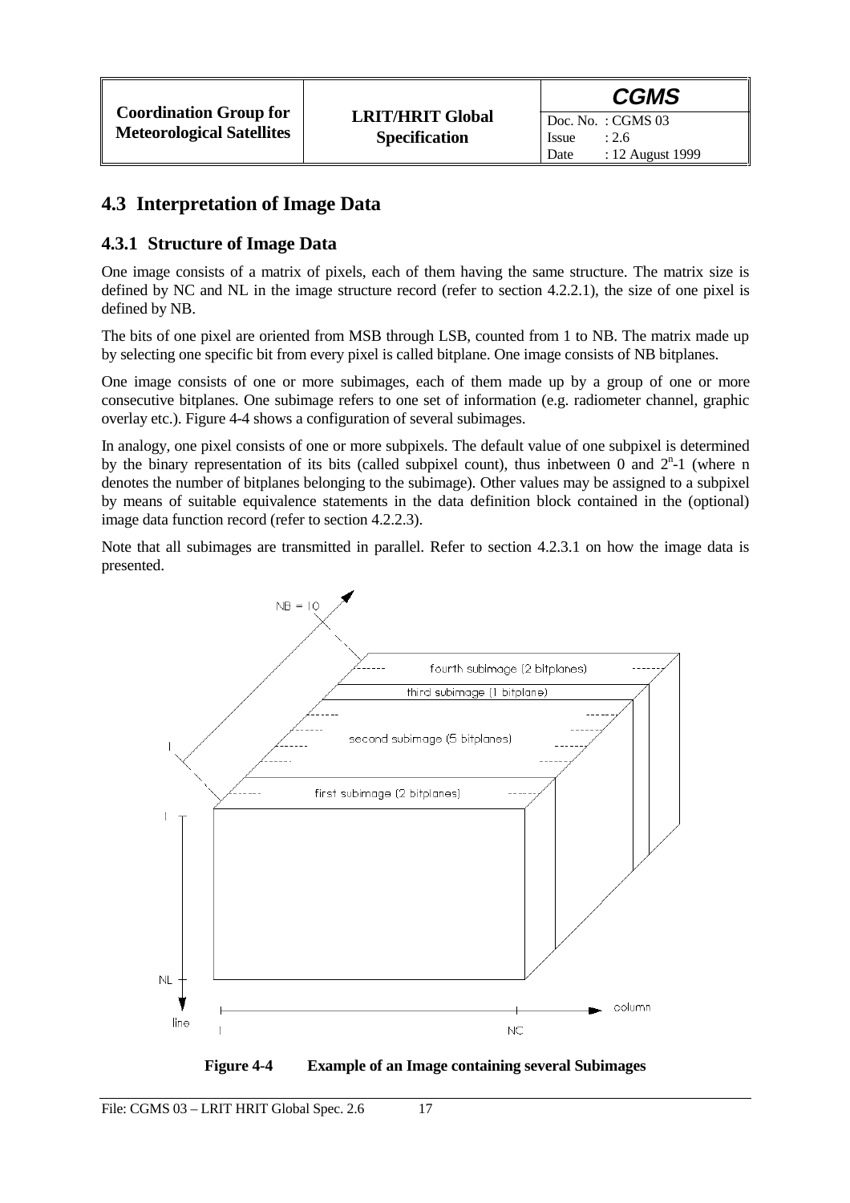## 4.3 Interpretation of Image Data

### 4.3.1 Structure of Image Data

One image consists of a matrix of pixels, each of them having the same structure. The matrix size is defined by NC and NL in the image structure record (refer to section 4.2.2.1), the size of one pixel is defined by NB.

The bits of one pixel are oriented from MSB through LSB, counted from 1 to NB. The matrix made up by selecting one specific bit from every pixel is called bitplane. One image consists of NB bitplanes.

One image consists of one or more subimages, each of them made up by a group of one or more consecutive bitplanes. One subimage refers to one set of information (e.g. radiometer channel, graphic overlay etc.). Figure 4-4 shows a configuration of several subimages.

In analogy, one pixel consists of one or more subpixels. The default value of one subpixel is determined by the binary representation of its bits (called subpixel count), thus inbetween 0 and $2^n$-1 (where n denotes the number of bitplanes belonging to the subimage). Other values may be assigned to a subpixel by means of suitable equivalence statements in the data definition block contained in the (optional) image data function record (refer to section 4.2.2.3).

Note that all subimages are transmitted in parallel. Refer to section 4.2.3.1 on how the image data is presented.

**Figure 4-4 Example of an Image containing several Subimages**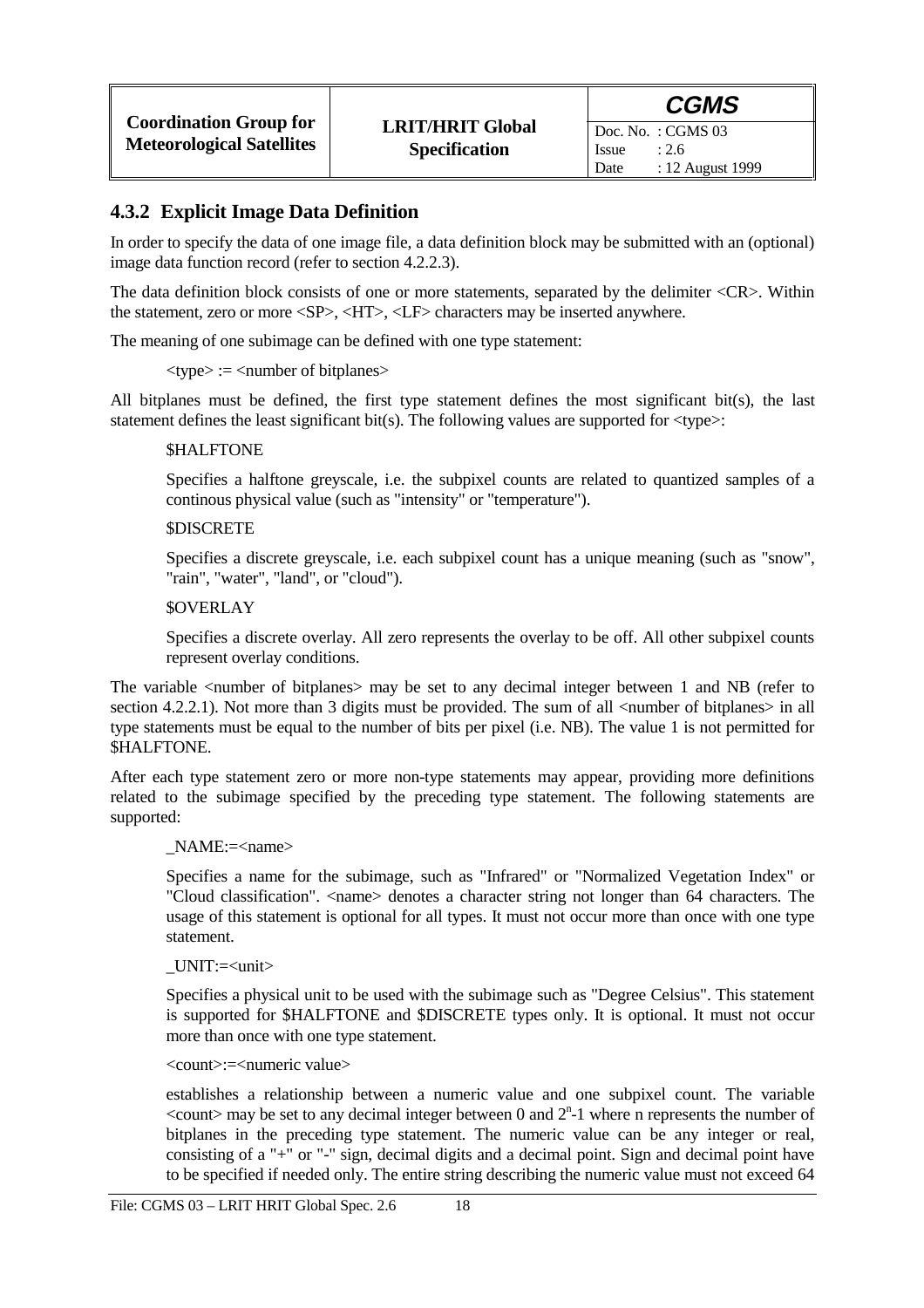### 4.3.2 Explicit Image Data Definition

In order to specify the data of one image file, a data definition block may be submitted with an (optional) image data function record (refer to section 4.2.2.3).

The data definition block consists of one or more statements, separated by the delimiter <CR>. Within the statement, zero or more <SP>, <HT>, <LF> characters may be inserted anywhere.

The meaning of one subimage can be defined with one type statement:

<type> := <number of bitplanes>

All bitplanes must be defined, the first type statement defines the most significant bit(s), the last statement defines the least significant bit(s). The following values are supported for <type>:

$HALFTONE

Specifies a halftone greyscale, i.e. the subpixel counts are related to quantized samples of a continous physical value (such as "intensity" or "temperature").

$DISCRETE

Specifies a discrete greyscale, i.e. each subpixel count has a unique meaning (such as "snow", "rain", "water", "land", or "cloud").

$OVERLAY

Specifies a discrete overlay. All zero represents the overlay to be off. All other subpixel counts represent overlay conditions.

The variable <number of bitplanes> may be set to any decimal integer between 1 and NB (refer to section 4.2.2.1). Not more than 3 digits must be provided. The sum of all <number of bitplanes> in all type statements must be equal to the number of bits per pixel (i.e. NB). The value 1 is not permitted for $HALFTONE.

After each type statement zero or more non-type statements may appear, providing more definitions related to the subimage specified by the preceding type statement. The following statements are supported:

_NAME:=<name>

Specifies a name for the subimage, such as "Infrared" or "Normalized Vegetation Index" or "Cloud classification". <name> denotes a character string not longer than 64 characters. The usage of this statement is optional for all types. It must not occur more than once with one type statement.

_UNIT:=<unit>

Specifies a physical unit to be used with the subimage such as "Degree Celsius". This statement is supported for $HALFTONE and $DISCRETE types only. It is optional. It must not occur more than once with one type statement.

<count>:=<numeric value>

establishes a relationship between a numeric value and one subpixel count. The variable <count> may be set to any decimal integer between 0 and $2^n$-1 where n represents the number of bitplanes in the preceding type statement. The numeric value can be any integer or real, consisting of a "+" or "-" sign, decimal digits and a decimal point. Sign and decimal point have to be specified if needed only. The entire string describing the numeric value must not exceed 64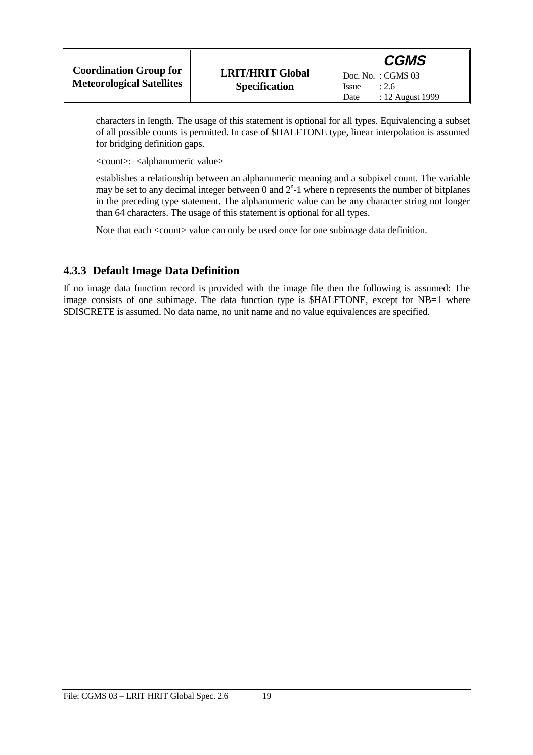characters in length. The usage of this statement is optional for all types. Equivalencing a subset of all possible counts is permitted. In case of $HALFTONE type, linear interpolation is assumed for bridging definition gaps.

<count>:=<alphanumeric value>

establishes a relationship between an alphanumeric meaning and a subpixel count. The variable may be set to any decimal integer between 0 and $2^n$-1 where n represents the number of bitplanes in the preceding type statement. The alphanumeric value can be any character string not longer than 64 characters. The usage of this statement is optional for all types.

Note that each <count> value can only be used once for one subimage data definition.

### 4.3.3 Default Image Data Definition

If no image data function record is provided with the image file then the following is assumed: The image consists of one subimage. The data function type is $HALFTONE, except for NB=1 where $DISCRETE is assumed. No data name, no unit name and no value equivalences are specified.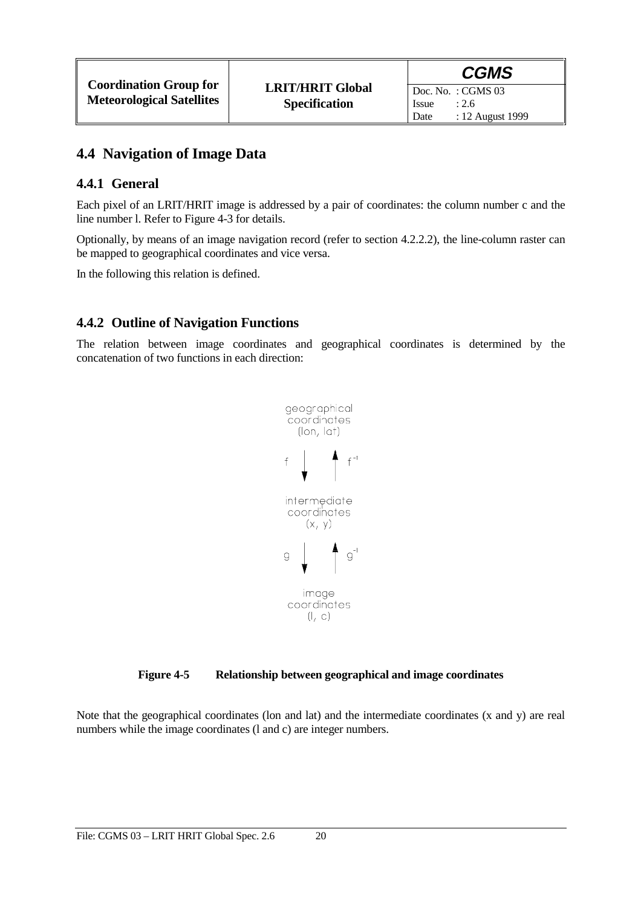## 4.4 Navigation of Image Data

### 4.4.1 General

Each pixel of an LRIT/HRIT image is addressed by a pair of coordinates: the column number c and the line number l. Refer to Figure 4-3 for details.

Optionally, by means of an image navigation record (refer to section 4.2.2.2), the line-column raster can be mapped to geographical coordinates and vice versa.

In the following this relation is defined.

### 4.4.2 Outline of Navigation Functions

The relation between image coordinates and geographical coordinates is determined by the concatenation of two functions in each direction:

geographical coordinates (lon, lat)

$f$ ↓ ↑ $f^{-1}$

intermediate coordinates (x, y)

$g$ ↓ ↑ $g^{-1}$

image coordinates (l, c)

**Figure 4-5 Relationship between geographical and image coordinates**

Note that the geographical coordinates (lon and lat) and the intermediate coordinates (x and y) are real numbers while the image coordinates (l and c) are integer numbers.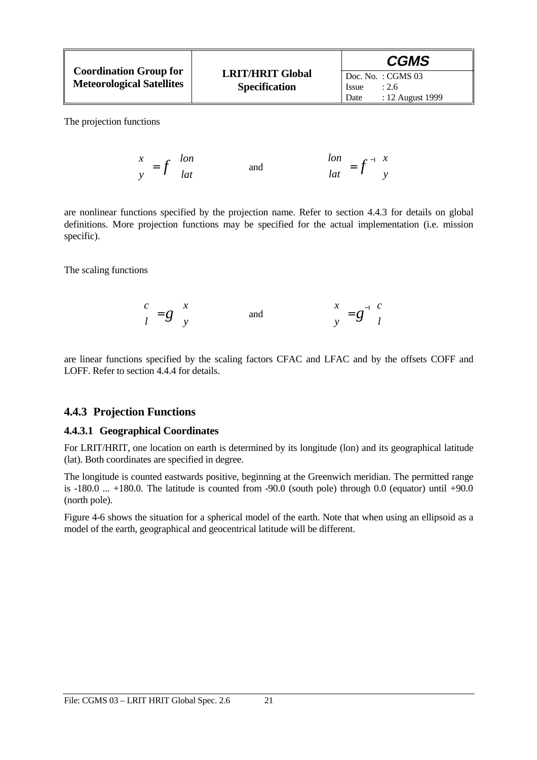The projection functions

$$\begin{pmatrix} x \\ y \end{pmatrix} = f\begin{pmatrix} lon \\ lat \end{pmatrix} \quad \text{and} \quad \begin{pmatrix} lon \\ lat \end{pmatrix} = f^{-1}\begin{pmatrix} x \\ y \end{pmatrix}$$

are nonlinear functions specified by the projection name. Refer to section 4.4.3 for details on global definitions. More projection functions may be specified for the actual implementation (i.e. mission specific).

The scaling functions

$$\begin{pmatrix} c \\ l \end{pmatrix} = g\begin{pmatrix} x \\ y \end{pmatrix} \quad \text{and} \quad \begin{pmatrix} x \\ y \end{pmatrix} = g^{-1}\begin{pmatrix} c \\ l \end{pmatrix}$$

are linear functions specified by the scaling factors CFAC and LFAC and by the offsets COFF and LOFF. Refer to section 4.4.4 for details.

### 4.4.3 Projection Functions

#### 4.4.3.1 Geographical Coordinates

For LRIT/HRIT, one location on earth is determined by its longitude (lon) and its geographical latitude (lat). Both coordinates are specified in degree.

The longitude is counted eastwards positive, beginning at the Greenwich meridian. The permitted range is -180.0 ... +180.0. The latitude is counted from -90.0 (south pole) through 0.0 (equator) until +90.0 (north pole).

Figure 4-6 shows the situation for a spherical model of the earth. Note that when using an ellipsoid as a model of the earth, geographical and geocentrical latitude will be different.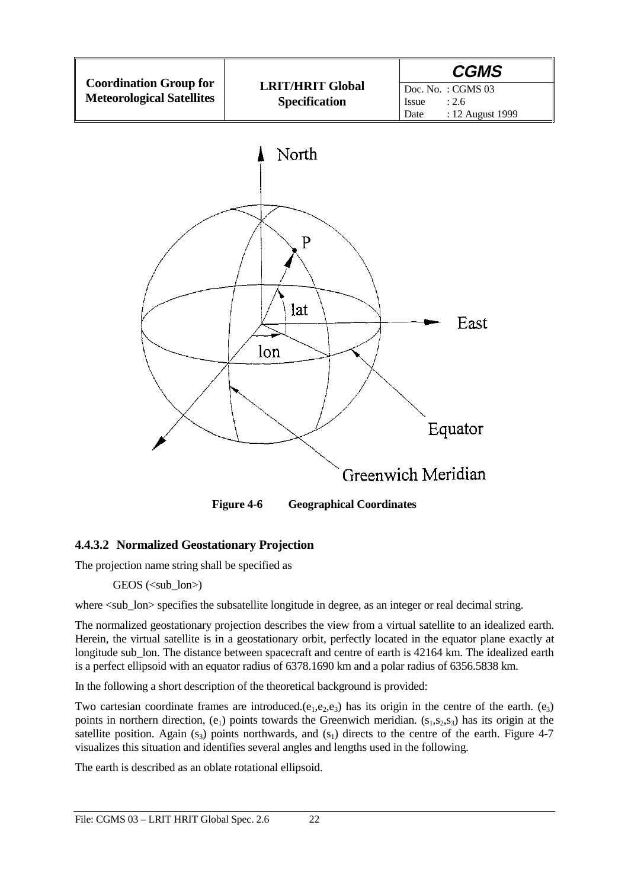Figure 4-6 Geographical Coordinates

### 4.4.3.2 Normalized Geostationary Projection

The projection name string shall be specified as

GEOS (<sub_lon>)

where <sub_lon> specifies the subsatellite longitude in degree, as an integer or real decimal string.

The normalized geostationary projection describes the view from a virtual satellite to an idealized earth. Herein, the virtual satellite is in a geostationary orbit, perfectly located in the equator plane exactly at longitude sub_lon. The distance between spacecraft and centre of earth is 42164 km. The idealized earth is a perfect ellipsoid with an equator radius of 6378.1690 km and a polar radius of 6356.5838 km.

In the following a short description of the theoretical background is provided:

Two cartesian coordinate frames are introduced.($e_1$,$e_2$,$e_3$) has its origin in the centre of the earth. ($e_3$) points in northern direction, ($e_1$) points towards the Greenwich meridian. ($s_1$,$s_2$,$s_3$) has its origin at the satellite position. Again ($s_3$) points northwards, and ($s_1$) directs to the centre of the earth. Figure 4-7 visualizes this situation and identifies several angles and lengths used in the following.

The earth is described as an oblate rotational ellipsoid.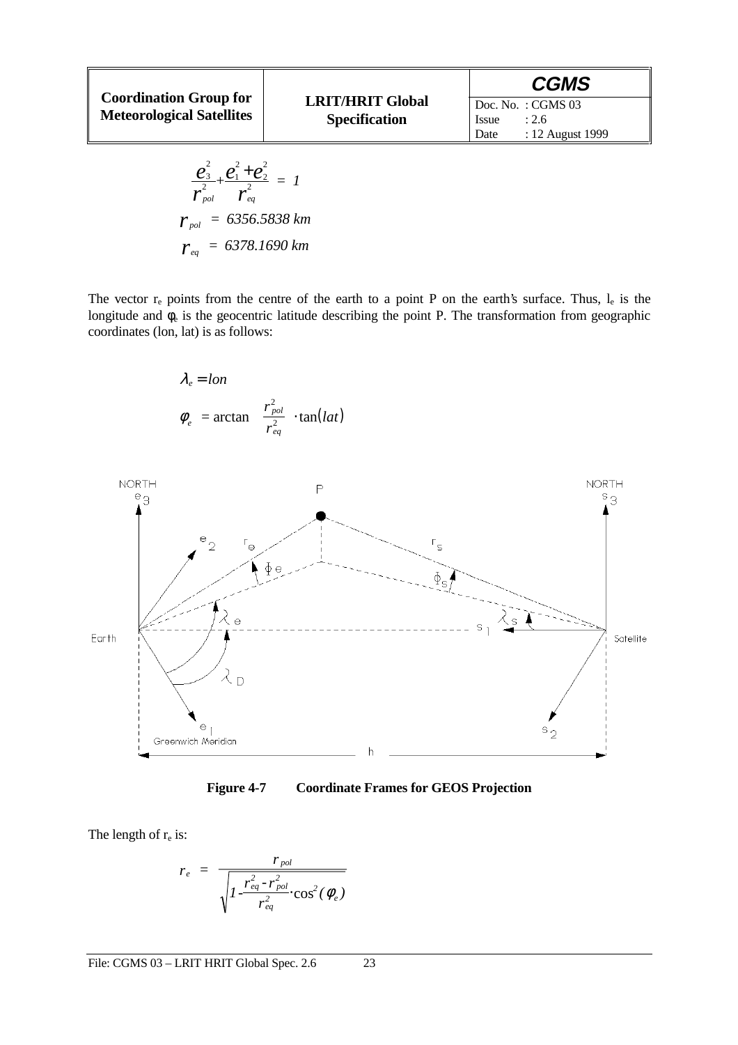$$\frac{e_3^2}{r_{pol}^2} + \frac{e_1^2 + e_2^2}{r_{eq}^2} = 1$$

$$r_{pol} = 6356.5838 \text{ km}$$

$$r_{eq} = 6378.1690 \text{ km}$$

The vector $r_e$ points from the centre of the earth to a point P on the earth's surface. Thus, $l_e$ is the longitude and $\phi_e$ is the geocentric latitude describing the point P. The transformation from geographic coordinates (lon, lat) is as follows:

$$\lambda_e = lon$$

$$\phi_e = \arctan\left(\frac{r_{pol}^2}{r_{eq}^2} \cdot \tan(lat)\right)$$

**Figure 4-7 Coordinate Frames for GEOS Projection**

The length of $r_e$ is:

$$r_e = \frac{r_{pol}}{\sqrt{1 - \frac{r_{eq}^2 - r_{pol}^2}{r_{eq}^2} \cdot \cos^2(\phi_e)}}$$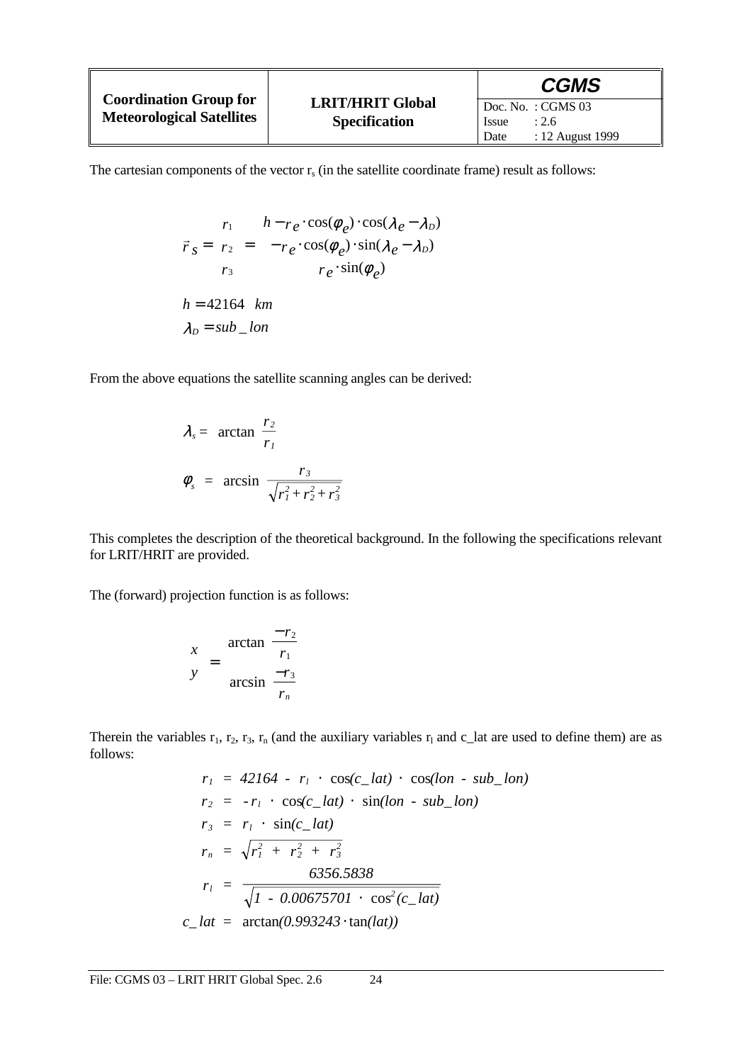The cartesian components of the vector $r_s$ (in the satellite coordinate frame) result as follows:

$$\vec{r}_S = \begin{pmatrix} r_1 \\ r_2 \\ r_3 \end{pmatrix} = \begin{pmatrix} h - r_e \cdot \cos(\varphi_e) \cdot \cos(\lambda_e - \lambda_D) \\ -r_e \cdot \cos(\varphi_e) \cdot \sin(\lambda_e - \lambda_D) \\ r_e \cdot \sin(\varphi_e) \end{pmatrix}$$

$$h = 42164 \quad km$$

$$\lambda_D = sub\_lon$$

From the above equations the satellite scanning angles can be derived:

$$\lambda_s = \arctan\left(\frac{r_2}{r_1}\right)$$

$$\varphi_s = \arcsin\left(\frac{r_3}{\sqrt{r_1^2 + r_2^2 + r_3^2}}\right)$$

This completes the description of the theoretical background. In the following the specifications relevant for LRIT/HRIT are provided.

The (forward) projection function is as follows:

$$\begin{pmatrix} x \\ y \end{pmatrix} = \begin{pmatrix} \arctan\left(\frac{-r_2}{r_1}\right) \\ \arcsin\left(\frac{-r_3}{r_n}\right) \end{pmatrix}$$

Therein the variables $r_1$, $r_2$, $r_3$, $r_n$ (and the auxiliary variables $r_l$ and c_lat are used to define them) are as follows:

$$r_1 = 42164 - r_l \cdot \cos(c\_lat) \cdot \cos(lon - sub\_lon)$$

$$r_2 = -r_l \cdot \cos(c\_lat) \cdot \sin(lon - sub\_lon)$$

$$r_3 = r_l \cdot \sin(c\_lat)$$

$$r_n = \sqrt{r_1^2 + r_2^2 + r_3^2}$$

$$r_l = \frac{6356.5838}{\sqrt{1 - 0.00675701 \cdot \cos^2(c\_lat)}}$$

$$c\_lat = \arctan(0.993243 \cdot \tan(lat))$$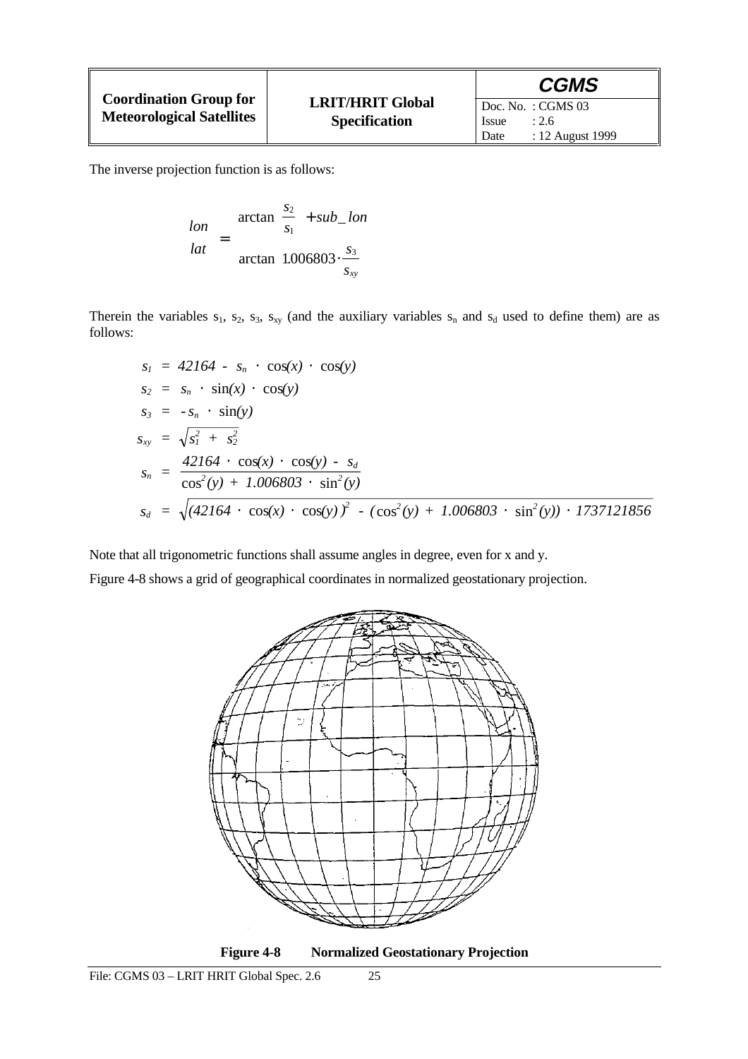The inverse projection function is as follows:

$$\begin{pmatrix} lon \\ lat \end{pmatrix} = \begin{pmatrix} \arctan\left(\dfrac{s_2}{s_1}\right) + sub\_lon \\ \arctan\left(1.006803 \cdot \dfrac{s_3}{s_{xy}}\right) \end{pmatrix}$$

Therein the variables $s_1$, $s_2$, $s_3$, $s_{xy}$ (and the auxiliary variables $s_n$ and $s_d$ used to define them) are as follows:

$$s_1 = 42164 - s_n \cdot \cos(x) \cdot \cos(y)$$

$$s_2 = s_n \cdot \sin(x) \cdot \cos(y)$$

$$s_3 = -s_n \cdot \sin(y)$$

$$s_{xy} = \sqrt{s_1^2 + s_2^2}$$

$$s_n = \frac{42164 \cdot \cos(x) \cdot \cos(y) - s_d}{\cos^2(y) + 1.006803 \cdot \sin^2(y)}$$

$$s_d = \sqrt{(42164 \cdot \cos(x) \cdot \cos(y))^2 - (\cos^2(y) + 1.006803 \cdot \sin^2(y)) \cdot 1737121856}$$

Note that all trigonometric functions shall assume angles in degree, even for x and y.

Figure 4-8 shows a grid of geographical coordinates in normalized geostationary projection.

**Figure 4-8 Normalized Geostationary Projection**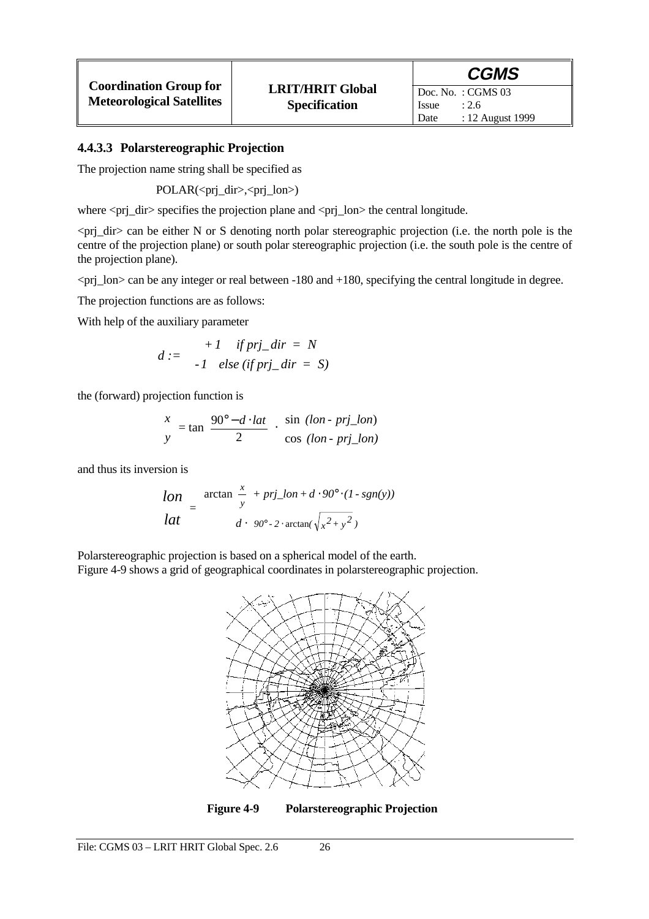### 4.4.3.3 Polarstereographic Projection

The projection name string shall be specified as

POLAR(<prj_dir>,<prj_lon>)

where <prj_dir> specifies the projection plane and <prj_lon> the central longitude.

<prj_dir> can be either N or S denoting north polar stereographic projection (i.e. the north pole is the centre of the projection plane) or south polar stereographic projection (i.e. the south pole is the centre of the projection plane).

<prj_lon> can be any integer or real between -180 and +180, specifying the central longitude in degree.

The projection functions are as follows:

With help of the auxiliary parameter

$$d := \begin{cases} +1 & \text{if } prj\_dir = N \\ -1 & \text{else (if } prj\_dir = S) \end{cases}$$

the (forward) projection function is

$$\begin{pmatrix} x \\ y \end{pmatrix} = \tan\left(\frac{90° - d \cdot lat}{2}\right) \cdot \begin{pmatrix} \sin\,(lon - prj\_lon) \\ \cos\,(lon - prj\_lon) \end{pmatrix}$$

and thus its inversion is

$$\begin{pmatrix} lon \\ lat \end{pmatrix} = \begin{pmatrix} \arctan\left(\frac{x}{y}\right) + prj\_lon + d \cdot 90° \cdot (1 - sgn(y)) \\ d \cdot \left(90° - 2 \cdot \arctan\left(\sqrt{x^2 + y^2}\right)\right) \end{pmatrix}$$

Polarstereographic projection is based on a spherical model of the earth.
Figure 4-9 shows a grid of geographical coordinates in polarstereographic projection.

**Figure 4-9 Polarstereographic Projection**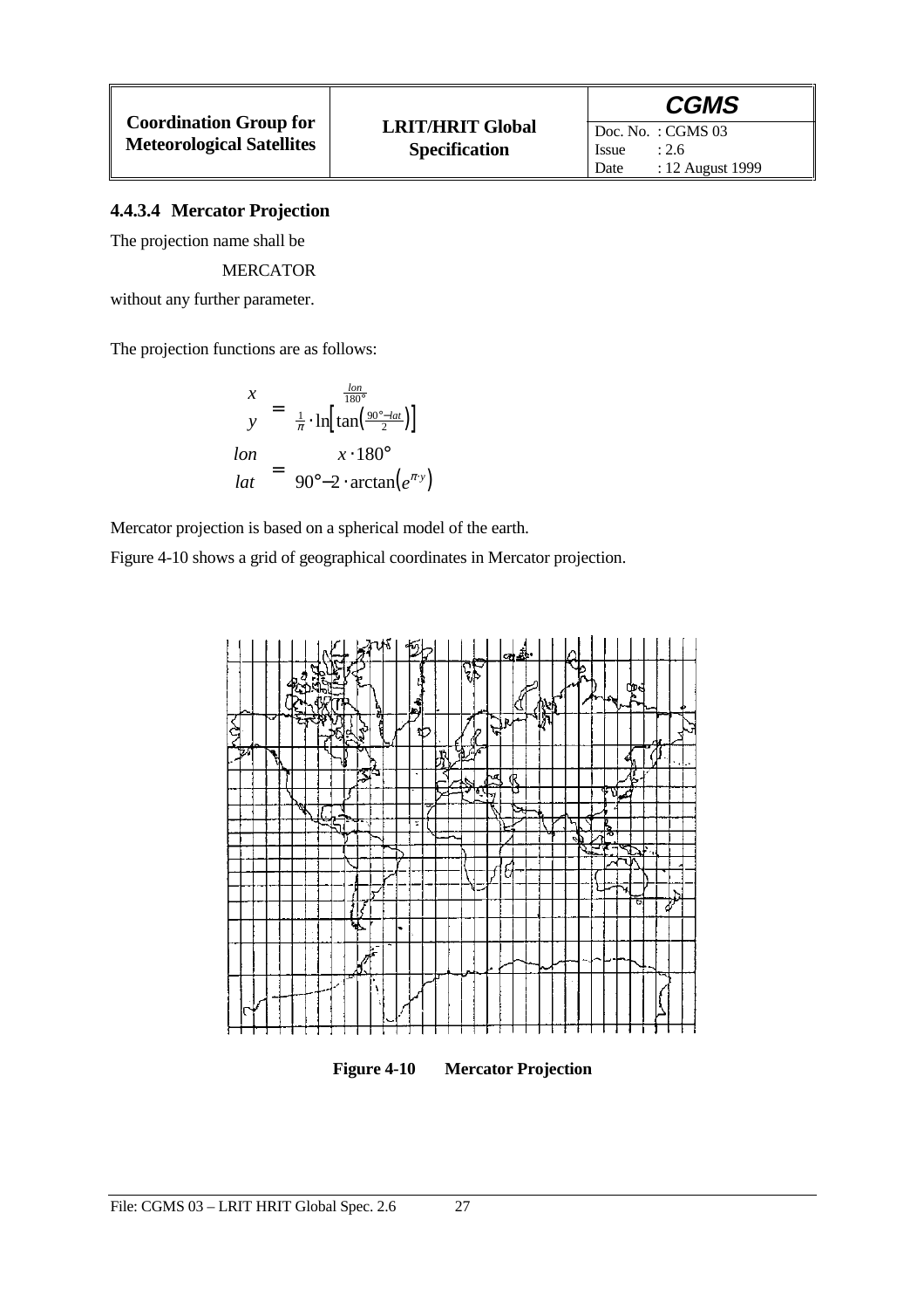#### 4.4.3.4 Mercator Projection

The projection name shall be

MERCATOR

without any further parameter.

The projection functions are as follows:

$$\begin{pmatrix} x \\ y \end{pmatrix} = \begin{pmatrix} \frac{lon}{180°} \\ \frac{1}{\pi} \cdot \ln\left[\tan\left(\frac{90° - lat}{2}\right)\right] \end{pmatrix}$$

$$\begin{pmatrix} lon \\ lat \end{pmatrix} = \begin{pmatrix} x \cdot 180° \\ 90° - 2 \cdot \arctan\left(e^{\pi \cdot y}\right) \end{pmatrix}$$

Mercator projection is based on a spherical model of the earth.

Figure 4-10 shows a grid of geographical coordinates in Mercator projection.

**Figure 4-10 Mercator Projection**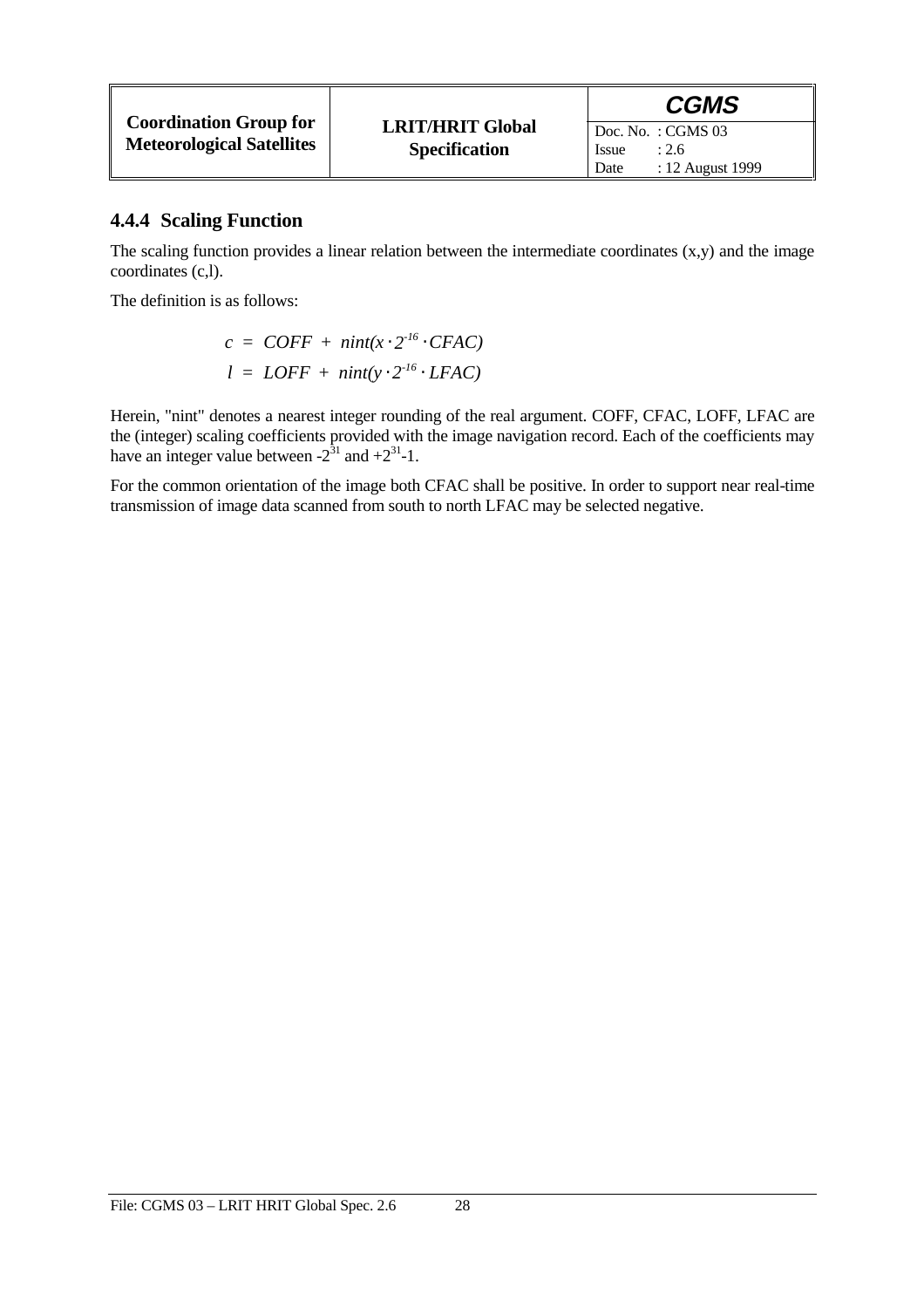### 4.4.4 Scaling Function

The scaling function provides a linear relation between the intermediate coordinates (x,y) and the image coordinates (c,l).

The definition is as follows:

$$c = COFF + nint(x \cdot 2^{-16} \cdot CFAC)$$

$$l = LOFF + nint(y \cdot 2^{-16} \cdot LFAC)$$

Herein, "nint" denotes a nearest integer rounding of the real argument. COFF, CFAC, LOFF, LFAC are the (integer) scaling coefficients provided with the image navigation record. Each of the coefficients may have an integer value between $-2^{31}$ and $+2^{31}-1$.

For the common orientation of the image both CFAC shall be positive. In order to support near real-time transmission of image data scanned from south to north LFAC may be selected negative.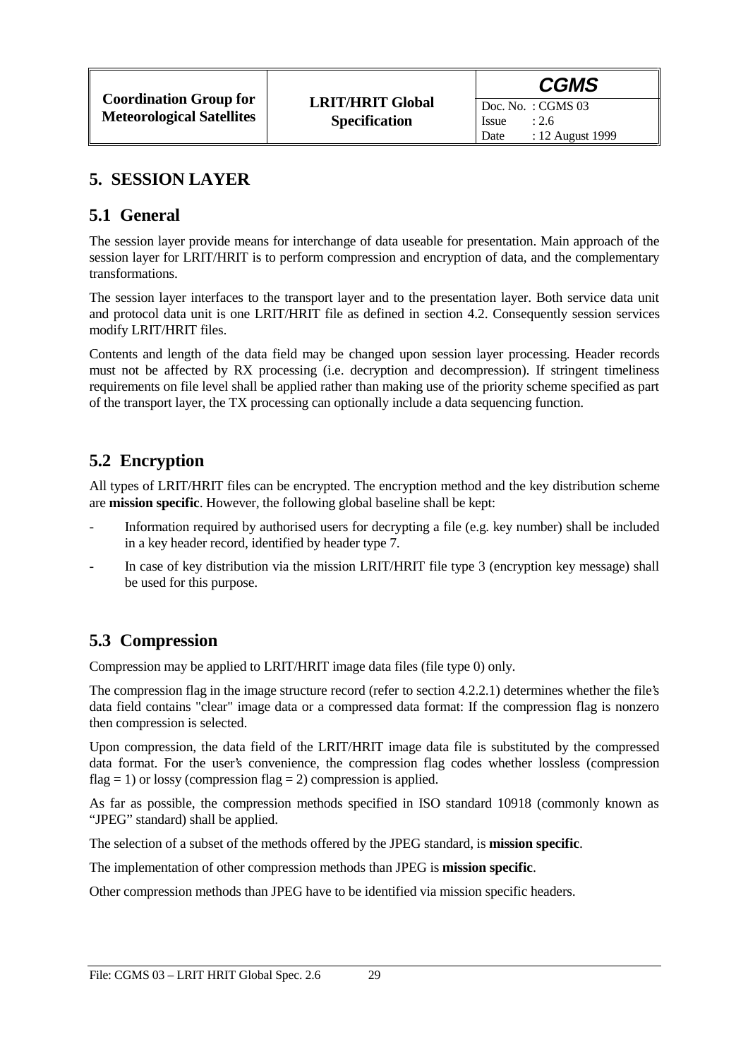# 5. SESSION LAYER

## 5.1 General

The session layer provide means for interchange of data useable for presentation. Main approach of the session layer for LRIT/HRIT is to perform compression and encryption of data, and the complementary transformations.

The session layer interfaces to the transport layer and to the presentation layer. Both service data unit and protocol data unit is one LRIT/HRIT file as defined in section 4.2. Consequently session services modify LRIT/HRIT files.

Contents and length of the data field may be changed upon session layer processing. Header records must not be affected by RX processing (i.e. decryption and decompression). If stringent timeliness requirements on file level shall be applied rather than making use of the priority scheme specified as part of the transport layer, the TX processing can optionally include a data sequencing function.

## 5.2 Encryption

All types of LRIT/HRIT files can be encrypted. The encryption method and the key distribution scheme are **mission specific**. However, the following global baseline shall be kept:

- Information required by authorised users for decrypting a file (e.g. key number) shall be included in a key header record, identified by header type 7.
- In case of key distribution via the mission LRIT/HRIT file type 3 (encryption key message) shall be used for this purpose.

## 5.3 Compression

Compression may be applied to LRIT/HRIT image data files (file type 0) only.

The compression flag in the image structure record (refer to section 4.2.2.1) determines whether the file's data field contains "clear" image data or a compressed data format: If the compression flag is nonzero then compression is selected.

Upon compression, the data field of the LRIT/HRIT image data file is substituted by the compressed data format. For the user's convenience, the compression flag codes whether lossless (compression flag = 1) or lossy (compression flag = 2) compression is applied.

As far as possible, the compression methods specified in ISO standard 10918 (commonly known as "JPEG" standard) shall be applied.

The selection of a subset of the methods offered by the JPEG standard, is **mission specific**.

The implementation of other compression methods than JPEG is **mission specific**.

Other compression methods than JPEG have to be identified via mission specific headers.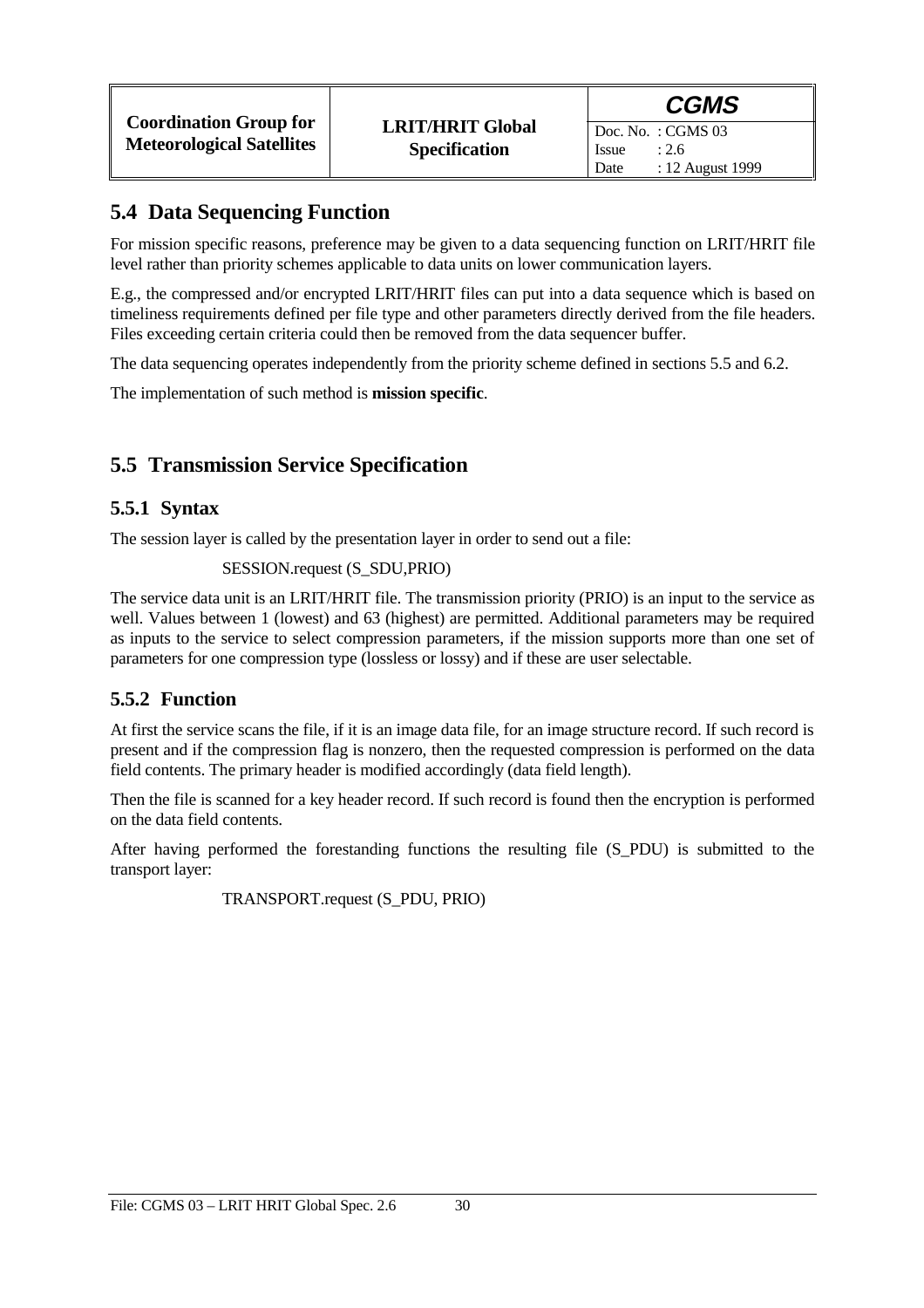## 5.4 Data Sequencing Function

For mission specific reasons, preference may be given to a data sequencing function on LRIT/HRIT file level rather than priority schemes applicable to data units on lower communication layers.

E.g., the compressed and/or encrypted LRIT/HRIT files can put into a data sequence which is based on timeliness requirements defined per file type and other parameters directly derived from the file headers. Files exceeding certain criteria could then be removed from the data sequencer buffer.

The data sequencing operates independently from the priority scheme defined in sections 5.5 and 6.2.

The implementation of such method is **mission specific**.

## 5.5 Transmission Service Specification

### 5.5.1 Syntax

The session layer is called by the presentation layer in order to send out a file:

SESSION.request (S_SDU,PRIO)

The service data unit is an LRIT/HRIT file. The transmission priority (PRIO) is an input to the service as well. Values between 1 (lowest) and 63 (highest) are permitted. Additional parameters may be required as inputs to the service to select compression parameters, if the mission supports more than one set of parameters for one compression type (lossless or lossy) and if these are user selectable.

### 5.5.2 Function

At first the service scans the file, if it is an image data file, for an image structure record. If such record is present and if the compression flag is nonzero, then the requested compression is performed on the data field contents. The primary header is modified accordingly (data field length).

Then the file is scanned for a key header record. If such record is found then the encryption is performed on the data field contents.

After having performed the forestanding functions the resulting file (S_PDU) is submitted to the transport layer:

TRANSPORT.request (S_PDU, PRIO)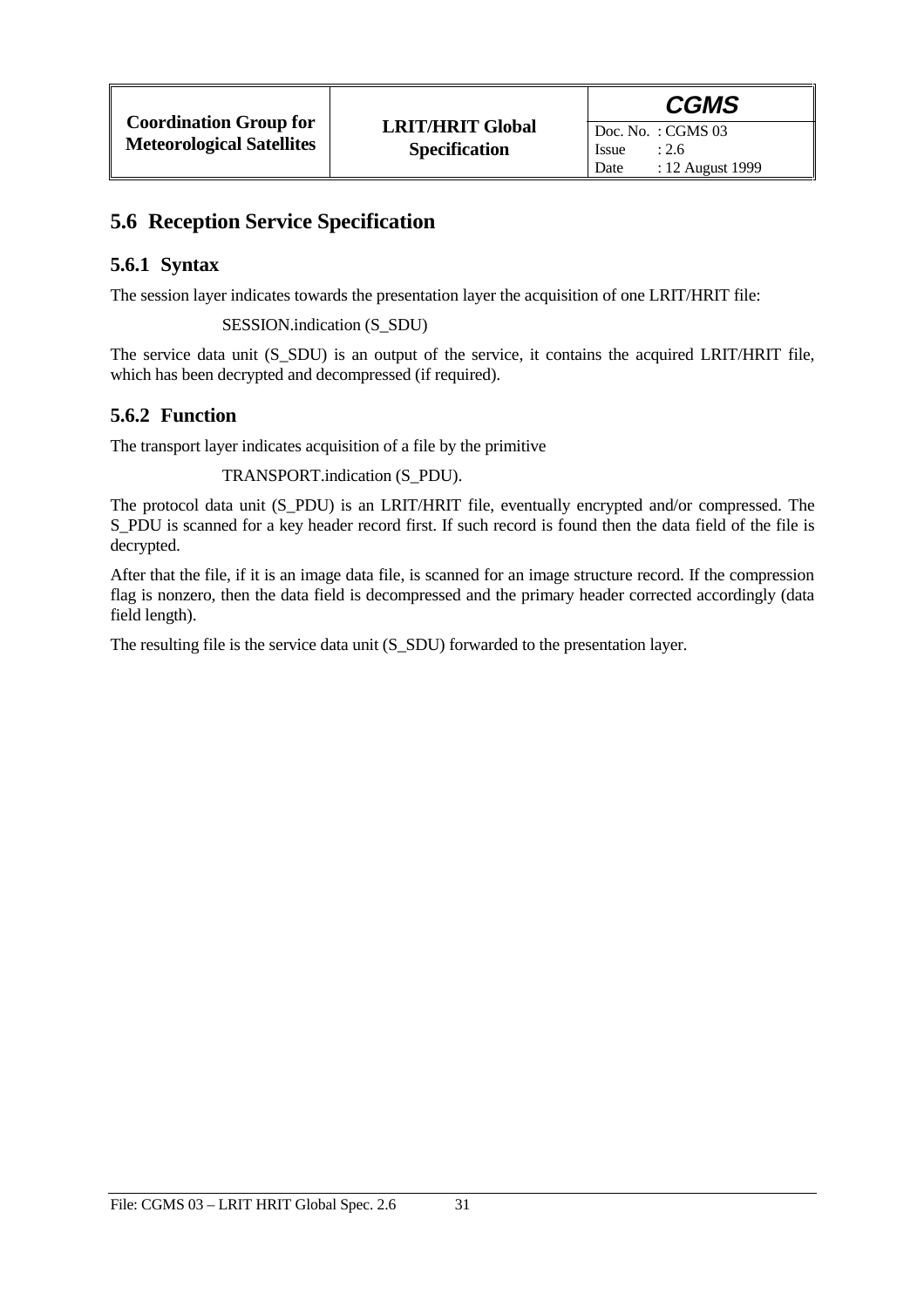## 5.6 Reception Service Specification

### 5.6.1 Syntax

The session layer indicates towards the presentation layer the acquisition of one LRIT/HRIT file:

SESSION.indication (S_SDU)

The service data unit (S_SDU) is an output of the service, it contains the acquired LRIT/HRIT file, which has been decrypted and decompressed (if required).

### 5.6.2 Function

The transport layer indicates acquisition of a file by the primitive

TRANSPORT.indication (S_PDU).

The protocol data unit (S_PDU) is an LRIT/HRIT file, eventually encrypted and/or compressed. The S_PDU is scanned for a key header record first. If such record is found then the data field of the file is decrypted.

After that the file, if it is an image data file, is scanned for an image structure record. If the compression flag is nonzero, then the data field is decompressed and the primary header corrected accordingly (data field length).

The resulting file is the service data unit (S_SDU) forwarded to the presentation layer.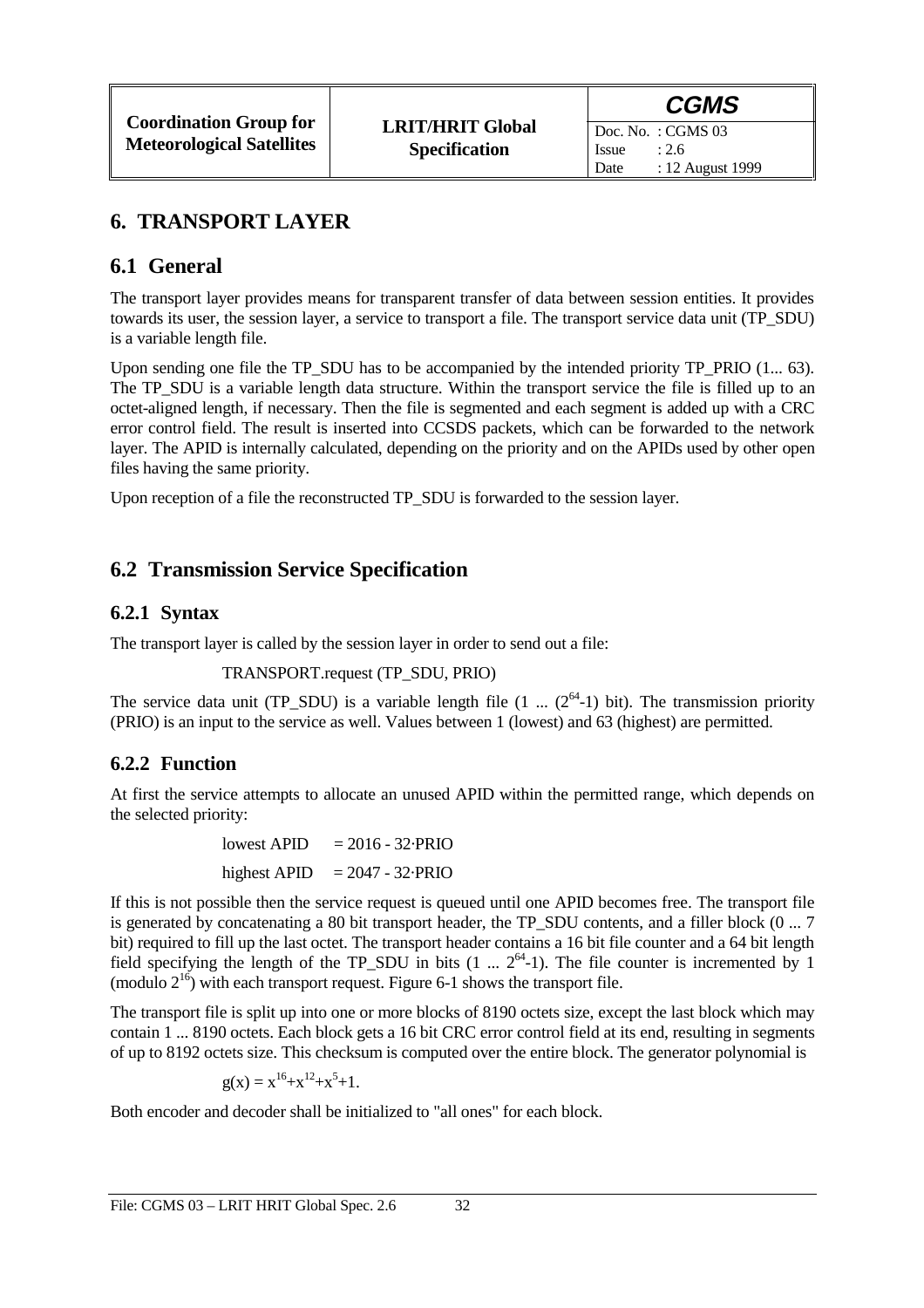# 6. TRANSPORT LAYER

## 6.1 General

The transport layer provides means for transparent transfer of data between session entities. It provides towards its user, the session layer, a service to transport a file. The transport service data unit (TP_SDU) is a variable length file.

Upon sending one file the TP_SDU has to be accompanied by the intended priority TP_PRIO (1... 63). The TP_SDU is a variable length data structure. Within the transport service the file is filled up to an octet-aligned length, if necessary. Then the file is segmented and each segment is added up with a CRC error control field. The result is inserted into CCSDS packets, which can be forwarded to the network layer. The APID is internally calculated, depending on the priority and on the APIDs used by other open files having the same priority.

Upon reception of a file the reconstructed TP_SDU is forwarded to the session layer.

## 6.2 Transmission Service Specification

### 6.2.1 Syntax

The transport layer is called by the session layer in order to send out a file:

TRANSPORT.request (TP_SDU, PRIO)

The service data unit (TP_SDU) is a variable length file (1 ... ($2^{64}$-1) bit). The transmission priority (PRIO) is an input to the service as well. Values between 1 (lowest) and 63 (highest) are permitted.

### 6.2.2 Function

At first the service attempts to allocate an unused APID within the permitted range, which depends on the selected priority:

lowest APID $= 2016 - 32 \cdot \text{PRIO}$

highest APID $= 2047 - 32 \cdot \text{PRIO}$

If this is not possible then the service request is queued until one APID becomes free. The transport file is generated by concatenating a 80 bit transport header, the TP_SDU contents, and a filler block (0 ... 7 bit) required to fill up the last octet. The transport header contains a 16 bit file counter and a 64 bit length field specifying the length of the TP_SDU in bits (1 ... $2^{64}$-1). The file counter is incremented by 1 (modulo $2^{16}$) with each transport request. Figure 6-1 shows the transport file.

The transport file is split up into one or more blocks of 8190 octets size, except the last block which may contain 1 ... 8190 octets. Each block gets a 16 bit CRC error control field at its end, resulting in segments of up to 8192 octets size. This checksum is computed over the entire block. The generator polynomial is

$$g(x) = x^{16}+x^{12}+x^{5}+1.$$

Both encoder and decoder shall be initialized to "all ones" for each block.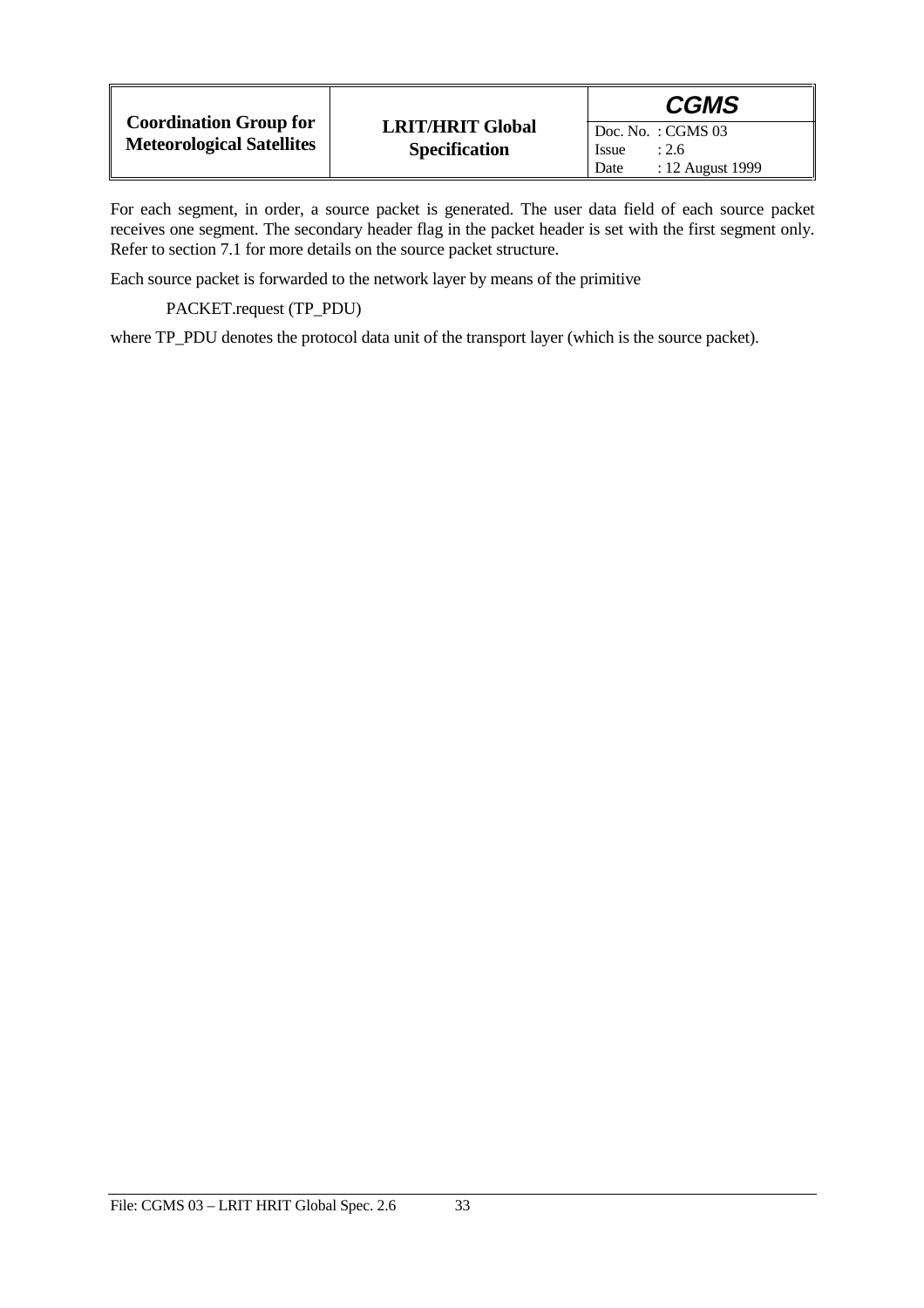For each segment, in order, a source packet is generated. The user data field of each source packet receives one segment. The secondary header flag in the packet header is set with the first segment only. Refer to section 7.1 for more details on the source packet structure.

Each source packet is forwarded to the network layer by means of the primitive

PACKET.request (TP_PDU)

where TP_PDU denotes the protocol data unit of the transport layer (which is the source packet).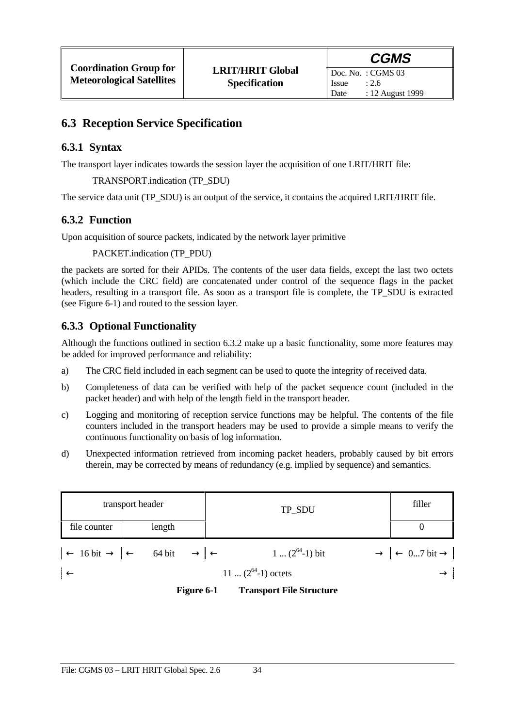## 6.3 Reception Service Specification

### 6.3.1 Syntax

The transport layer indicates towards the session layer the acquisition of one LRIT/HRIT file:

TRANSPORT.indication (TP_SDU)

The service data unit (TP_SDU) is an output of the service, it contains the acquired LRIT/HRIT file.

### 6.3.2 Function

Upon acquisition of source packets, indicated by the network layer primitive

PACKET.indication (TP_PDU)

the packets are sorted for their APIDs. The contents of the user data fields, except the last two octets (which include the CRC field) are concatenated under control of the sequence flags in the packet headers, resulting in a transport file. As soon as a transport file is complete, the TP_SDU is extracted (see Figure 6-1) and routed to the session layer.

### 6.3.3 Optional Functionality

Although the functions outlined in section 6.3.2 make up a basic functionality, some more features may be added for improved performance and reliability:

a) The CRC field included in each segment can be used to quote the integrity of received data.

b) Completeness of data can be verified with help of the packet sequence count (included in the packet header) and with help of the length field in the transport header.

c) Logging and monitoring of reception service functions may be helpful. The contents of the file counters included in the transport headers may be used to provide a simple means to verify the continuous functionality on basis of log information.

d) Unexpected information retrieved from incoming packet headers, probably caused by bit errors therein, may be corrected by means of redundancy (e.g. implied by sequence) and semantics.

| transport header | | TP_SDU | filler |
|---|---|---|---|
| file counter | length | | 0 |
| ← 16 bit → | ← 64 bit → | ← 1 ... ($2^{64}$-1) bit → | ← 0...7 bit → |
| ← 11 ... ($2^{64}$-1) octets → | | | |

**Figure 6-1 Transport File Structure**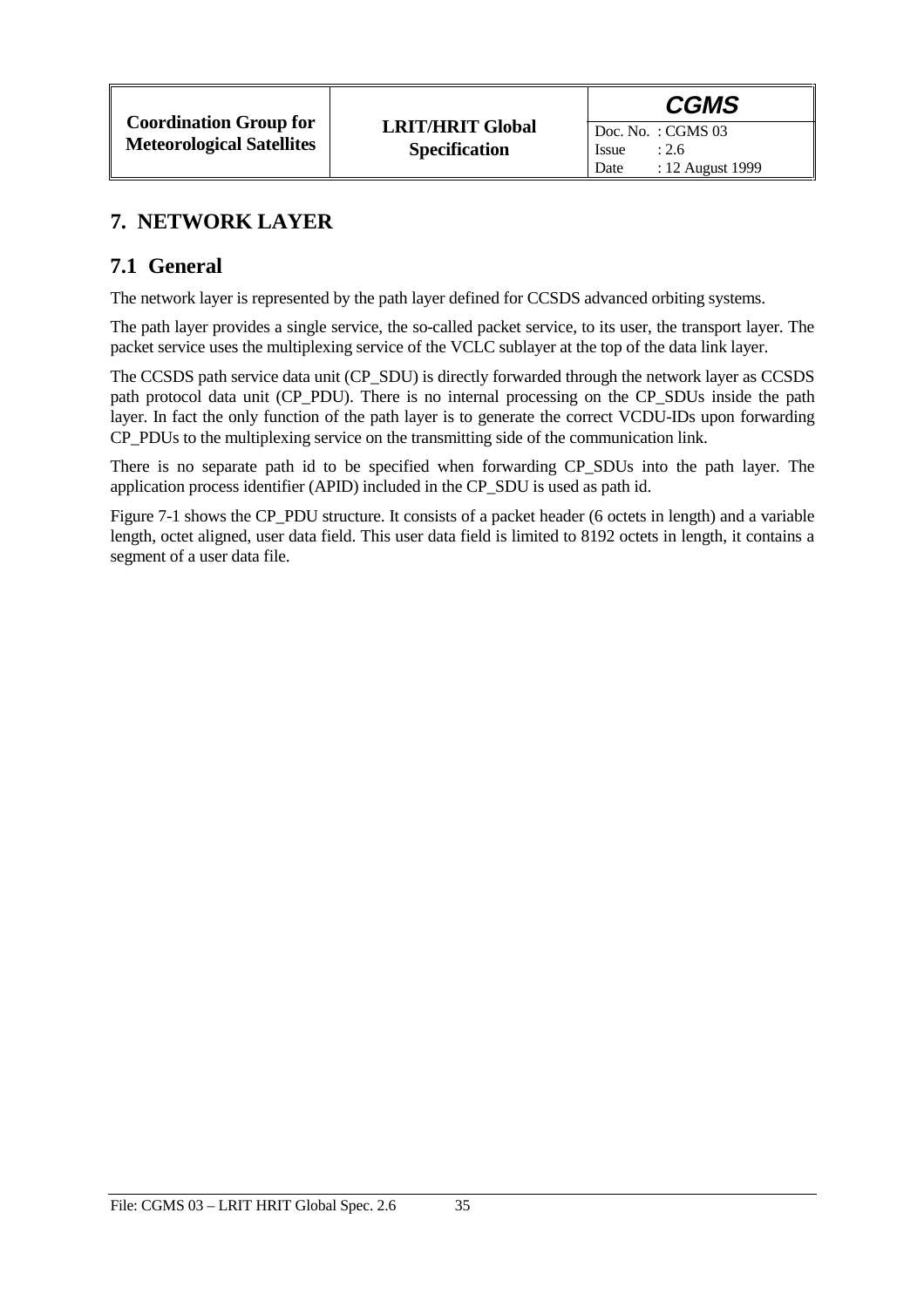# 7. NETWORK LAYER

## 7.1 General

The network layer is represented by the path layer defined for CCSDS advanced orbiting systems.

The path layer provides a single service, the so-called packet service, to its user, the transport layer. The packet service uses the multiplexing service of the VCLC sublayer at the top of the data link layer.

The CCSDS path service data unit (CP_SDU) is directly forwarded through the network layer as CCSDS path protocol data unit (CP_PDU). There is no internal processing on the CP_SDUs inside the path layer. In fact the only function of the path layer is to generate the correct VCDU-IDs upon forwarding CP_PDUs to the multiplexing service on the transmitting side of the communication link.

There is no separate path id to be specified when forwarding CP_SDUs into the path layer. The application process identifier (APID) included in the CP_SDU is used as path id.

Figure 7-1 shows the CP_PDU structure. It consists of a packet header (6 octets in length) and a variable length, octet aligned, user data field. This user data field is limited to 8192 octets in length, it contains a segment of a user data file.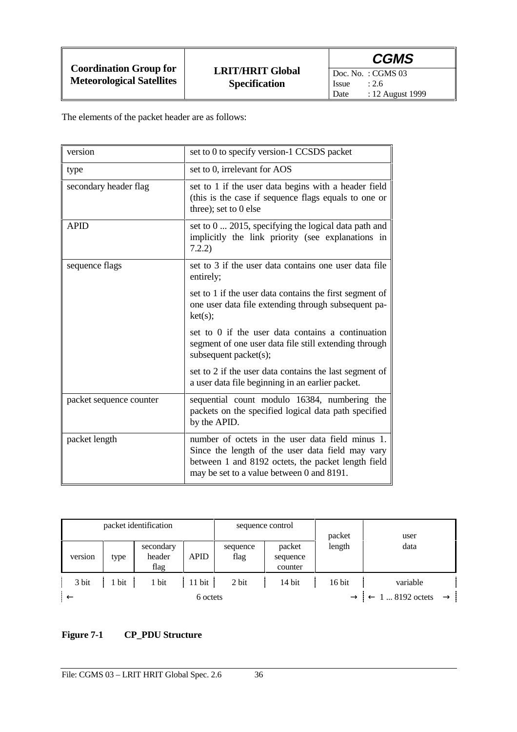The elements of the packet header are as follows:

| | |
|---|---|
| version | set to 0 to specify version-1 CCSDS packet |
| type | set to 0, irrelevant for AOS |
| secondary header flag | set to 1 if the user data begins with a header field (this is the case if sequence flags equals to one or three); set to 0 else |
| APID | set to 0 ... 2015, specifying the logical data path and implicitly the link priority (see explanations in 7.2.2) |
| sequence flags | set to 3 if the user data contains one user data file entirely;<br><br>set to 1 if the user data contains the first segment of one user data file extending through subsequent packet(s);<br><br>set to 0 if the user data contains a continuation segment of one user data file still extending through subsequent packet(s);<br><br>set to 2 if the user data contains the last segment of a user data file beginning in an earlier packet. |
| packet sequence counter | sequential count modulo 16384, numbering the packets on the specified logical data path specified by the APID. |
| packet length | number of octets in the user data field minus 1. Since the length of the user data field may vary between 1 and 8192 octets, the packet length field may be set to a value between 0 and 8191. |

| packet identification | | | | sequence control | | packet length | user data |
|---|---|---|---|---|---|---|---|
| version | type | secondary header flag | APID | sequence flag | packet sequence counter | | |
| 3 bit | 1 bit | 1 bit | 11 bit | 2 bit | 14 bit | 16 bit | variable |
| ← 6 octets → | | | | | | | ← 1 ... 8192 octets → |

**Figure 7-1 CP_PDU Structure**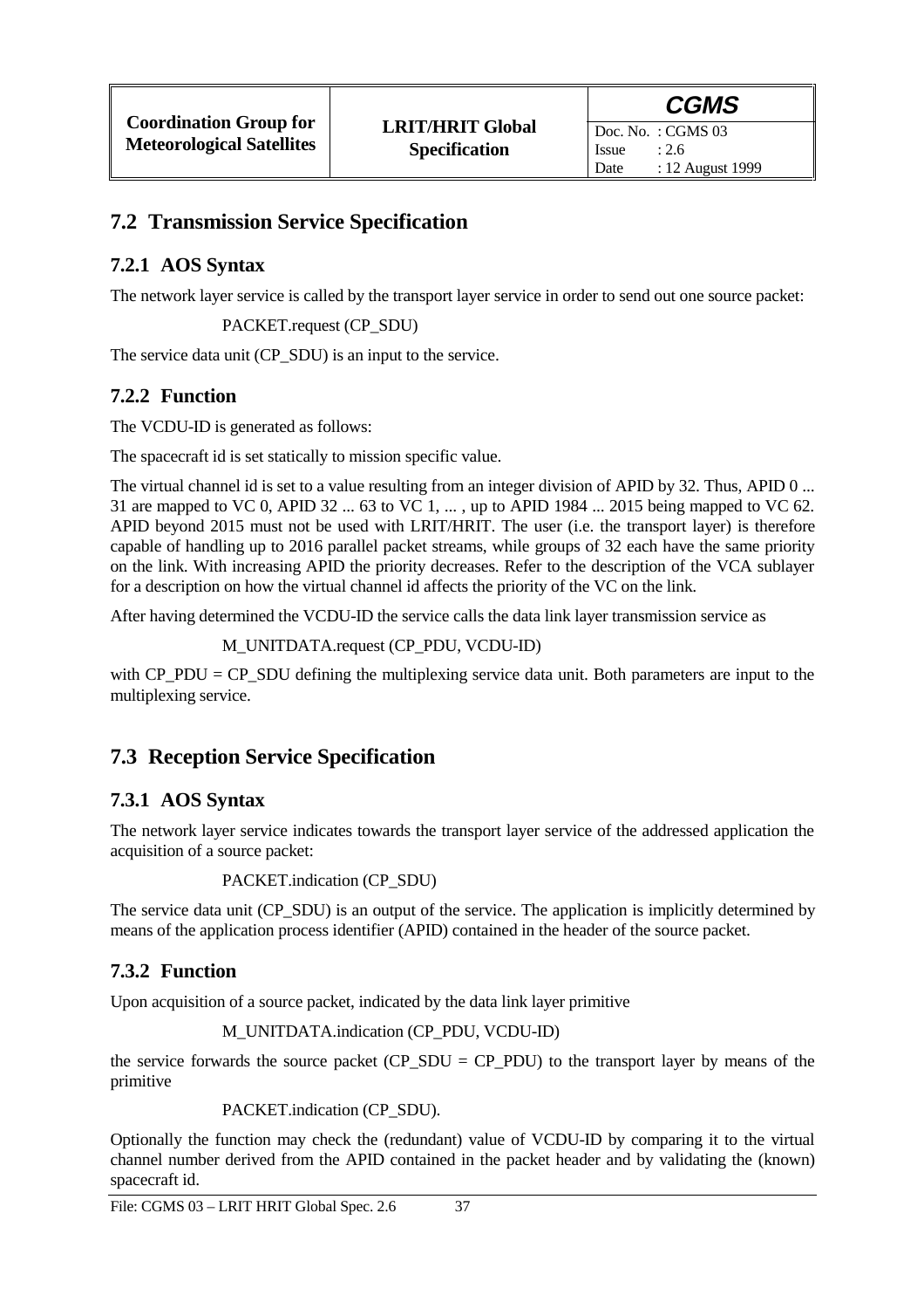## 7.2 Transmission Service Specification

### 7.2.1 AOS Syntax

The network layer service is called by the transport layer service in order to send out one source packet:

PACKET.request (CP_SDU)

The service data unit (CP_SDU) is an input to the service.

### 7.2.2 Function

The VCDU-ID is generated as follows:

The spacecraft id is set statically to mission specific value.

The virtual channel id is set to a value resulting from an integer division of APID by 32. Thus, APID 0 ... 31 are mapped to VC 0, APID 32 ... 63 to VC 1, ... , up to APID 1984 ... 2015 being mapped to VC 62. APID beyond 2015 must not be used with LRIT/HRIT. The user (i.e. the transport layer) is therefore capable of handling up to 2016 parallel packet streams, while groups of 32 each have the same priority on the link. With increasing APID the priority decreases. Refer to the description of the VCA sublayer for a description on how the virtual channel id affects the priority of the VC on the link.

After having determined the VCDU-ID the service calls the data link layer transmission service as

M_UNITDATA.request (CP_PDU, VCDU-ID)

with CP_PDU = CP_SDU defining the multiplexing service data unit. Both parameters are input to the multiplexing service.

## 7.3 Reception Service Specification

### 7.3.1 AOS Syntax

The network layer service indicates towards the transport layer service of the addressed application the acquisition of a source packet:

PACKET.indication (CP_SDU)

The service data unit (CP_SDU) is an output of the service. The application is implicitly determined by means of the application process identifier (APID) contained in the header of the source packet.

### 7.3.2 Function

Upon acquisition of a source packet, indicated by the data link layer primitive

M_UNITDATA.indication (CP_PDU, VCDU-ID)

the service forwards the source packet (CP_SDU = CP_PDU) to the transport layer by means of the primitive

PACKET.indication (CP_SDU).

Optionally the function may check the (redundant) value of VCDU-ID by comparing it to the virtual channel number derived from the APID contained in the packet header and by validating the (known) spacecraft id.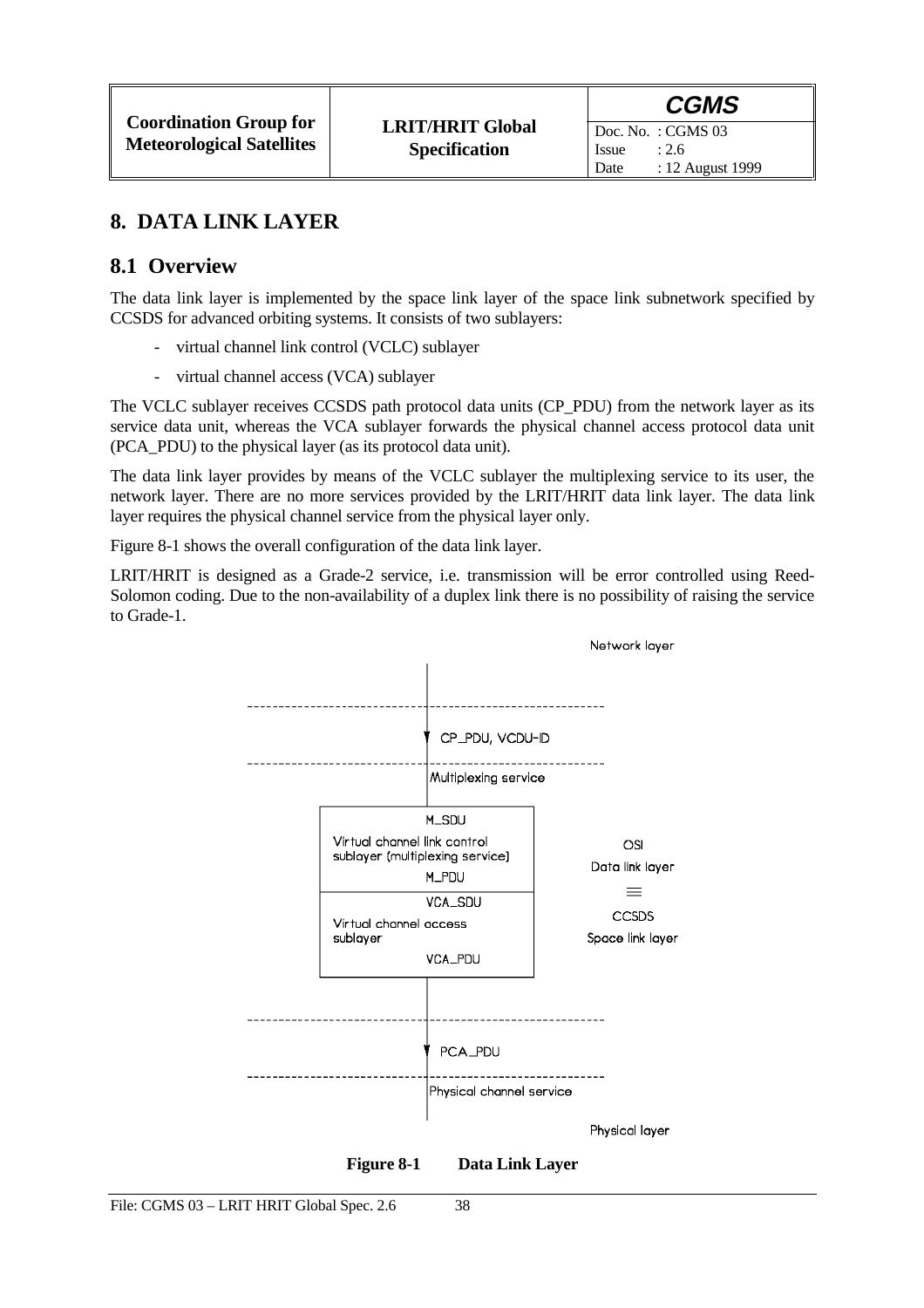# 8. DATA LINK LAYER

## 8.1 Overview

The data link layer is implemented by the space link layer of the space link subnetwork specified by CCSDS for advanced orbiting systems. It consists of two sublayers:

- virtual channel link control (VCLC) sublayer
- virtual channel access (VCA) sublayer

The VCLC sublayer receives CCSDS path protocol data units (CP_PDU) from the network layer as its service data unit, whereas the VCA sublayer forwards the physical channel access protocol data unit (PCA_PDU) to the physical layer (as its protocol data unit).

The data link layer provides by means of the VCLC sublayer the multiplexing service to its user, the network layer. There are no more services provided by the LRIT/HRIT data link layer. The data link layer requires the physical channel service from the physical layer only.

Figure 8-1 shows the overall configuration of the data link layer.

LRIT/HRIT is designed as a Grade-2 service, i.e. transmission will be error controlled using Reed-Solomon coding. Due to the non-availability of a duplex link there is no possibility of raising the service to Grade-1.

Network layer

CP_PDU, VCDU-ID

Multiplexing service

M_SDU
Virtual channel link control sublayer (multiplexing service)
M_PDU

VCA_SDU
Virtual channel access sublayer
VCA_PDU

OSI Data link layer ≡ CCSDS Space link layer

PCA_PDU

Physical channel service

Physical layer

**Figure 8-1 Data Link Layer**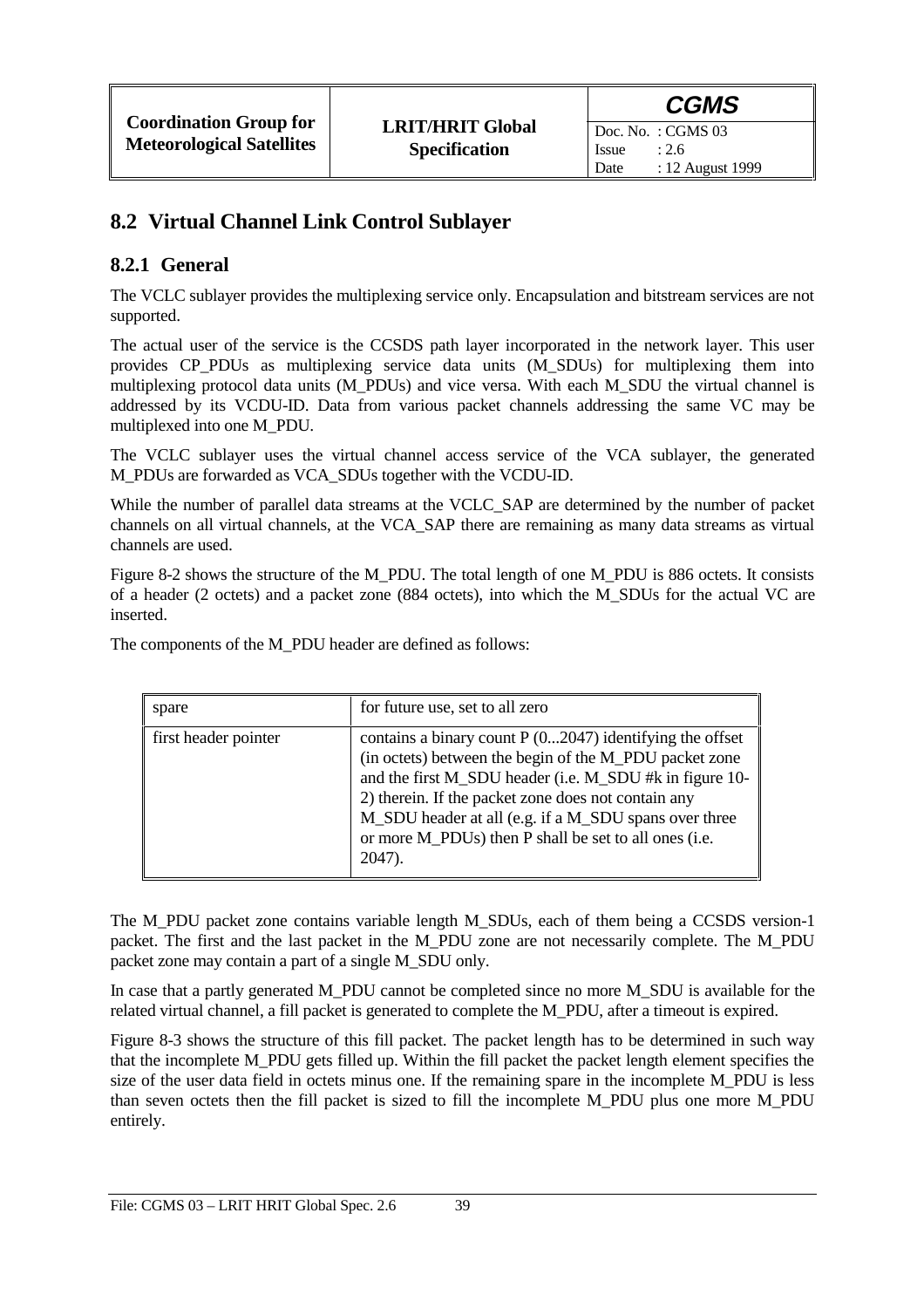## 8.2 Virtual Channel Link Control Sublayer

### 8.2.1 General

The VCLC sublayer provides the multiplexing service only. Encapsulation and bitstream services are not supported.

The actual user of the service is the CCSDS path layer incorporated in the network layer. This user provides CP_PDUs as multiplexing service data units (M_SDUs) for multiplexing them into multiplexing protocol data units (M_PDUs) and vice versa. With each M_SDU the virtual channel is addressed by its VCDU-ID. Data from various packet channels addressing the same VC may be multiplexed into one M_PDU.

The VCLC sublayer uses the virtual channel access service of the VCA sublayer, the generated M_PDUs are forwarded as VCA_SDUs together with the VCDU-ID.

While the number of parallel data streams at the VCLC_SAP are determined by the number of packet channels on all virtual channels, at the VCA_SAP there are remaining as many data streams as virtual channels are used.

Figure 8-2 shows the structure of the M_PDU. The total length of one M_PDU is 886 octets. It consists of a header (2 octets) and a packet zone (884 octets), into which the M_SDUs for the actual VC are inserted.

The components of the M_PDU header are defined as follows:

| | |
|---|---|
| spare | for future use, set to all zero |
| first header pointer | contains a binary count P (0...2047) identifying the offset (in octets) between the begin of the M_PDU packet zone and the first M_SDU header (i.e. M_SDU #k in figure 10-2) therein. If the packet zone does not contain any M_SDU header at all (e.g. if a M_SDU spans over three or more M_PDUs) then P shall be set to all ones (i.e. 2047). |

The M_PDU packet zone contains variable length M_SDUs, each of them being a CCSDS version-1 packet. The first and the last packet in the M_PDU zone are not necessarily complete. The M_PDU packet zone may contain a part of a single M_SDU only.

In case that a partly generated M_PDU cannot be completed since no more M_SDU is available for the related virtual channel, a fill packet is generated to complete the M_PDU, after a timeout is expired.

Figure 8-3 shows the structure of this fill packet. The packet length has to be determined in such way that the incomplete M_PDU gets filled up. Within the fill packet the packet length element specifies the size of the user data field in octets minus one. If the remaining spare in the incomplete M_PDU is less than seven octets then the fill packet is sized to fill the incomplete M_PDU plus one more M_PDU entirely.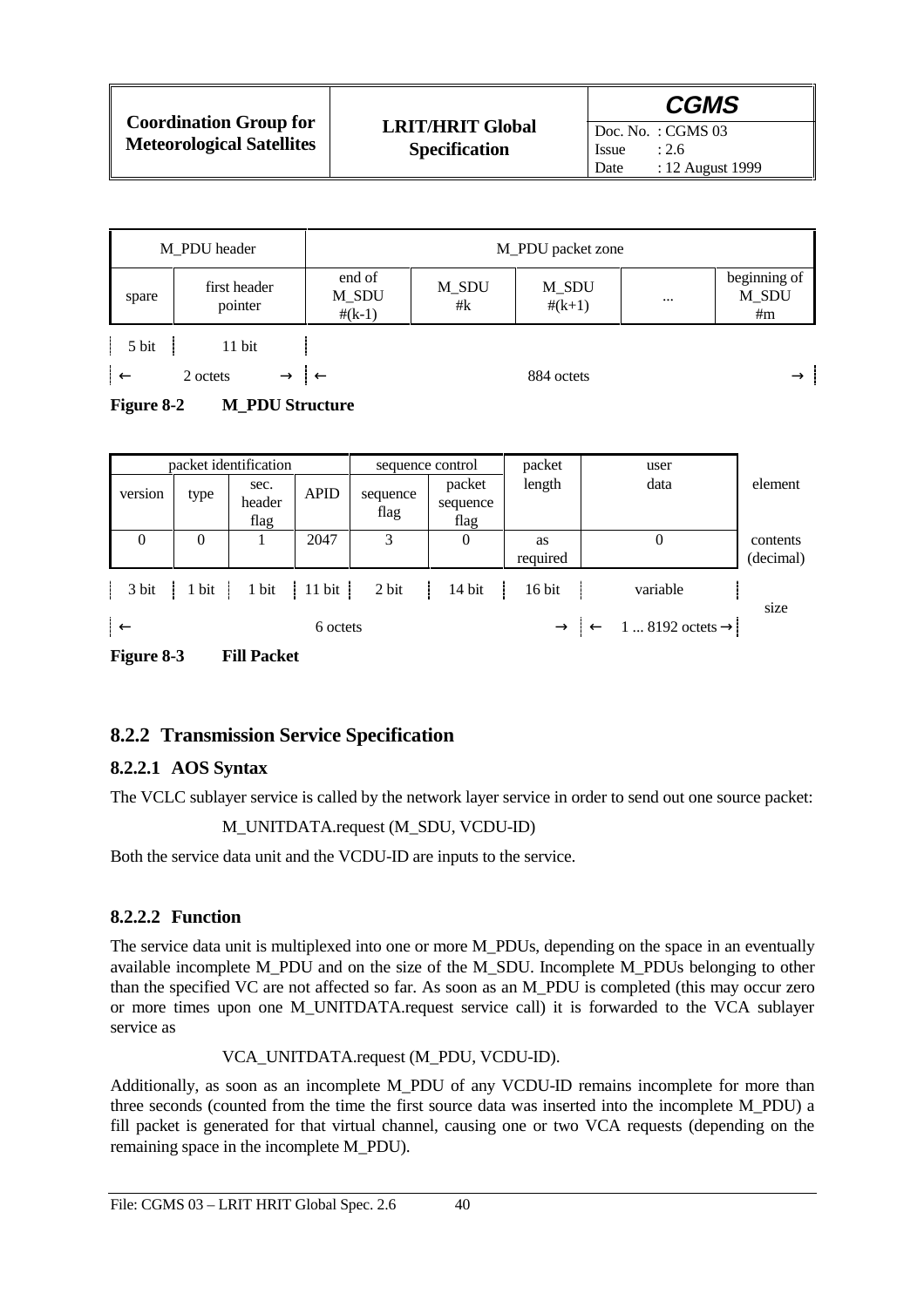| M_PDU header | | M_PDU packet zone | | | | |
|---|---|---|---|---|---|---|
| spare | first header pointer | end of M_SDU #(k-1) | M_SDU #k | M_SDU #(k+1) | ... | beginning of M_SDU #m |
| 5 bit | 11 bit | | | | | |
| ← 2 octets → | | ← 884 octets → | | | | |

**Figure 8-2 M_PDU Structure**

| packet identification | | | | sequence control | | packet length | user data | element |
|---|---|---|---|---|---|---|---|---|
| version | type | sec. header flag | APID | sequence flag | packet sequence flag | | | |
| 0 | 0 | 1 | 2047 | 3 | 0 | as required | 0 | contents (decimal) |
| 3 bit | 1 bit | 1 bit | 11 bit | 2 bit | 14 bit | 16 bit | variable | size |
| ← 6 octets → | | | | | | | ← 1 ... 8192 octets → | |

**Figure 8-3 Fill Packet**

## 8.2.2 Transmission Service Specification

### 8.2.2.1 AOS Syntax

The VCLC sublayer service is called by the network layer service in order to send out one source packet:

M_UNITDATA.request (M_SDU, VCDU-ID)

Both the service data unit and the VCDU-ID are inputs to the service.

### 8.2.2.2 Function

The service data unit is multiplexed into one or more M_PDUs, depending on the space in an eventually available incomplete M_PDU and on the size of the M_SDU. Incomplete M_PDUs belonging to other than the specified VC are not affected so far. As soon as an M_PDU is completed (this may occur zero or more times upon one M_UNITDATA.request service call) it is forwarded to the VCA sublayer service as

VCA_UNITDATA.request (M_PDU, VCDU-ID).

Additionally, as soon as an incomplete M_PDU of any VCDU-ID remains incomplete for more than three seconds (counted from the time the first source data was inserted into the incomplete M_PDU) a fill packet is generated for that virtual channel, causing one or two VCA requests (depending on the remaining space in the incomplete M_PDU).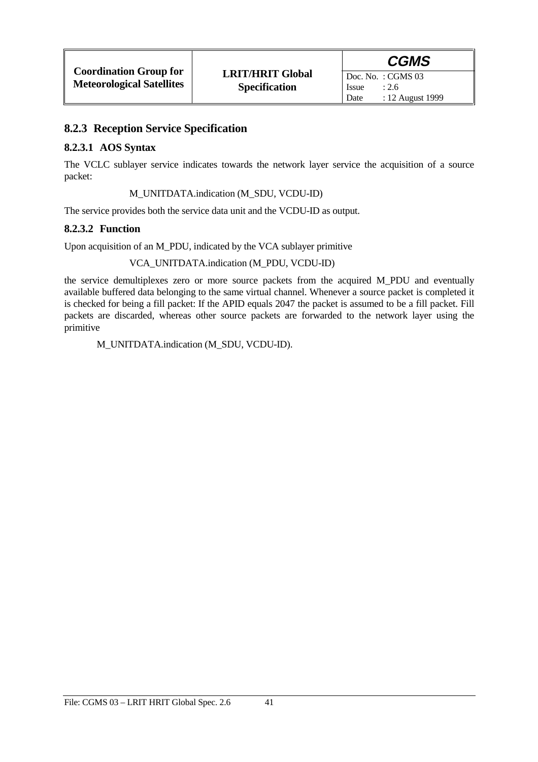### 8.2.3 Reception Service Specification

#### 8.2.3.1 AOS Syntax

The VCLC sublayer service indicates towards the network layer service the acquisition of a source packet:

M_UNITDATA.indication (M_SDU, VCDU-ID)

The service provides both the service data unit and the VCDU-ID as output.

#### 8.2.3.2 Function

Upon acquisition of an M_PDU, indicated by the VCA sublayer primitive

VCA_UNITDATA.indication (M_PDU, VCDU-ID)

the service demultiplexes zero or more source packets from the acquired M_PDU and eventually available buffered data belonging to the same virtual channel. Whenever a source packet is completed it is checked for being a fill packet: If the APID equals 2047 the packet is assumed to be a fill packet. Fill packets are discarded, whereas other source packets are forwarded to the network layer using the primitive

M_UNITDATA.indication (M_SDU, VCDU-ID).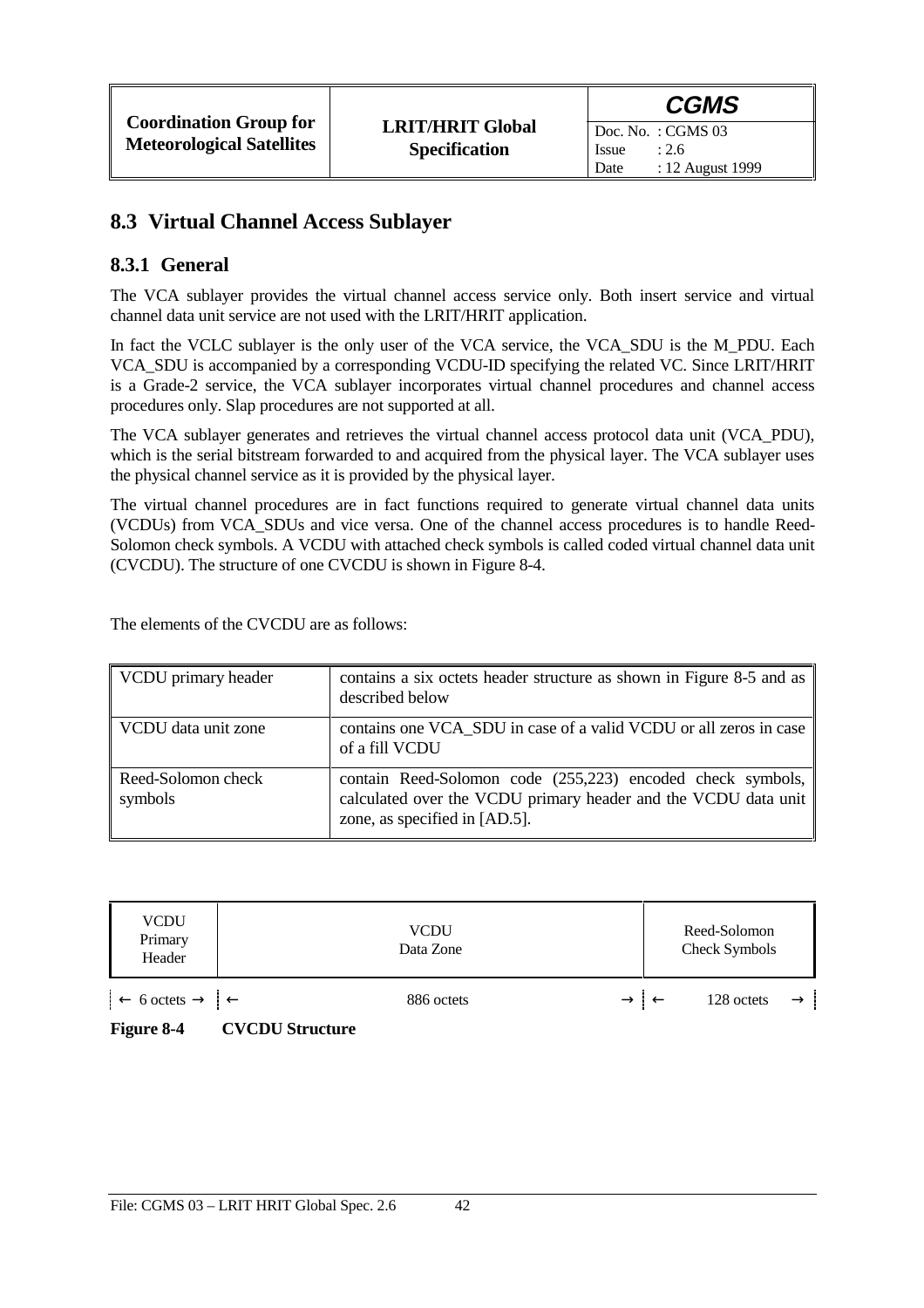## 8.3 Virtual Channel Access Sublayer

### 8.3.1 General

The VCA sublayer provides the virtual channel access service only. Both insert service and virtual channel data unit service are not used with the LRIT/HRIT application.

In fact the VCLC sublayer is the only user of the VCA service, the VCA_SDU is the M_PDU. Each VCA_SDU is accompanied by a corresponding VCDU-ID specifying the related VC. Since LRIT/HRIT is a Grade-2 service, the VCA sublayer incorporates virtual channel procedures and channel access procedures only. Slap procedures are not supported at all.

The VCA sublayer generates and retrieves the virtual channel access protocol data unit (VCA_PDU), which is the serial bitstream forwarded to and acquired from the physical layer. The VCA sublayer uses the physical channel service as it is provided by the physical layer.

The virtual channel procedures are in fact functions required to generate virtual channel data units (VCDUs) from VCA_SDUs and vice versa. One of the channel access procedures is to handle Reed-Solomon check symbols. A VCDU with attached check symbols is called coded virtual channel data unit (CVCDU). The structure of one CVCDU is shown in Figure 8-4.

The elements of the CVCDU are as follows:

| | |
|---|---|
| VCDU primary header | contains a six octets header structure as shown in Figure 8-5 and as described below |
| VCDU data unit zone | contains one VCA_SDU in case of a valid VCDU or all zeros in case of a fill VCDU |
| Reed-Solomon check symbols | contain Reed-Solomon code (255,223) encoded check symbols, calculated over the VCDU primary header and the VCDU data unit zone, as specified in [AD.5]. |

| VCDU Primary Header | VCDU Data Zone | Reed-Solomon Check Symbols |
|---|---|---|
| ← 6 octets → | ← 886 octets → | ← 128 octets → |

**Figure 8-4 CVCDU Structure**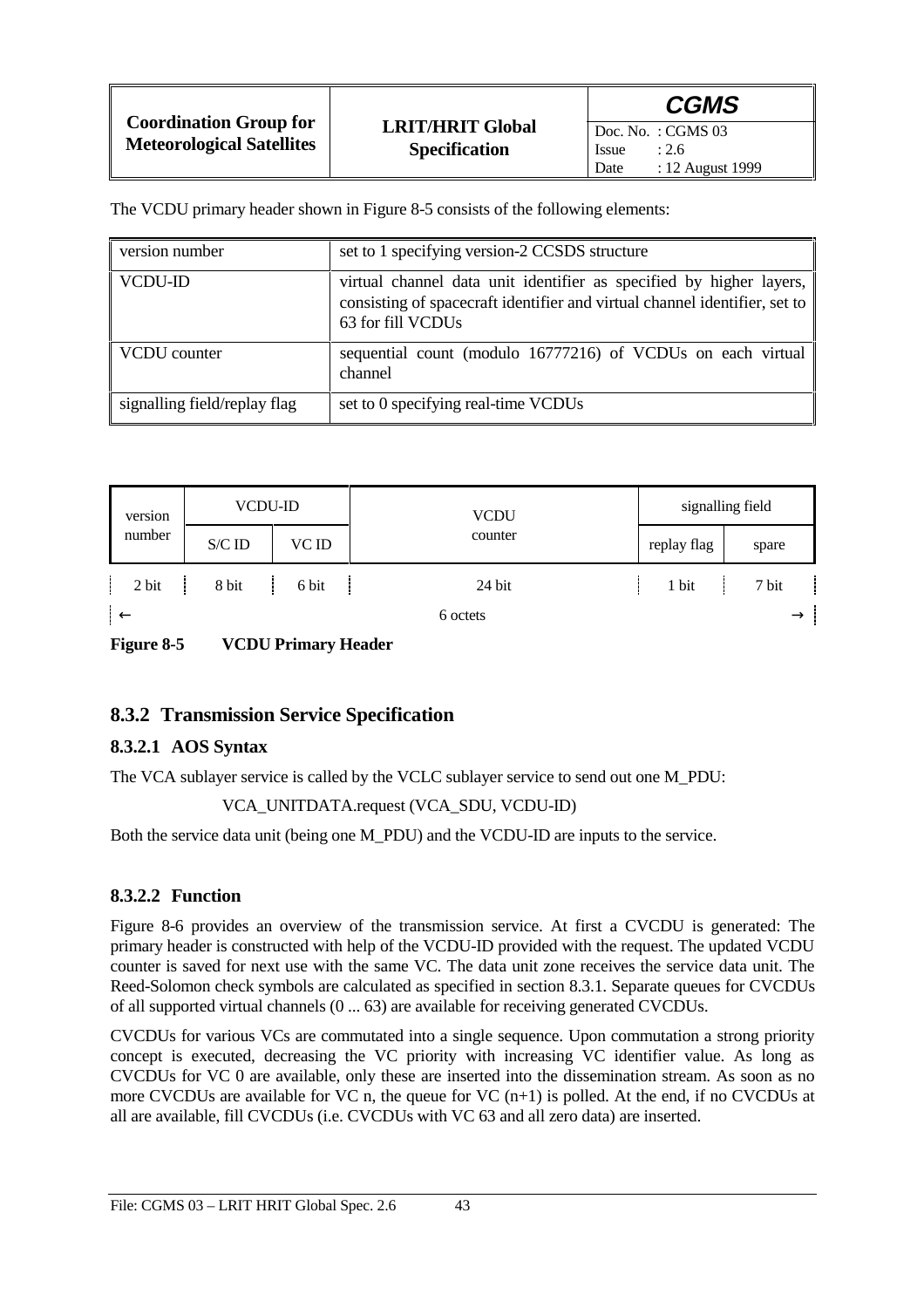The VCDU primary header shown in Figure 8-5 consists of the following elements:

| | |
|---|---|
| version number | set to 1 specifying version-2 CCSDS structure |
| VCDU-ID | virtual channel data unit identifier as specified by higher layers, consisting of spacecraft identifier and virtual channel identifier, set to 63 for fill VCDUs |
| VCDU counter | sequential count (modulo 16777216) of VCDUs on each virtual channel |
| signalling field/replay flag | set to 0 specifying real-time VCDUs |

| version number | VCDU-ID | | VCDU counter | signalling field | |
|---|---|---|---|---|---|
| | S/C ID | VC ID | | replay flag | spare |
| 2 bit | 8 bit | 6 bit | 24 bit | 1 bit | 7 bit |
| ← | | | 6 octets | | → |

**Figure 8-5 VCDU Primary Header**

## 8.3.2 Transmission Service Specification

### 8.3.2.1 AOS Syntax

The VCA sublayer service is called by the VCLC sublayer service to send out one M_PDU:

VCA_UNITDATA.request (VCA_SDU, VCDU-ID)

Both the service data unit (being one M_PDU) and the VCDU-ID are inputs to the service.

### 8.3.2.2 Function

Figure 8-6 provides an overview of the transmission service. At first a CVCDU is generated: The primary header is constructed with help of the VCDU-ID provided with the request. The updated VCDU counter is saved for next use with the same VC. The data unit zone receives the service data unit. The Reed-Solomon check symbols are calculated as specified in section 8.3.1. Separate queues for CVCDUs of all supported virtual channels (0 ... 63) are available for receiving generated CVCDUs.

CVCDUs for various VCs are commutated into a single sequence. Upon commutation a strong priority concept is executed, decreasing the VC priority with increasing VC identifier value. As long as CVCDUs for VC 0 are available, only these are inserted into the dissemination stream. As soon as no more CVCDUs are available for VC n, the queue for VC (n+1) is polled. At the end, if no CVCDUs at all are available, fill CVCDUs (i.e. CVCDUs with VC 63 and all zero data) are inserted.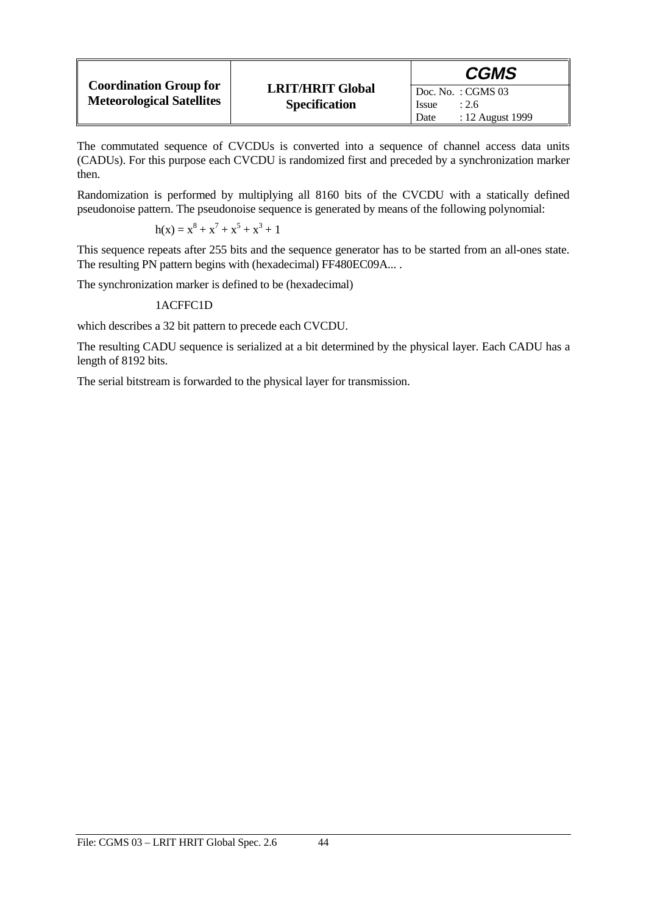The commutated sequence of CVCDUs is converted into a sequence of channel access data units (CADUs). For this purpose each CVCDU is randomized first and preceded by a synchronization marker then.

Randomization is performed by multiplying all 8160 bits of the CVCDU with a statically defined pseudonoise pattern. The pseudonoise sequence is generated by means of the following polynomial:

$$h(x) = x^8 + x^7 + x^5 + x^3 + 1$$

This sequence repeats after 255 bits and the sequence generator has to be started from an all-ones state. The resulting PN pattern begins with (hexadecimal) FF480EC09A... .

The synchronization marker is defined to be (hexadecimal)

1ACFFC1D

which describes a 32 bit pattern to precede each CVCDU.

The resulting CADU sequence is serialized at a bit determined by the physical layer. Each CADU has a length of 8192 bits.

The serial bitstream is forwarded to the physical layer for transmission.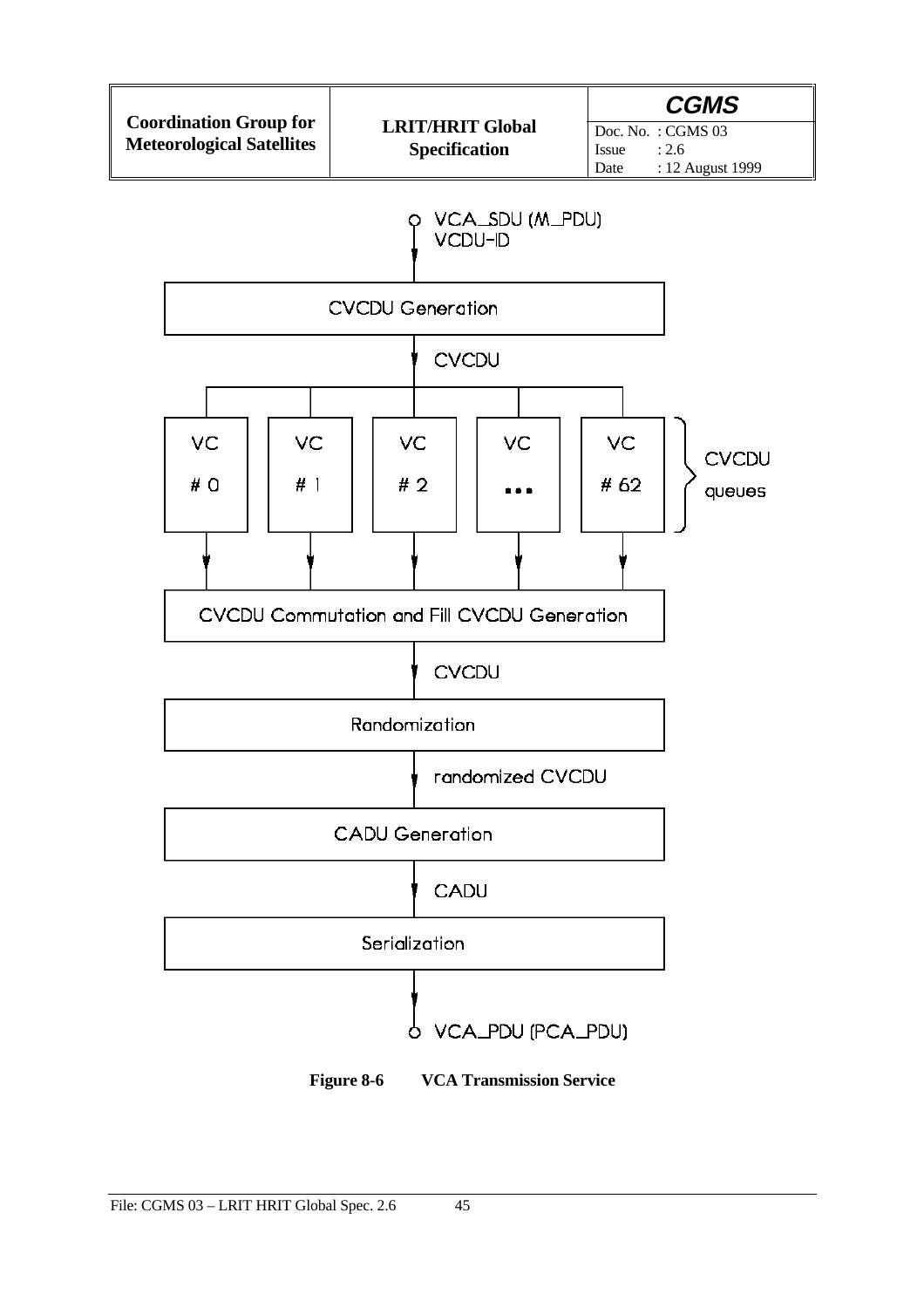VCA_SDU (M_PDU)
VCDU-ID

CVCDU Generation

CVCDU

| VC # 0 | VC # 1 | VC # 2 | VC ... | VC # 62 |
|---|---|---|---|---|

CVCDU queues

CVCDU Commutation and Fill CVCDU Generation

CVCDU

Randomization

randomized CVCDU

CADU Generation

CADU

Serialization

VCA_PDU (PCA_PDU)

**Figure 8-6 VCA Transmission Service**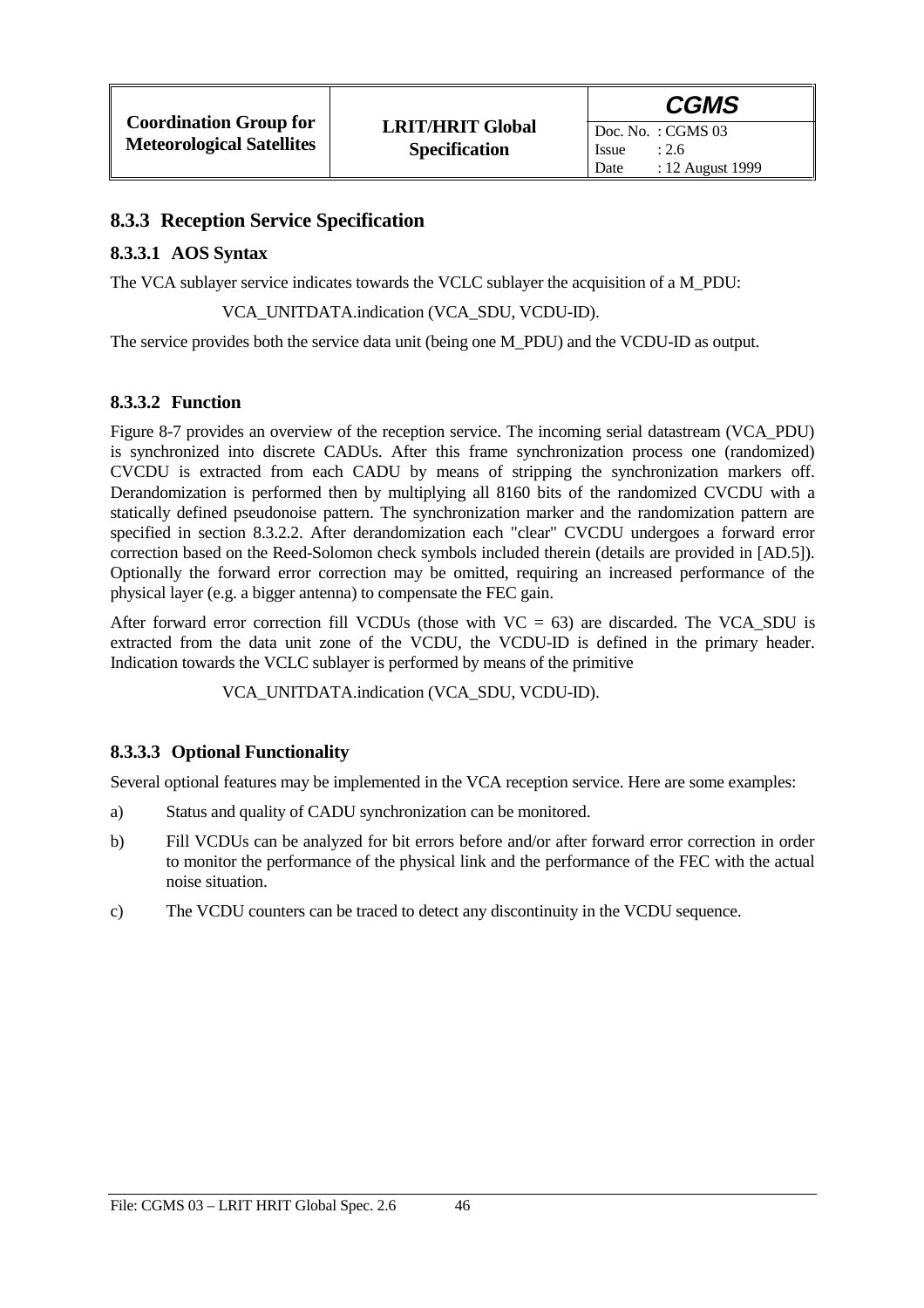### 8.3.3 Reception Service Specification

#### 8.3.3.1 AOS Syntax

The VCA sublayer service indicates towards the VCLC sublayer the acquisition of a M_PDU:

VCA_UNITDATA.indication (VCA_SDU, VCDU-ID).

The service provides both the service data unit (being one M_PDU) and the VCDU-ID as output.

#### 8.3.3.2 Function

Figure 8-7 provides an overview of the reception service. The incoming serial datastream (VCA_PDU) is synchronized into discrete CADUs. After this frame synchronization process one (randomized) CVCDU is extracted from each CADU by means of stripping the synchronization markers off. Derandomization is performed then by multiplying all 8160 bits of the randomized CVCDU with a statically defined pseudonoise pattern. The synchronization marker and the randomization pattern are specified in section 8.3.2.2. After derandomization each "clear" CVCDU undergoes a forward error correction based on the Reed-Solomon check symbols included therein (details are provided in [AD.5]). Optionally the forward error correction may be omitted, requiring an increased performance of the physical layer (e.g. a bigger antenna) to compensate the FEC gain.

After forward error correction fill VCDUs (those with VC = 63) are discarded. The VCA_SDU is extracted from the data unit zone of the VCDU, the VCDU-ID is defined in the primary header. Indication towards the VCLC sublayer is performed by means of the primitive

VCA_UNITDATA.indication (VCA_SDU, VCDU-ID).

#### 8.3.3.3 Optional Functionality

Several optional features may be implemented in the VCA reception service. Here are some examples:

a) Status and quality of CADU synchronization can be monitored.

b) Fill VCDUs can be analyzed for bit errors before and/or after forward error correction in order to monitor the performance of the physical link and the performance of the FEC with the actual noise situation.

c) The VCDU counters can be traced to detect any discontinuity in the VCDU sequence.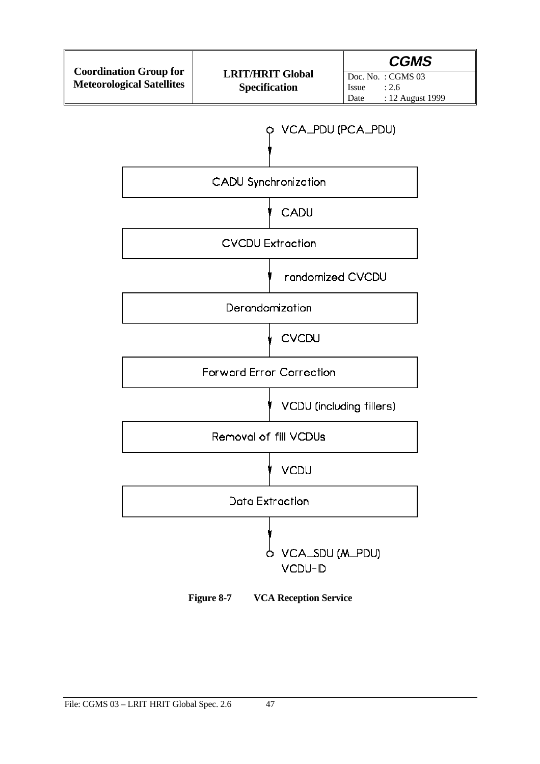VCA_PDU (PCA_PDU)

↓

| CADU Synchronization |
|---|

↓ CADU

| CVCDU Extraction |
|---|

↓ randomized CVCDU

| Derandomization |
|---|

↓ CVCDU

| Forward Error Correction |
|---|

↓ VCDU (including fillers)

| Removal of fill VCDUs |
|---|

↓ VCDU

| Data Extraction |
|---|

↓

VCA_SDU (M_PDU)
VCDU-ID

**Figure 8-7 VCA Reception Service**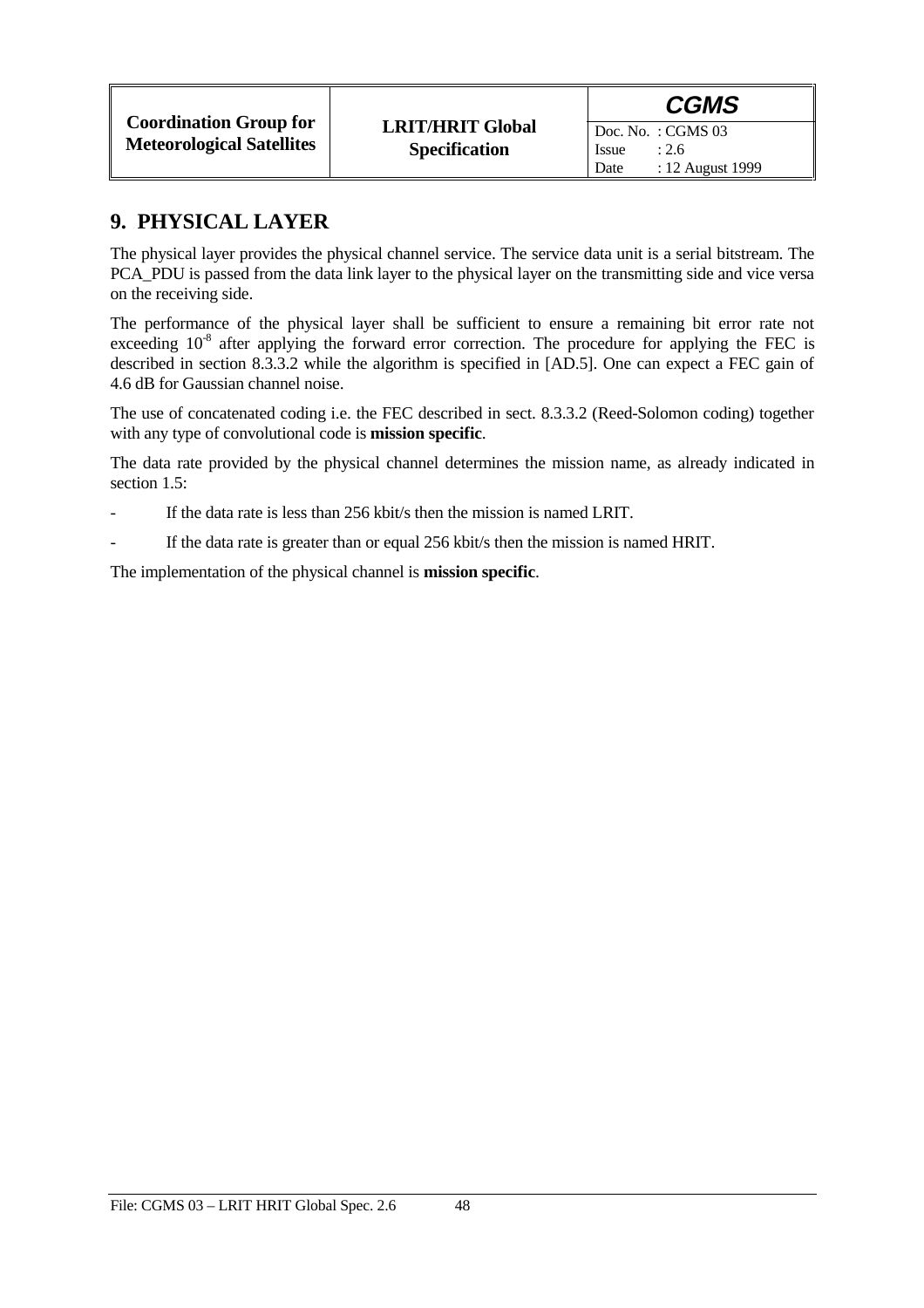# 9. PHYSICAL LAYER

The physical layer provides the physical channel service. The service data unit is a serial bitstream. The PCA_PDU is passed from the data link layer to the physical layer on the transmitting side and vice versa on the receiving side.

The performance of the physical layer shall be sufficient to ensure a remaining bit error rate not exceeding $10^{-8}$ after applying the forward error correction. The procedure for applying the FEC is described in section 8.3.3.2 while the algorithm is specified in [AD.5]. One can expect a FEC gain of 4.6 dB for Gaussian channel noise.

The use of concatenated coding i.e. the FEC described in sect. 8.3.3.2 (Reed-Solomon coding) together with any type of convolutional code is **mission specific**.

The data rate provided by the physical channel determines the mission name, as already indicated in section 1.5:

- If the data rate is less than 256 kbit/s then the mission is named LRIT.
- If the data rate is greater than or equal 256 kbit/s then the mission is named HRIT.

The implementation of the physical channel is **mission specific**.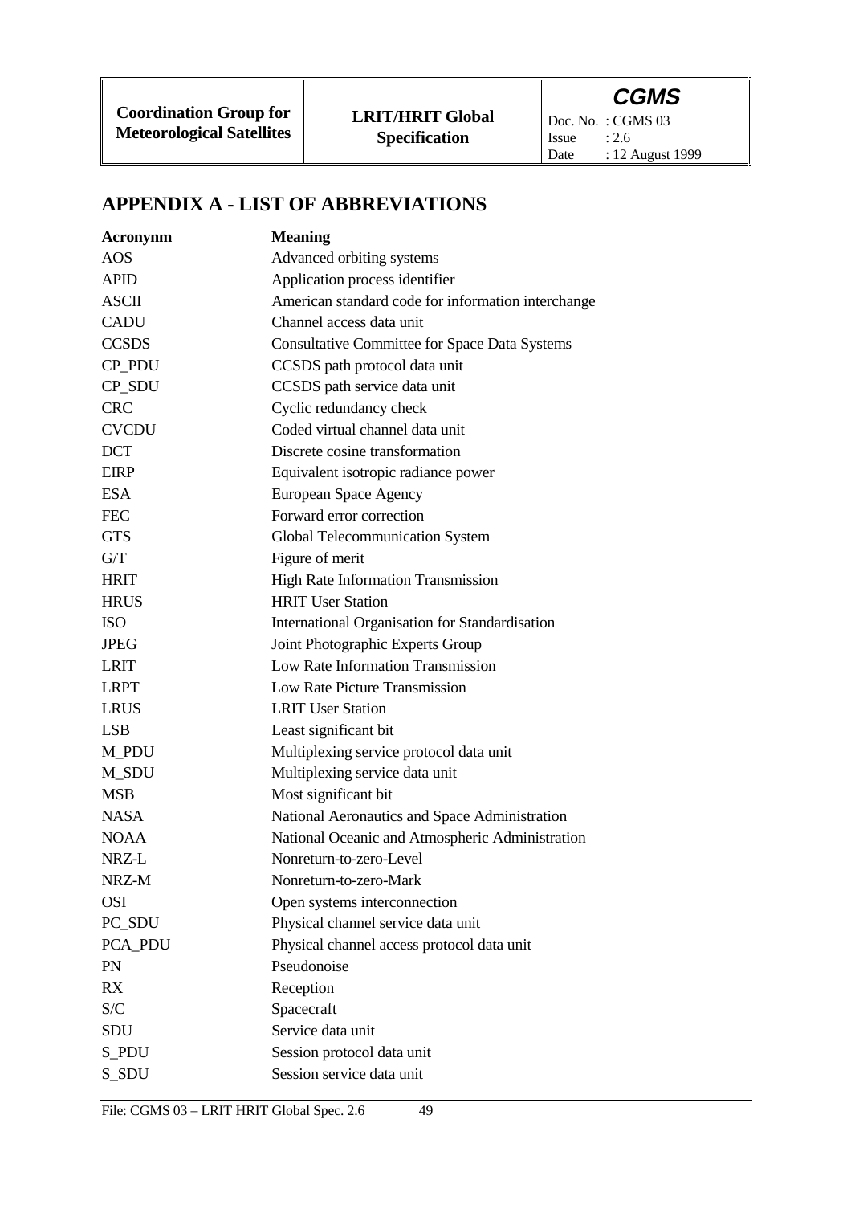## APPENDIX A - LIST OF ABBREVIATIONS

| Acronynm | Meaning |
|---|---|
| AOS | Advanced orbiting systems |
| APID | Application process identifier |
| ASCII | American standard code for information interchange |
| CADU | Channel access data unit |
| CCSDS | Consultative Committee for Space Data Systems |
| CP_PDU | CCSDS path protocol data unit |
| CP_SDU | CCSDS path service data unit |
| CRC | Cyclic redundancy check |
| CVCDU | Coded virtual channel data unit |
| DCT | Discrete cosine transformation |
| EIRP | Equivalent isotropic radiance power |
| ESA | European Space Agency |
| FEC | Forward error correction |
| GTS | Global Telecommunication System |
| G/T | Figure of merit |
| HRIT | High Rate Information Transmission |
| HRUS | HRIT User Station |
| ISO | International Organisation for Standardisation |
| JPEG | Joint Photographic Experts Group |
| LRIT | Low Rate Information Transmission |
| LRPT | Low Rate Picture Transmission |
| LRUS | LRIT User Station |
| LSB | Least significant bit |
| M_PDU | Multiplexing service protocol data unit |
| M_SDU | Multiplexing service data unit |
| MSB | Most significant bit |
| NASA | National Aeronautics and Space Administration |
| NOAA | National Oceanic and Atmospheric Administration |
| NRZ-L | Nonreturn-to-zero-Level |
| NRZ-M | Nonreturn-to-zero-Mark |
| OSI | Open systems interconnection |
| PC_SDU | Physical channel service data unit |
| PCA_PDU | Physical channel access protocol data unit |
| PN | Pseudonoise |
| RX | Reception |
| S/C | Spacecraft |
| SDU | Service data unit |
| S_PDU | Session protocol data unit |
| S_SDU | Session service data unit |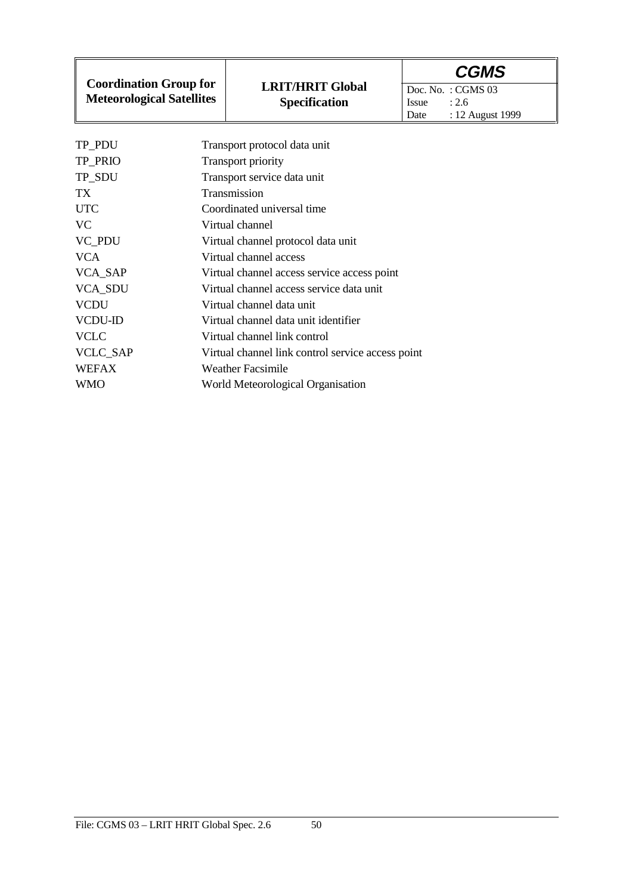| | |
|---|---|
| TP_PDU | Transport protocol data unit |
| TP_PRIO | Transport priority |
| TP_SDU | Transport service data unit |
| TX | Transmission |
| UTC | Coordinated universal time |
| VC | Virtual channel |
| VC_PDU | Virtual channel protocol data unit |
| VCA | Virtual channel access |
| VCA_SAP | Virtual channel access service access point |
| VCA_SDU | Virtual channel access service data unit |
| VCDU | Virtual channel data unit |
| VCDU-ID | Virtual channel data unit identifier |
| VCLC | Virtual channel link control |
| VCLC_SAP | Virtual channel link control service access point |
| WEFAX | Weather Facsimile |
| WMO | World Meteorological Organisation |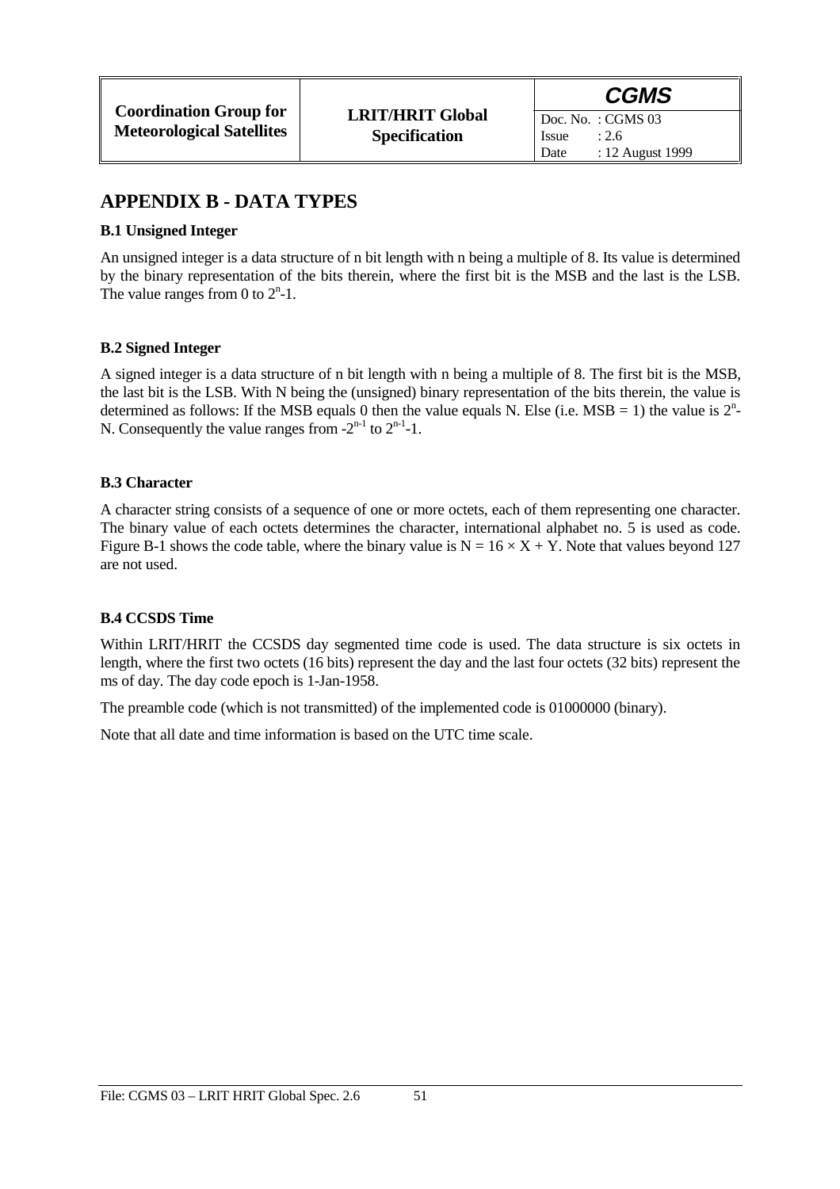# APPENDIX B - DATA TYPES

### B.1 Unsigned Integer

An unsigned integer is a data structure of n bit length with n being a multiple of 8. Its value is determined by the binary representation of the bits therein, where the first bit is the MSB and the last is the LSB. The value ranges from 0 to $2^n$-1.

### B.2 Signed Integer

A signed integer is a data structure of n bit length with n being a multiple of 8. The first bit is the MSB, the last bit is the LSB. With N being the (unsigned) binary representation of the bits therein, the value is determined as follows: If the MSB equals 0 then the value equals N. Else (i.e. MSB = 1) the value is $2^n$-N. Consequently the value ranges from $-2^{n-1}$ to $2^{n-1}$-1.

### B.3 Character

A character string consists of a sequence of one or more octets, each of them representing one character. The binary value of each octets determines the character, international alphabet no. 5 is used as code. Figure B-1 shows the code table, where the binary value is $N = 16 \times X + Y$. Note that values beyond 127 are not used.

### B.4 CCSDS Time

Within LRIT/HRIT the CCSDS day segmented time code is used. The data structure is six octets in length, where the first two octets (16 bits) represent the day and the last four octets (32 bits) represent the ms of day. The day code epoch is 1-Jan-1958.

The preamble code (which is not transmitted) of the implemented code is 01000000 (binary).

Note that all date and time information is based on the UTC time scale.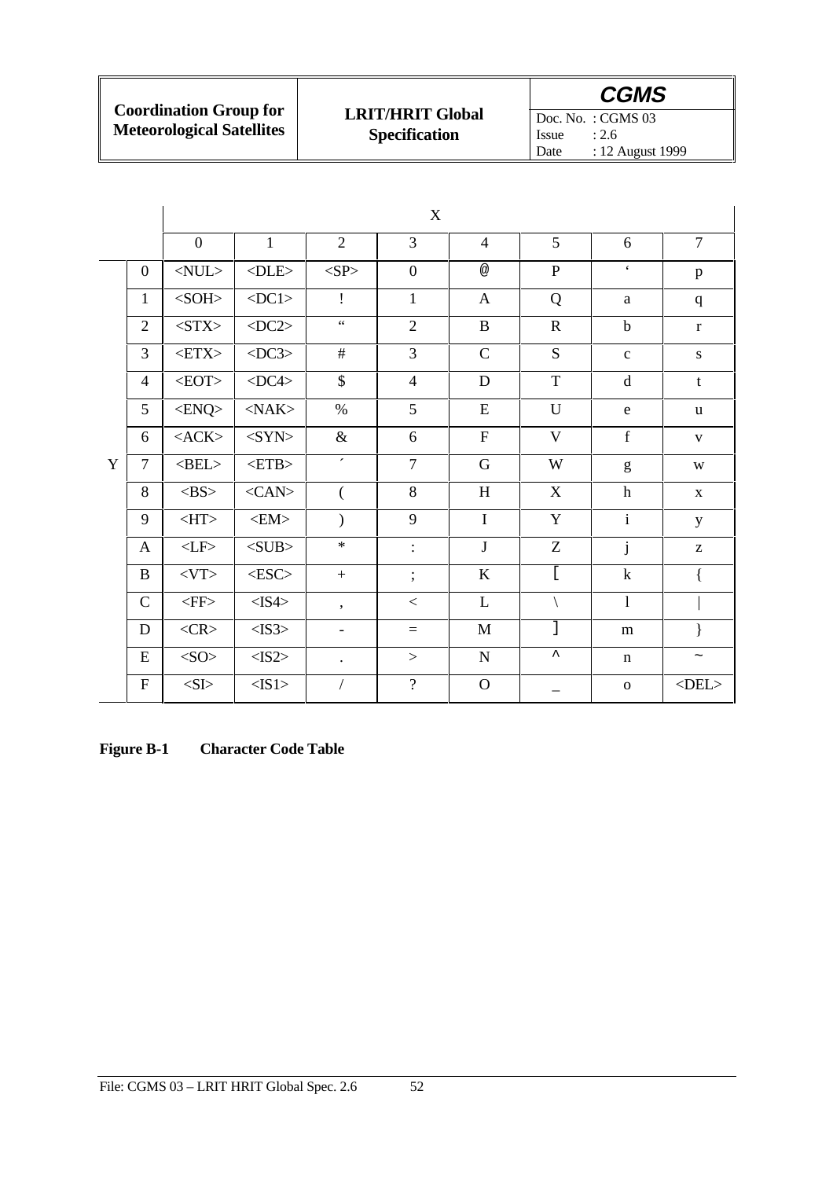|   |   | X |   |   |   |   |   |   |   |
|---|---|---|---|---|---|---|---|---|---|
|   |   | 0 | 1 | 2 | 3 | 4 | 5 | 6 | 7 |
| Y | 0 | <NUL> | <DLE> | <SP> | 0 | @ | P | ‘ | p |
|   | 1 | <SOH> | <DC1> | ! | 1 | A | Q | a | q |
|   | 2 | <STX> | <DC2> | “ | 2 | B | R | b | r |
|   | 3 | <ETX> | <DC3> | # | 3 | C | S | c | s |
|   | 4 | <EOT> | <DC4> | $ | 4 | D | T | d | t |
|   | 5 | <ENQ> | <NAK> | % | 5 | E | U | e | u |
|   | 6 | <ACK> | <SYN> | & | 6 | F | V | f | v |
|   | 7 | <BEL> | <ETB> | ´ | 7 | G | W | g | w |
|   | 8 | <BS> | <CAN> | ( | 8 | H | X | h | x |
|   | 9 | <HT> | <EM> | ) | 9 | I | Y | i | y |
|   | A | <LF> | <SUB> | * | : | J | Z | j | z |
|   | B | <VT> | <ESC> | + | ; | K | [ | k | { |
|   | C | <FF> | <IS4> | , | < | L | \ | l | \| |
|   | D | <CR> | <IS3> | - | = | M | ] | m | } |
|   | E | <SO> | <IS2> | . | > | N | ^ | n | ~ |
|   | F | <SI> | <IS1> | / | ? | O | _ | o | <DEL> |

**Figure B-1 Character Code Table**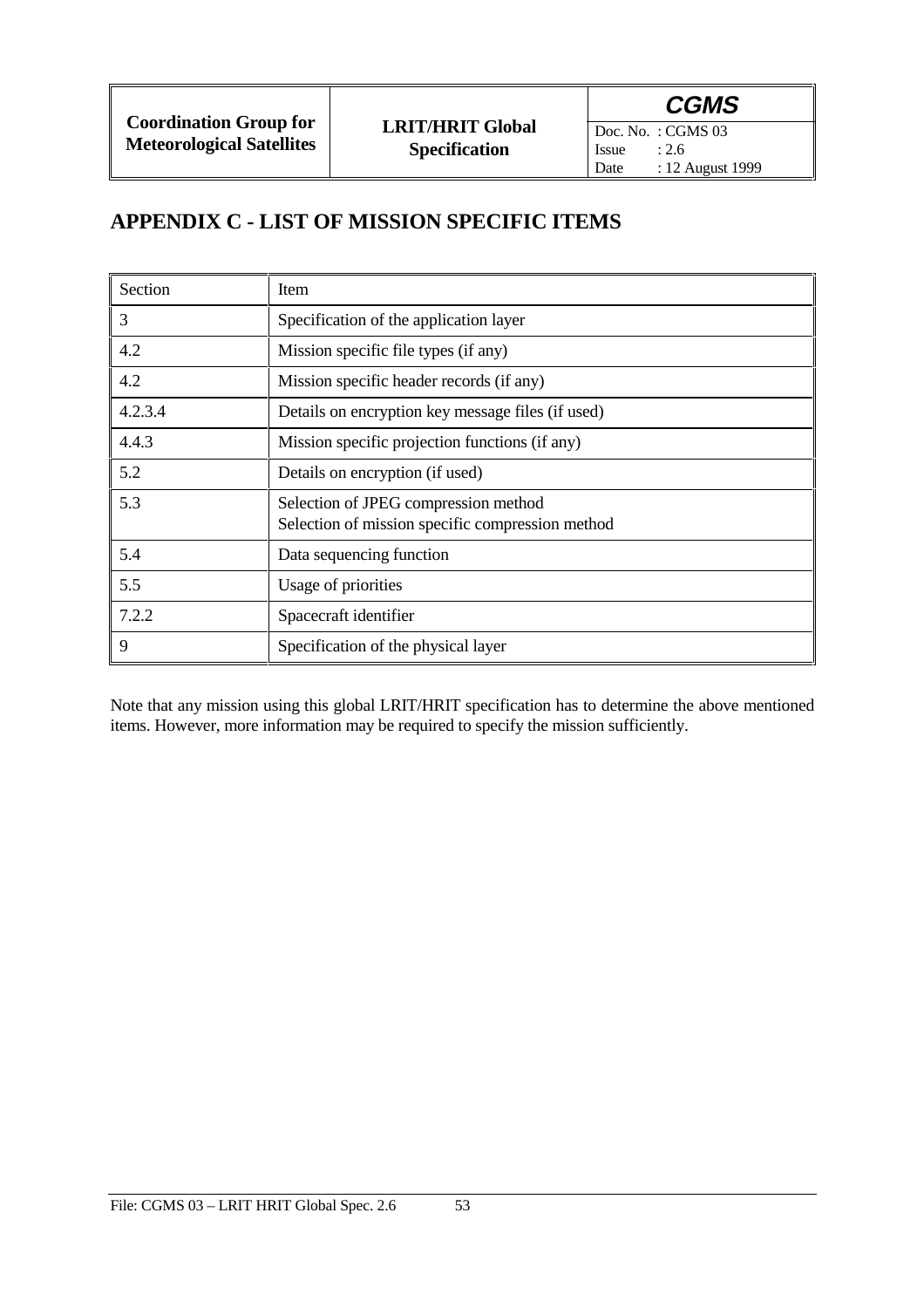# APPENDIX C - LIST OF MISSION SPECIFIC ITEMS

| Section | Item |
|---|---|
| 3 | Specification of the application layer |
| 4.2 | Mission specific file types (if any) |
| 4.2 | Mission specific header records (if any) |
| 4.2.3.4 | Details on encryption key message files (if used) |
| 4.4.3 | Mission specific projection functions (if any) |
| 5.2 | Details on encryption (if used) |
| 5.3 | Selection of JPEG compression method<br>Selection of mission specific compression method |
| 5.4 | Data sequencing function |
| 5.5 | Usage of priorities |
| 7.2.2 | Spacecraft identifier |
| 9 | Specification of the physical layer |

Note that any mission using this global LRIT/HRIT specification has to determine the above mentioned items. However, more information may be required to specify the mission sufficiently.